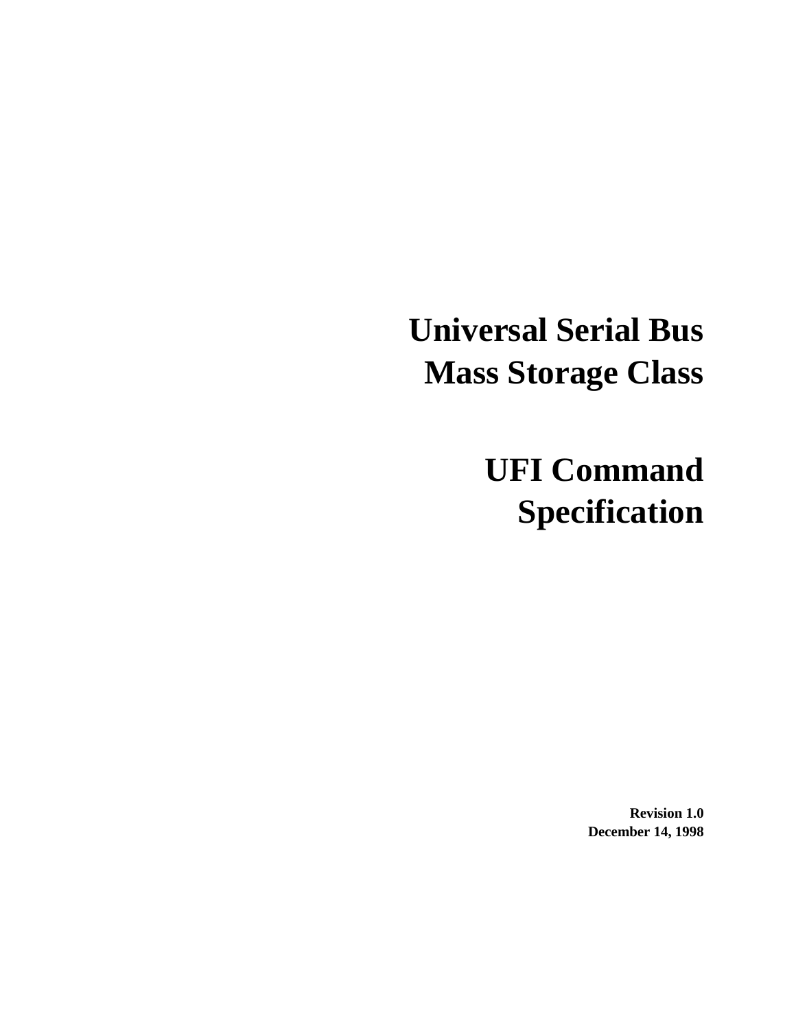# Universal Serial Bus Mass Storage Class

# UFI Command Specification

**Revision 1.0**
**December 14, 1998**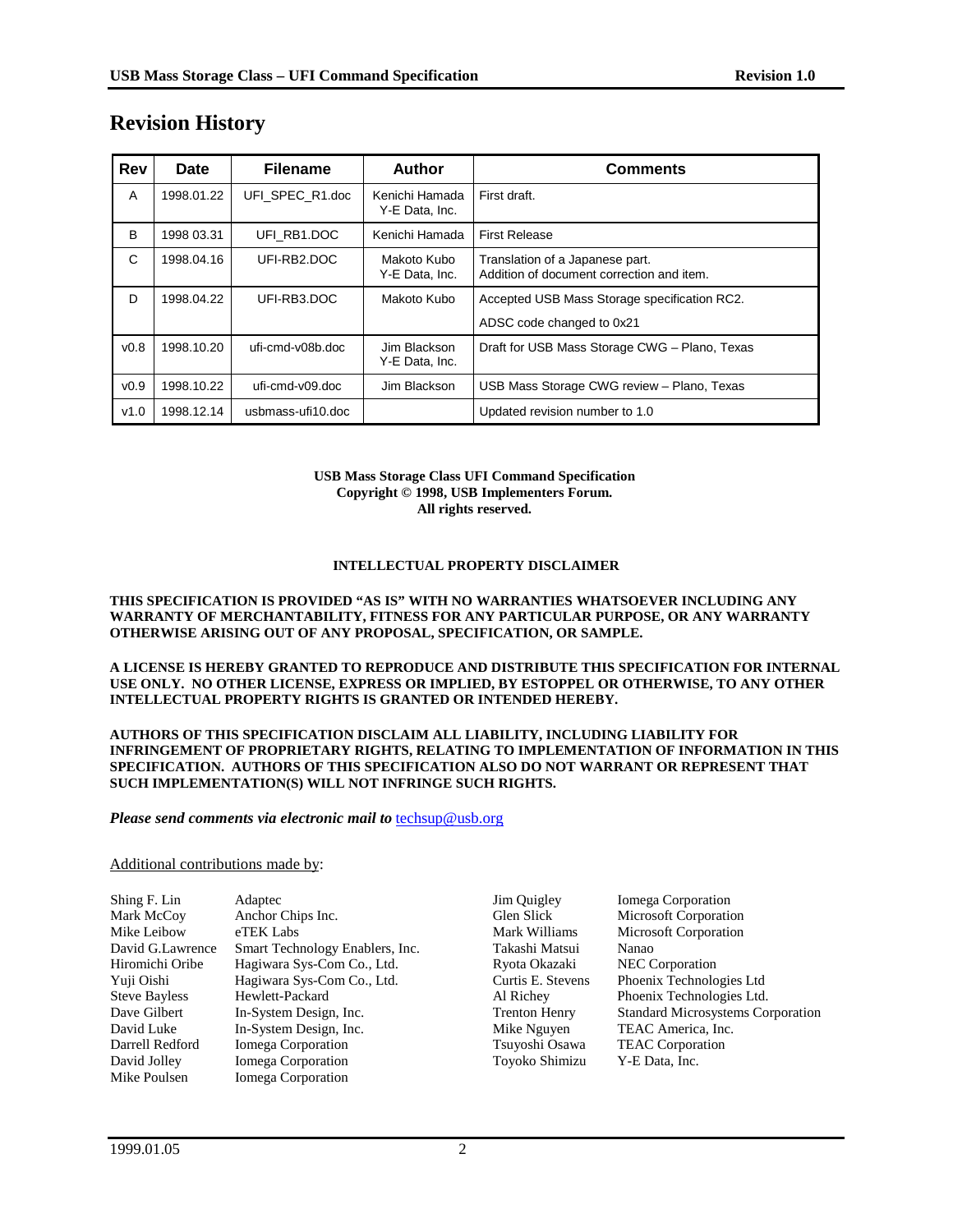# Revision History

| Rev | Date | Filename | Author | Comments |
|---|---|---|---|---|
| A | 1998.01.22 | UFI_SPEC_R1.doc | Kenichi Hamada Y-E Data, Inc. | First draft. |
| B | 1998 03.31 | UFI_RB1.DOC | Kenichi Hamada | First Release |
| C | 1998.04.16 | UFI-RB2.DOC | Makoto Kubo Y-E Data, Inc. | Translation of a Japanese part. Addition of document correction and item. |
| D | 1998.04.22 | UFI-RB3.DOC | Makoto Kubo | Accepted USB Mass Storage specification RC2. ADSC code changed to 0x21 |
| v0.8 | 1998.10.20 | ufi-cmd-v08b.doc | Jim Blackson Y-E Data, Inc. | Draft for USB Mass Storage CWG – Plano, Texas |
| v0.9 | 1998.10.22 | ufi-cmd-v09.doc | Jim Blackson | USB Mass Storage CWG review – Plano, Texas |
| v1.0 | 1998.12.14 | usbmass-ufi10.doc | | Updated revision number to 1.0 |

**USB Mass Storage Class UFI Command Specification**
**Copyright © 1998, USB Implementers Forum.**
**All rights reserved.**

**INTELLECTUAL PROPERTY DISCLAIMER**

**THIS SPECIFICATION IS PROVIDED "AS IS" WITH NO WARRANTIES WHATSOEVER INCLUDING ANY WARRANTY OF MERCHANTABILITY, FITNESS FOR ANY PARTICULAR PURPOSE, OR ANY WARRANTY OTHERWISE ARISING OUT OF ANY PROPOSAL, SPECIFICATION, OR SAMPLE.**

**A LICENSE IS HEREBY GRANTED TO REPRODUCE AND DISTRIBUTE THIS SPECIFICATION FOR INTERNAL USE ONLY. NO OTHER LICENSE, EXPRESS OR IMPLIED, BY ESTOPPEL OR OTHERWISE, TO ANY OTHER INTELLECTUAL PROPERTY RIGHTS IS GRANTED OR INTENDED HEREBY.**

**AUTHORS OF THIS SPECIFICATION DISCLAIM ALL LIABILITY, INCLUDING LIABILITY FOR INFRINGEMENT OF PROPRIETARY RIGHTS, RELATING TO IMPLEMENTATION OF INFORMATION IN THIS SPECIFICATION. AUTHORS OF THIS SPECIFICATION ALSO DO NOT WARRANT OR REPRESENT THAT SUCH IMPLEMENTATION(S) WILL NOT INFRINGE SUCH RIGHTS.**

***Please send comments via electronic mail to*** techsup@usb.org

Additional contributions made by:

| | |
|---|---|
| Shing F. Lin | Adaptec |
| Mark McCoy | Anchor Chips Inc. |
| Mike Leibow | eTEK Labs |
| David G.Lawrence | Smart Technology Enablers, Inc. |
| Hiromichi Oribe | Hagiwara Sys-Com Co., Ltd. |
| Yuji Oishi | Hagiwara Sys-Com Co., Ltd. |
| Steve Bayless | Hewlett-Packard |
| Dave Gilbert | In-System Design, Inc. |
| David Luke | In-System Design, Inc. |
| Darrell Redford | Iomega Corporation |
| David Jolley | Iomega Corporation |
| Mike Poulsen | Iomega Corporation |
| Jim Quigley | Iomega Corporation |
| Glen Slick | Microsoft Corporation |
| Mark Williams | Microsoft Corporation |
| Takashi Matsui | Nanao |
| Ryota Okazaki | NEC Corporation |
| Curtis E. Stevens | Phoenix Technologies Ltd |
| Al Richey | Phoenix Technologies Ltd. |
| Trenton Henry | Standard Microsystems Corporation |
| Mike Nguyen | TEAC America, Inc. |
| Tsuyoshi Osawa | TEAC Corporation |
| Toyoko Shimizu | Y-E Data, Inc. |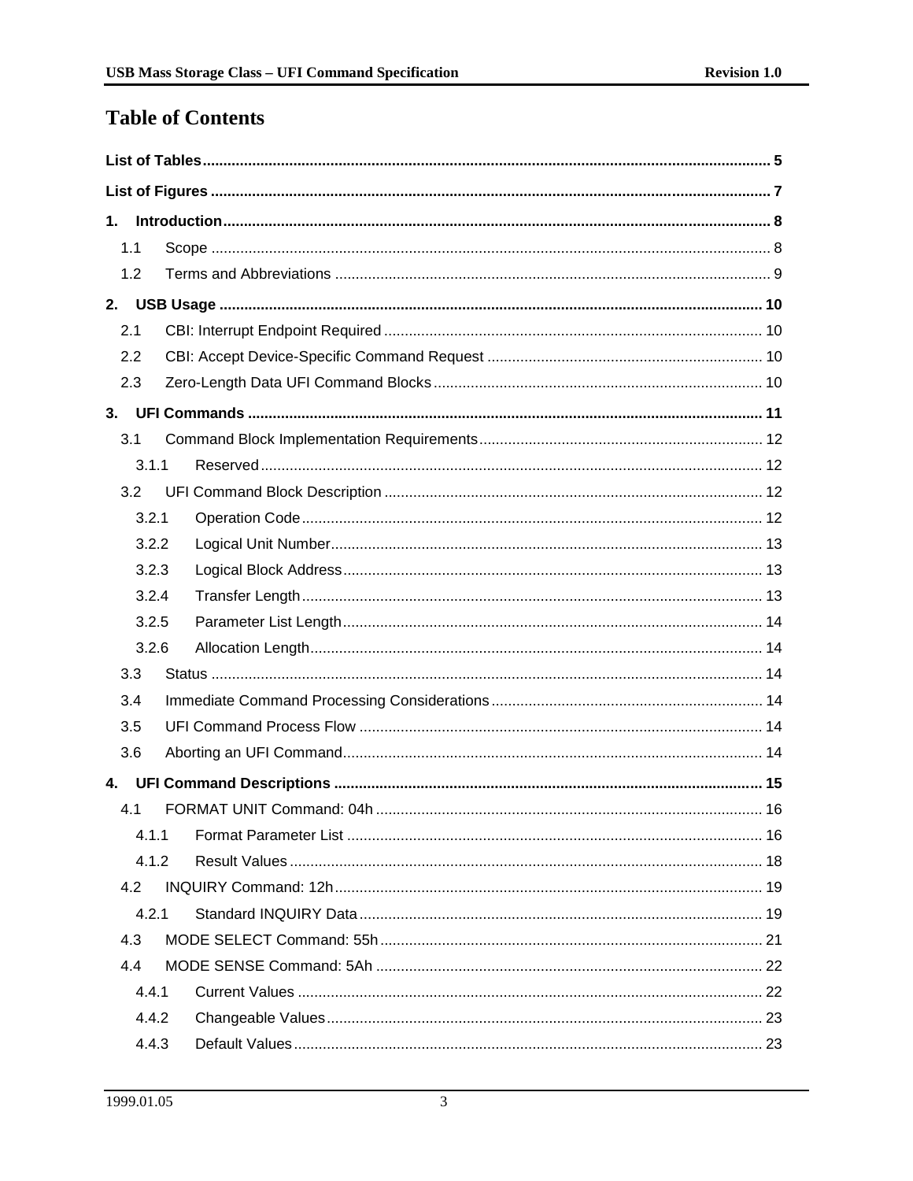# Table of Contents

- **List of Tables** ... 5
- **List of Figures** ... 7
- **1. Introduction** ... 8
  - 1.1 Scope ... 8
  - 1.2 Terms and Abbreviations ... 9
- **2. USB Usage** ... 10
  - 2.1 CBI: Interrupt Endpoint Required ... 10
  - 2.2 CBI: Accept Device-Specific Command Request ... 10
  - 2.3 Zero-Length Data UFI Command Blocks ... 10
- **3. UFI Commands** ... 11
  - 3.1 Command Block Implementation Requirements ... 12
    - 3.1.1 Reserved ... 12
  - 3.2 UFI Command Block Description ... 12
    - 3.2.1 Operation Code ... 12
    - 3.2.2 Logical Unit Number ... 13
    - 3.2.3 Logical Block Address ... 13
    - 3.2.4 Transfer Length ... 13
    - 3.2.5 Parameter List Length ... 14
    - 3.2.6 Allocation Length ... 14
  - 3.3 Status ... 14
  - 3.4 Immediate Command Processing Considerations ... 14
  - 3.5 UFI Command Process Flow ... 14
  - 3.6 Aborting an UFI Command ... 14
- **4. UFI Command Descriptions** ... 15
  - 4.1 FORMAT UNIT Command: 04h ... 16
    - 4.1.1 Format Parameter List ... 16
    - 4.1.2 Result Values ... 18
  - 4.2 INQUIRY Command: 12h ... 19
    - 4.2.1 Standard INQUIRY Data ... 19
  - 4.3 MODE SELECT Command: 55h ... 21
  - 4.4 MODE SENSE Command: 5Ah ... 22
    - 4.4.1 Current Values ... 22
    - 4.4.2 Changeable Values ... 23
    - 4.4.3 Default Values ... 23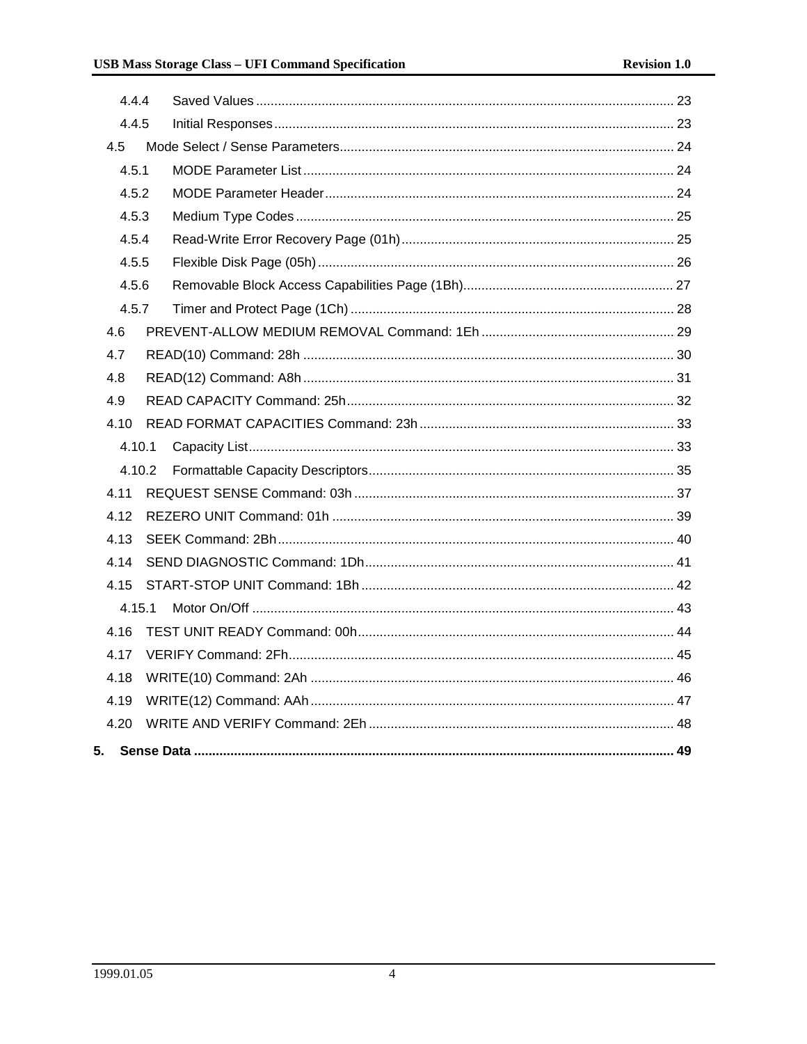4.4.4 Saved Values .......... 23
4.4.5 Initial Responses .......... 23
4.5 Mode Select / Sense Parameters .......... 24
4.5.1 MODE Parameter List .......... 24
4.5.2 MODE Parameter Header .......... 24
4.5.3 Medium Type Codes .......... 25
4.5.4 Read-Write Error Recovery Page (01h) .......... 25
4.5.5 Flexible Disk Page (05h) .......... 26
4.5.6 Removable Block Access Capabilities Page (1Bh) .......... 27
4.5.7 Timer and Protect Page (1Ch) .......... 28
4.6 PREVENT-ALLOW MEDIUM REMOVAL Command: 1Eh .......... 29
4.7 READ(10) Command: 28h .......... 30
4.8 READ(12) Command: A8h .......... 31
4.9 READ CAPACITY Command: 25h .......... 32
4.10 READ FORMAT CAPACITIES Command: 23h .......... 33
4.10.1 Capacity List .......... 33
4.10.2 Formattable Capacity Descriptors .......... 35
4.11 REQUEST SENSE Command: 03h .......... 37
4.12 REZERO UNIT Command: 01h .......... 39
4.13 SEEK Command: 2Bh .......... 40
4.14 SEND DIAGNOSTIC Command: 1Dh .......... 41
4.15 START-STOP UNIT Command: 1Bh .......... 42
4.15.1 Motor On/Off .......... 43
4.16 TEST UNIT READY Command: 00h .......... 44
4.17 VERIFY Command: 2Fh .......... 45
4.18 WRITE(10) Command: 2Ah .......... 46
4.19 WRITE(12) Command: AAh .......... 47
4.20 WRITE AND VERIFY Command: 2Eh .......... 48

**5. Sense Data .......... 49**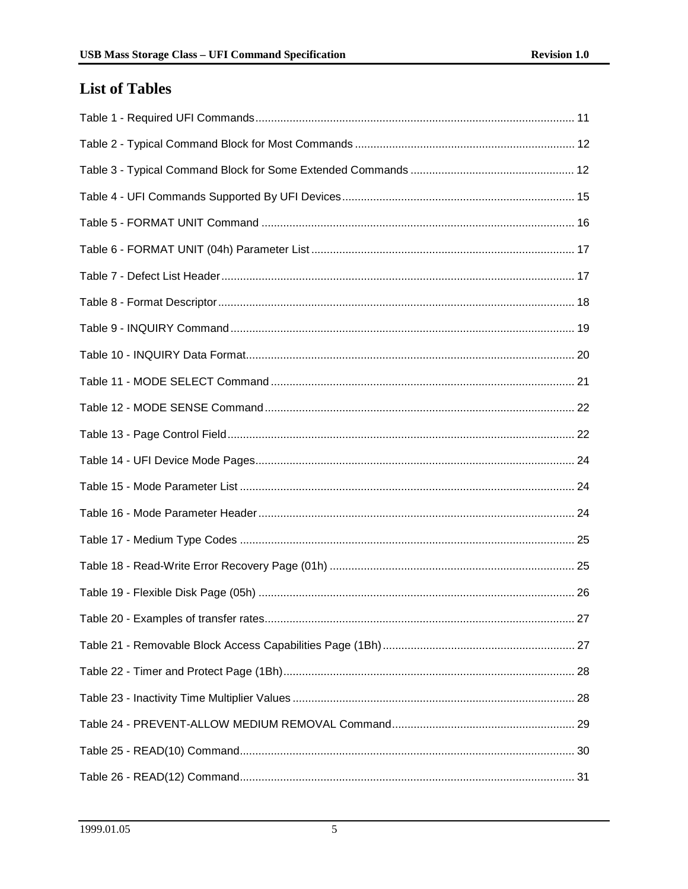## List of Tables

Table 1 - Required UFI Commands ..... 11

Table 2 - Typical Command Block for Most Commands ..... 12

Table 3 - Typical Command Block for Some Extended Commands ..... 12

Table 4 - UFI Commands Supported By UFI Devices ..... 15

Table 5 - FORMAT UNIT Command ..... 16

Table 6 - FORMAT UNIT (04h) Parameter List ..... 17

Table 7 - Defect List Header ..... 17

Table 8 - Format Descriptor ..... 18

Table 9 - INQUIRY Command ..... 19

Table 10 - INQUIRY Data Format ..... 20

Table 11 - MODE SELECT Command ..... 21

Table 12 - MODE SENSE Command ..... 22

Table 13 - Page Control Field ..... 22

Table 14 - UFI Device Mode Pages ..... 24

Table 15 - Mode Parameter List ..... 24

Table 16 - Mode Parameter Header ..... 24

Table 17 - Medium Type Codes ..... 25

Table 18 - Read-Write Error Recovery Page (01h) ..... 25

Table 19 - Flexible Disk Page (05h) ..... 26

Table 20 - Examples of transfer rates ..... 27

Table 21 - Removable Block Access Capabilities Page (1Bh) ..... 27

Table 22 - Timer and Protect Page (1Bh) ..... 28

Table 23 - Inactivity Time Multiplier Values ..... 28

Table 24 - PREVENT-ALLOW MEDIUM REMOVAL Command ..... 29

Table 25 - READ(10) Command ..... 30

Table 26 - READ(12) Command ..... 31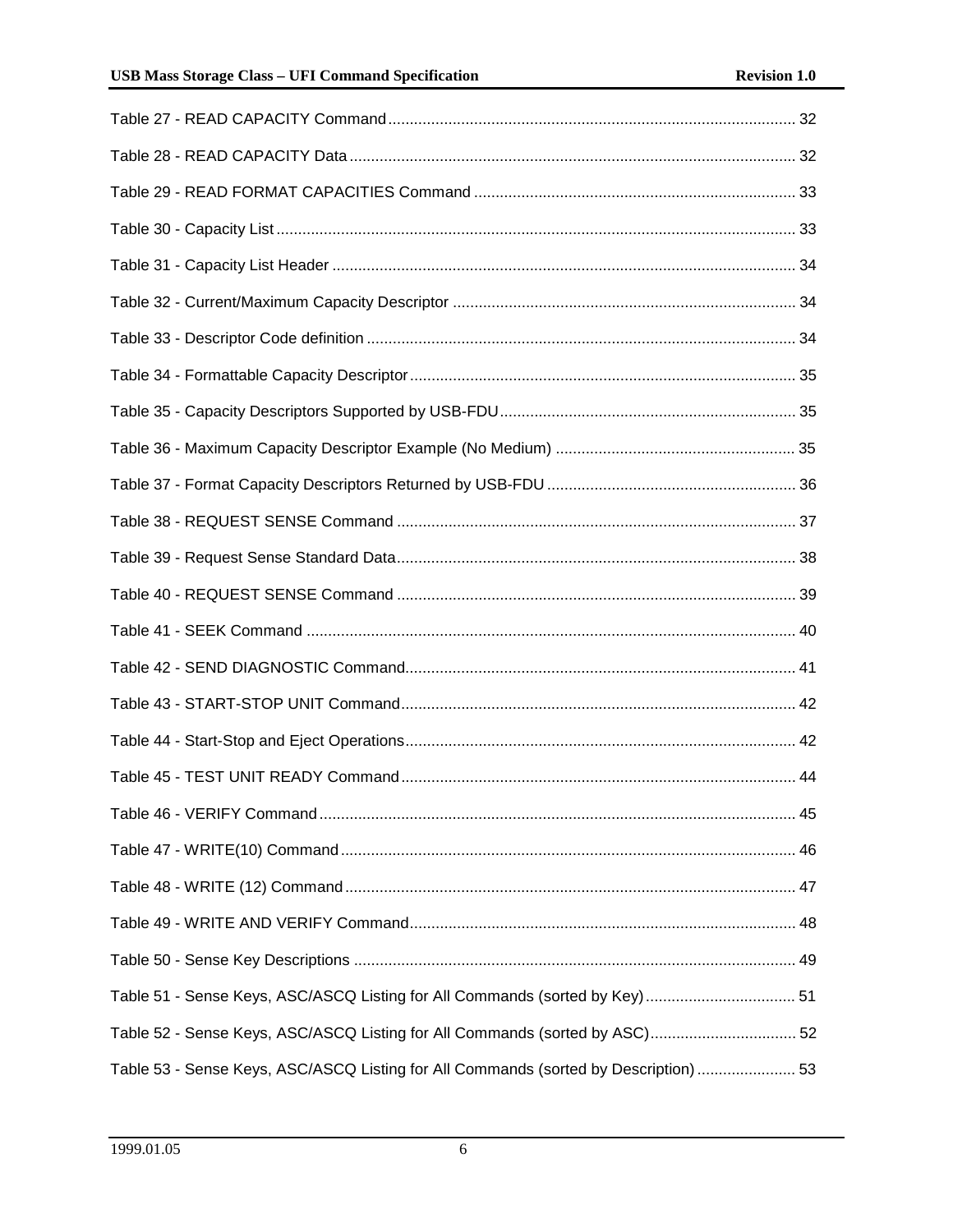Table 27 - READ CAPACITY Command .......... 32

Table 28 - READ CAPACITY Data .......... 32

Table 29 - READ FORMAT CAPACITIES Command .......... 33

Table 30 - Capacity List .......... 33

Table 31 - Capacity List Header .......... 34

Table 32 - Current/Maximum Capacity Descriptor .......... 34

Table 33 - Descriptor Code definition .......... 34

Table 34 - Formattable Capacity Descriptor .......... 35

Table 35 - Capacity Descriptors Supported by USB-FDU .......... 35

Table 36 - Maximum Capacity Descriptor Example (No Medium) .......... 35

Table 37 - Format Capacity Descriptors Returned by USB-FDU .......... 36

Table 38 - REQUEST SENSE Command .......... 37

Table 39 - Request Sense Standard Data .......... 38

Table 40 - REQUEST SENSE Command .......... 39

Table 41 - SEEK Command .......... 40

Table 42 - SEND DIAGNOSTIC Command .......... 41

Table 43 - START-STOP UNIT Command .......... 42

Table 44 - Start-Stop and Eject Operations .......... 42

Table 45 - TEST UNIT READY Command .......... 44

Table 46 - VERIFY Command .......... 45

Table 47 - WRITE(10) Command .......... 46

Table 48 - WRITE (12) Command .......... 47

Table 49 - WRITE AND VERIFY Command .......... 48

Table 50 - Sense Key Descriptions .......... 49

Table 51 - Sense Keys, ASC/ASCQ Listing for All Commands (sorted by Key) .......... 51

Table 52 - Sense Keys, ASC/ASCQ Listing for All Commands (sorted by ASC) .......... 52

Table 53 - Sense Keys, ASC/ASCQ Listing for All Commands (sorted by Description) .......... 53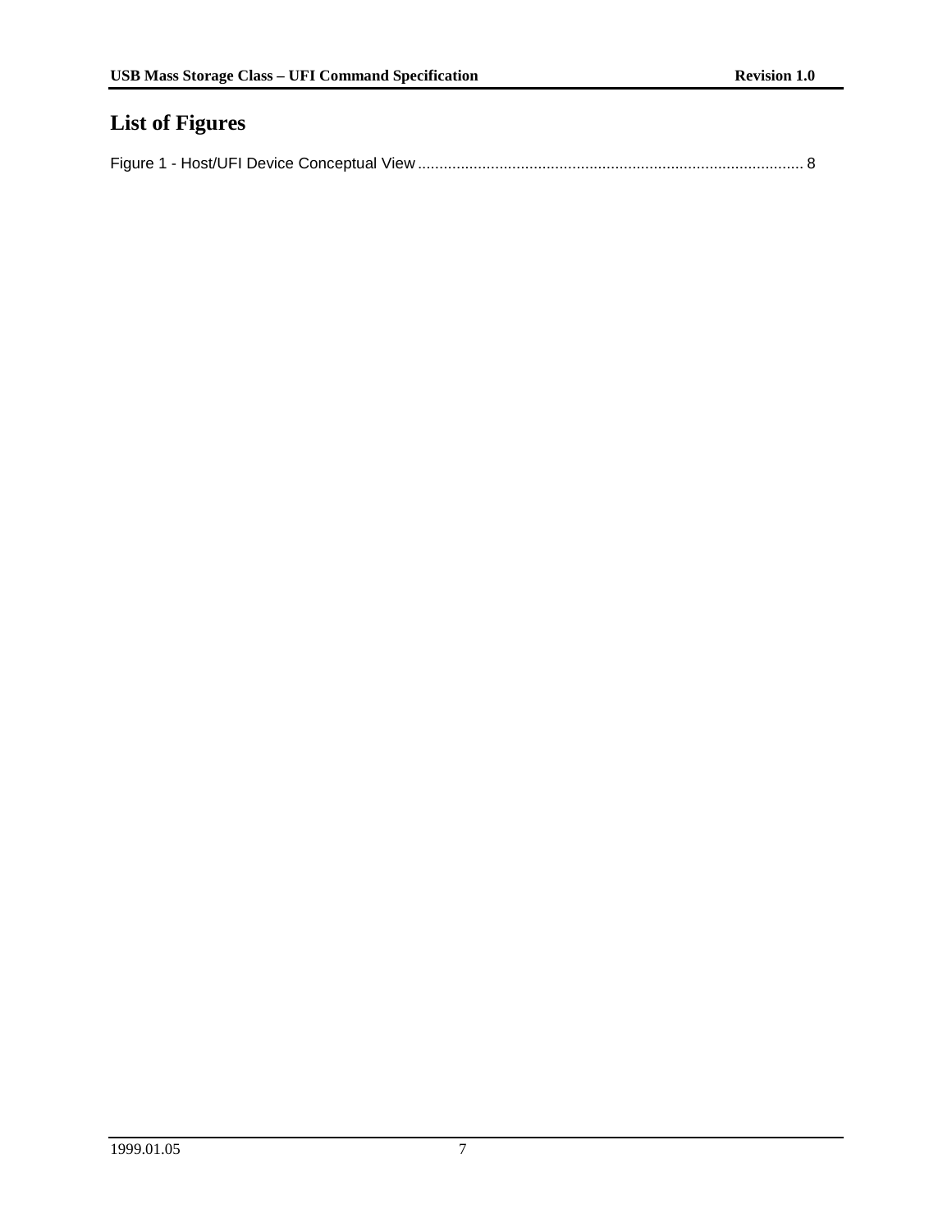# List of Figures

Figure 1 - Host/UFI Device Conceptual View ........................................................................................... 8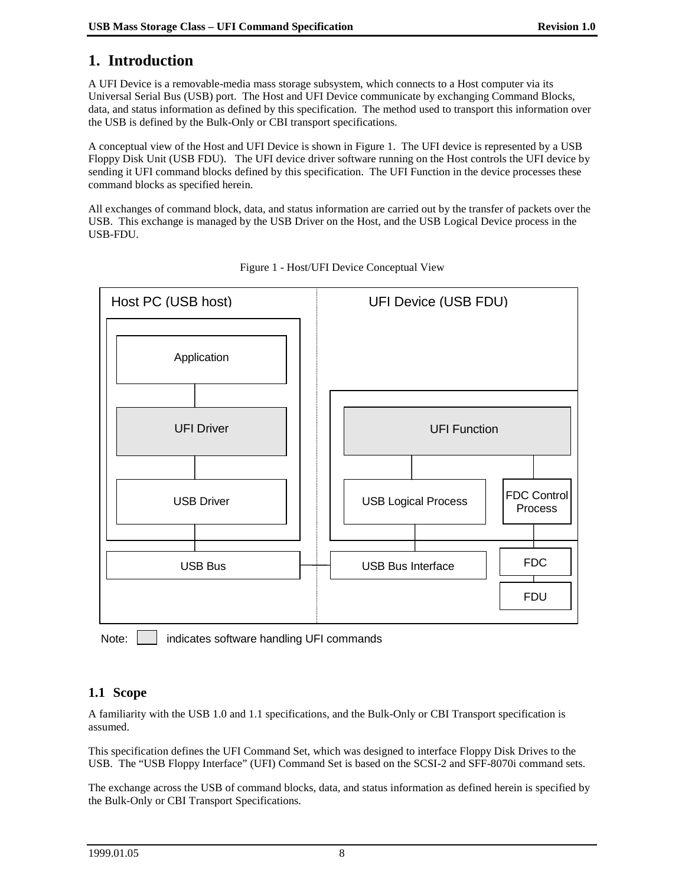# 1. Introduction

A UFI Device is a removable-media mass storage subsystem, which connects to a Host computer via its Universal Serial Bus (USB) port. The Host and UFI Device communicate by exchanging Command Blocks, data, and status information as defined by this specification. The method used to transport this information over the USB is defined by the Bulk-Only or CBI transport specifications.

A conceptual view of the Host and UFI Device is shown in Figure 1. The UFI device is represented by a USB Floppy Disk Unit (USB FDU). The UFI device driver software running on the Host controls the UFI device by sending it UFI command blocks defined by this specification. The UFI Function in the device processes these command blocks as specified herein.

All exchanges of command block, data, and status information are carried out by the transfer of packets over the USB. This exchange is managed by the USB Driver on the Host, and the USB Logical Device process in the USB-FDU.

Figure 1 - Host/UFI Device Conceptual View

Host PC (USB host) | UFI Device (USB FDU)

Application | UFI Driver | USB Driver | USB Bus | UFI Function | USB Logical Process | FDC Control Process | USB Bus Interface | FDC | FDU

Note: indicates software handling UFI commands

## 1.1 Scope

A familiarity with the USB 1.0 and 1.1 specifications, and the Bulk-Only or CBI Transport specification is assumed.

This specification defines the UFI Command Set, which was designed to interface Floppy Disk Drives to the USB. The "USB Floppy Interface" (UFI) Command Set is based on the SCSI-2 and SFF-8070i command sets.

The exchange across the USB of command blocks, data, and status information as defined herein is specified by the Bulk-Only or CBI Transport Specifications.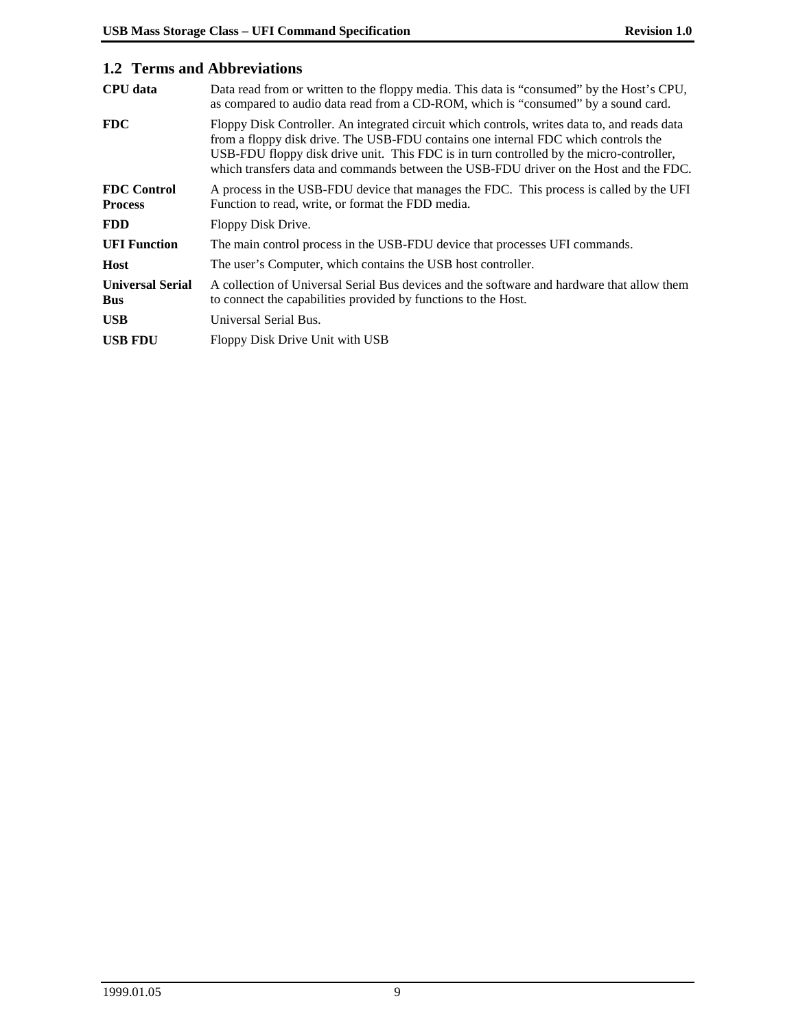## 1.2 Terms and Abbreviations

| | |
|---|---|
| **CPU data** | Data read from or written to the floppy media. This data is "consumed" by the Host's CPU, as compared to audio data read from a CD-ROM, which is "consumed" by a sound card. |
| **FDC** | Floppy Disk Controller. An integrated circuit which controls, writes data to, and reads data from a floppy disk drive. The USB-FDU contains one internal FDC which controls the USB-FDU floppy disk drive unit. This FDC is in turn controlled by the micro-controller, which transfers data and commands between the USB-FDU driver on the Host and the FDC. |
| **FDC Control Process** | A process in the USB-FDU device that manages the FDC. This process is called by the UFI Function to read, write, or format the FDD media. |
| **FDD** | Floppy Disk Drive. |
| **UFI Function** | The main control process in the USB-FDU device that processes UFI commands. |
| **Host** | The user's Computer, which contains the USB host controller. |
| **Universal Serial Bus** | A collection of Universal Serial Bus devices and the software and hardware that allow them to connect the capabilities provided by functions to the Host. |
| **USB** | Universal Serial Bus. |
| **USB FDU** | Floppy Disk Drive Unit with USB |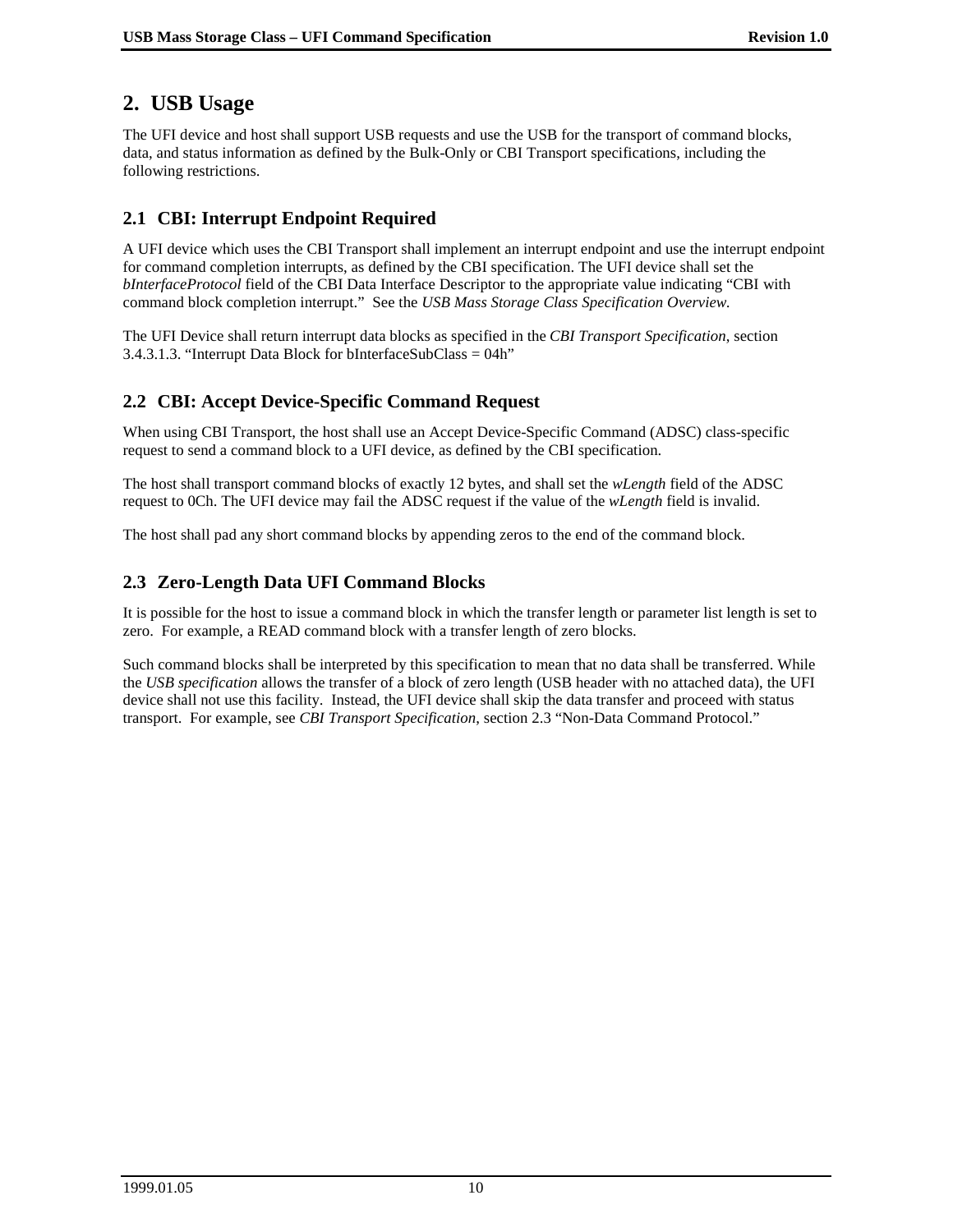# 2. USB Usage

The UFI device and host shall support USB requests and use the USB for the transport of command blocks, data, and status information as defined by the Bulk-Only or CBI Transport specifications, including the following restrictions.

## 2.1 CBI: Interrupt Endpoint Required

A UFI device which uses the CBI Transport shall implement an interrupt endpoint and use the interrupt endpoint for command completion interrupts, as defined by the CBI specification. The UFI device shall set the *bInterfaceProtocol* field of the CBI Data Interface Descriptor to the appropriate value indicating "CBI with command block completion interrupt." See the *USB Mass Storage Class Specification Overview.*

The UFI Device shall return interrupt data blocks as specified in the *CBI Transport Specification*, section 3.4.3.1.3. "Interrupt Data Block for bInterfaceSubClass = 04h"

## 2.2 CBI: Accept Device-Specific Command Request

When using CBI Transport, the host shall use an Accept Device-Specific Command (ADSC) class-specific request to send a command block to a UFI device, as defined by the CBI specification.

The host shall transport command blocks of exactly 12 bytes, and shall set the *wLength* field of the ADSC request to 0Ch. The UFI device may fail the ADSC request if the value of the *wLength* field is invalid.

The host shall pad any short command blocks by appending zeros to the end of the command block.

## 2.3 Zero-Length Data UFI Command Blocks

It is possible for the host to issue a command block in which the transfer length or parameter list length is set to zero. For example, a READ command block with a transfer length of zero blocks.

Such command blocks shall be interpreted by this specification to mean that no data shall be transferred. While the *USB specification* allows the transfer of a block of zero length (USB header with no attached data), the UFI device shall not use this facility. Instead, the UFI device shall skip the data transfer and proceed with status transport. For example, see *CBI Transport Specification*, section 2.3 "Non-Data Command Protocol."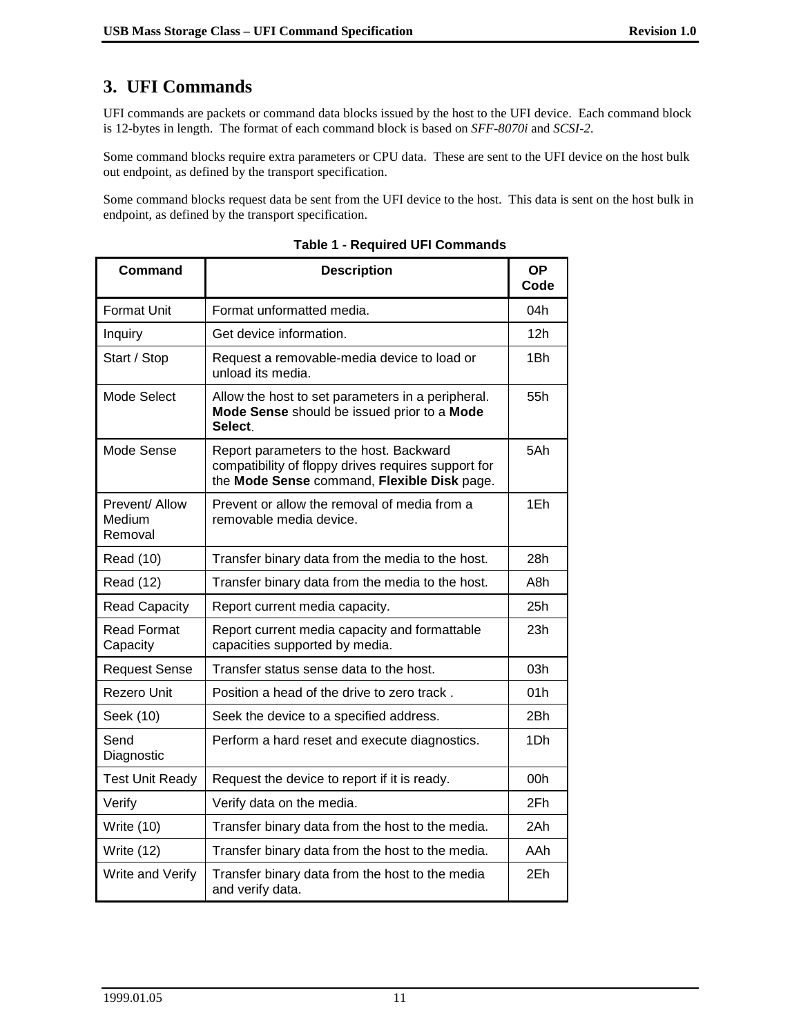# 3. UFI Commands

UFI commands are packets or command data blocks issued by the host to the UFI device. Each command block is 12-bytes in length. The format of each command block is based on *SFF-8070i* and *SCSI-2*.

Some command blocks require extra parameters or CPU data. These are sent to the UFI device on the host bulk out endpoint, as defined by the transport specification.

Some command blocks request data be sent from the UFI device to the host. This data is sent on the host bulk in endpoint, as defined by the transport specification.

**Table 1 - Required UFI Commands**

| Command | Description | OP Code |
|---|---|---|
| Format Unit | Format unformatted media. | 04h |
| Inquiry | Get device information. | 12h |
| Start / Stop | Request a removable-media device to load or unload its media. | 1Bh |
| Mode Select | Allow the host to set parameters in a peripheral. **Mode Sense** should be issued prior to a **Mode Select**. | 55h |
| Mode Sense | Report parameters to the host. Backward compatibility of floppy drives requires support for the **Mode Sense** command, **Flexible Disk** page. | 5Ah |
| Prevent/ Allow Medium Removal | Prevent or allow the removal of media from a removable media device. | 1Eh |
| Read (10) | Transfer binary data from the media to the host. | 28h |
| Read (12) | Transfer binary data from the media to the host. | A8h |
| Read Capacity | Report current media capacity. | 25h |
| Read Format Capacity | Report current media capacity and formattable capacities supported by media. | 23h |
| Request Sense | Transfer status sense data to the host. | 03h |
| Rezero Unit | Position a head of the drive to zero track . | 01h |
| Seek (10) | Seek the device to a specified address. | 2Bh |
| Send Diagnostic | Perform a hard reset and execute diagnostics. | 1Dh |
| Test Unit Ready | Request the device to report if it is ready. | 00h |
| Verify | Verify data on the media. | 2Fh |
| Write (10) | Transfer binary data from the host to the media. | 2Ah |
| Write (12) | Transfer binary data from the host to the media. | AAh |
| Write and Verify | Transfer binary data from the host to the media and verify data. | 2Eh |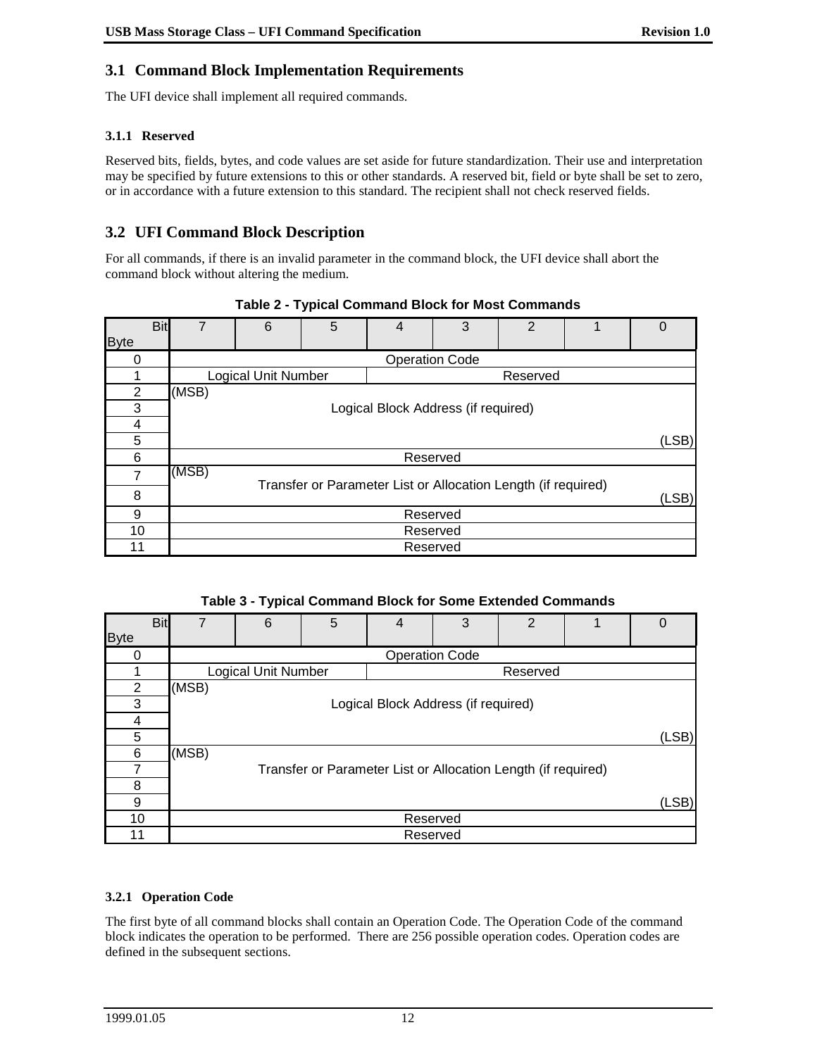## 3.1 Command Block Implementation Requirements

The UFI device shall implement all required commands.

### 3.1.1 Reserved

Reserved bits, fields, bytes, and code values are set aside for future standardization. Their use and interpretation may be specified by future extensions to this or other standards. A reserved bit, field or byte shall be set to zero, or in accordance with a future extension to this standard. The recipient shall not check reserved fields.

## 3.2 UFI Command Block Description

For all commands, if there is an invalid parameter in the command block, the UFI device shall abort the command block without altering the medium.

**Table 2 - Typical Command Block for Most Commands**

| Bit / Byte | 7 | 6 | 5 | 4 | 3 | 2 | 1 | 0 |
|---|---|---|---|---|---|---|---|---|
| 0 | Operation Code | | | | | | | |
| 1 | Logical Unit Number | | | Reserved | | | | |
| 2 | (MSB) Logical Block Address (if required) | | | | | | | |
| 3 | | | | | | | | |
| 4 | | | | | | | | |
| 5 | | | | | | | | (LSB) |
| 6 | Reserved | | | | | | | |
| 7 | (MSB) Transfer or Parameter List or Allocation Length (if required) | | | | | | | |
| 8 | | | | | | | | (LSB) |
| 9 | Reserved | | | | | | | |
| 10 | Reserved | | | | | | | |
| 11 | Reserved | | | | | | | |

**Table 3 - Typical Command Block for Some Extended Commands**

| Bit / Byte | 7 | 6 | 5 | 4 | 3 | 2 | 1 | 0 |
|---|---|---|---|---|---|---|---|---|
| 0 | Operation Code | | | | | | | |
| 1 | Logical Unit Number | | | Reserved | | | | |
| 2 | (MSB) Logical Block Address (if required) | | | | | | | |
| 3 | | | | | | | | |
| 4 | | | | | | | | |
| 5 | | | | | | | | (LSB) |
| 6 | (MSB) Transfer or Parameter List or Allocation Length (if required) | | | | | | | |
| 7 | | | | | | | | |
| 8 | | | | | | | | |
| 9 | | | | | | | | (LSB) |
| 10 | Reserved | | | | | | | |
| 11 | Reserved | | | | | | | |

### 3.2.1 Operation Code

The first byte of all command blocks shall contain an Operation Code. The Operation Code of the command block indicates the operation to be performed. There are 256 possible operation codes. Operation codes are defined in the subsequent sections.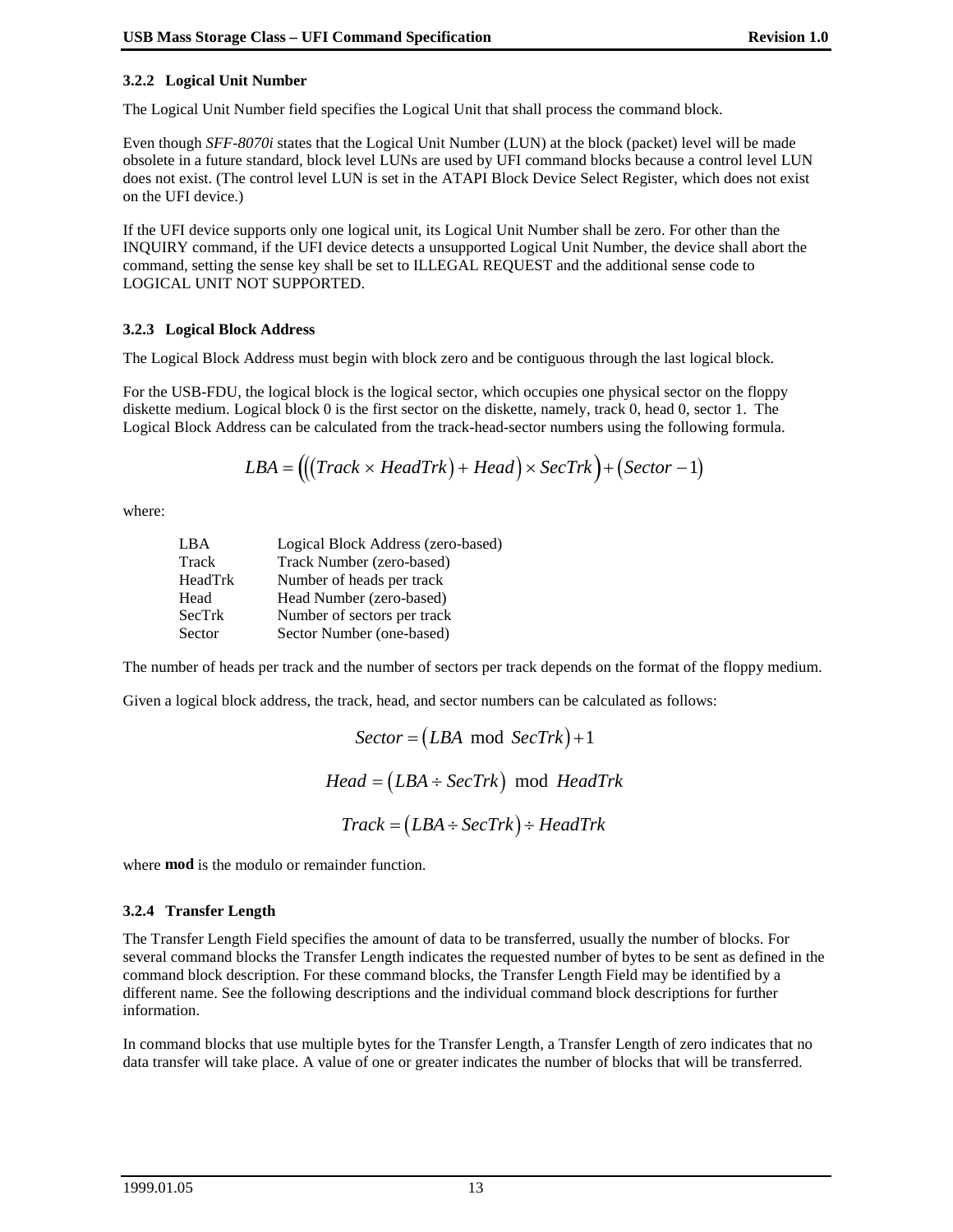### 3.2.2 Logical Unit Number

The Logical Unit Number field specifies the Logical Unit that shall process the command block.

Even though *SFF-8070i* states that the Logical Unit Number (LUN) at the block (packet) level will be made obsolete in a future standard, block level LUNs are used by UFI command blocks because a control level LUN does not exist. (The control level LUN is set in the ATAPI Block Device Select Register, which does not exist on the UFI device.)

If the UFI device supports only one logical unit, its Logical Unit Number shall be zero. For other than the INQUIRY command, if the UFI device detects a unsupported Logical Unit Number, the device shall abort the command, setting the sense key shall be set to ILLEGAL REQUEST and the additional sense code to LOGICAL UNIT NOT SUPPORTED.

### 3.2.3 Logical Block Address

The Logical Block Address must begin with block zero and be contiguous through the last logical block.

For the USB-FDU, the logical block is the logical sector, which occupies one physical sector on the floppy diskette medium. Logical block 0 is the first sector on the diskette, namely, track 0, head 0, sector 1. The Logical Block Address can be calculated from the track-head-sector numbers using the following formula.

$$LBA = \Big(\big((Track \times HeadTrk) + Head\big) \times SecTrk\Big) + (Sector - 1)$$

where:

| | |
|---|---|
| LBA | Logical Block Address (zero-based) |
| Track | Track Number (zero-based) |
| HeadTrk | Number of heads per track |
| Head | Head Number (zero-based) |
| SecTrk | Number of sectors per track |
| Sector | Sector Number (one-based) |

The number of heads per track and the number of sectors per track depends on the format of the floppy medium.

Given a logical block address, the track, head, and sector numbers can be calculated as follows:

$$Sector = (LBA \bmod SecTrk) + 1$$

$$Head = (LBA \div SecTrk) \bmod HeadTrk$$

$$Track = (LBA \div SecTrk) \div HeadTrk$$

where **mod** is the modulo or remainder function.

### 3.2.4 Transfer Length

The Transfer Length Field specifies the amount of data to be transferred, usually the number of blocks. For several command blocks the Transfer Length indicates the requested number of bytes to be sent as defined in the command block description. For these command blocks, the Transfer Length Field may be identified by a different name. See the following descriptions and the individual command block descriptions for further information.

In command blocks that use multiple bytes for the Transfer Length, a Transfer Length of zero indicates that no data transfer will take place. A value of one or greater indicates the number of blocks that will be transferred.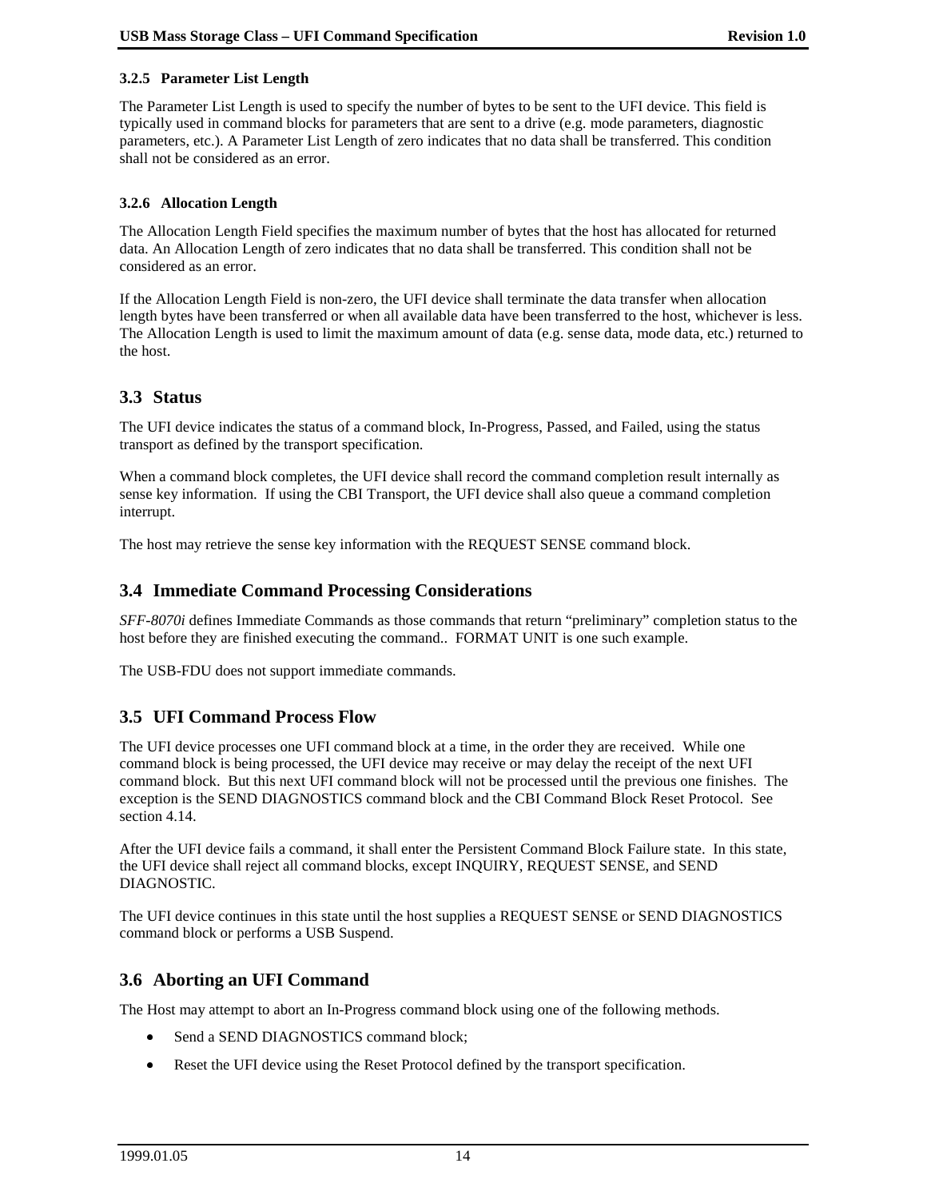#### 3.2.5 Parameter List Length

The Parameter List Length is used to specify the number of bytes to be sent to the UFI device. This field is typically used in command blocks for parameters that are sent to a drive (e.g. mode parameters, diagnostic parameters, etc.). A Parameter List Length of zero indicates that no data shall be transferred. This condition shall not be considered as an error.

#### 3.2.6 Allocation Length

The Allocation Length Field specifies the maximum number of bytes that the host has allocated for returned data. An Allocation Length of zero indicates that no data shall be transferred. This condition shall not be considered as an error.

If the Allocation Length Field is non-zero, the UFI device shall terminate the data transfer when allocation length bytes have been transferred or when all available data have been transferred to the host, whichever is less. The Allocation Length is used to limit the maximum amount of data (e.g. sense data, mode data, etc.) returned to the host.

### 3.3 Status

The UFI device indicates the status of a command block, In-Progress, Passed, and Failed, using the status transport as defined by the transport specification.

When a command block completes, the UFI device shall record the command completion result internally as sense key information. If using the CBI Transport, the UFI device shall also queue a command completion interrupt.

The host may retrieve the sense key information with the REQUEST SENSE command block.

### 3.4 Immediate Command Processing Considerations

*SFF-8070i* defines Immediate Commands as those commands that return "preliminary" completion status to the host before they are finished executing the command.. FORMAT UNIT is one such example.

The USB-FDU does not support immediate commands.

### 3.5 UFI Command Process Flow

The UFI device processes one UFI command block at a time, in the order they are received. While one command block is being processed, the UFI device may receive or may delay the receipt of the next UFI command block. But this next UFI command block will not be processed until the previous one finishes. The exception is the SEND DIAGNOSTICS command block and the CBI Command Block Reset Protocol. See section 4.14.

After the UFI device fails a command, it shall enter the Persistent Command Block Failure state. In this state, the UFI device shall reject all command blocks, except INQUIRY, REQUEST SENSE, and SEND DIAGNOSTIC.

The UFI device continues in this state until the host supplies a REQUEST SENSE or SEND DIAGNOSTICS command block or performs a USB Suspend.

### 3.6 Aborting an UFI Command

The Host may attempt to abort an In-Progress command block using one of the following methods.

- Send a SEND DIAGNOSTICS command block;
- Reset the UFI device using the Reset Protocol defined by the transport specification.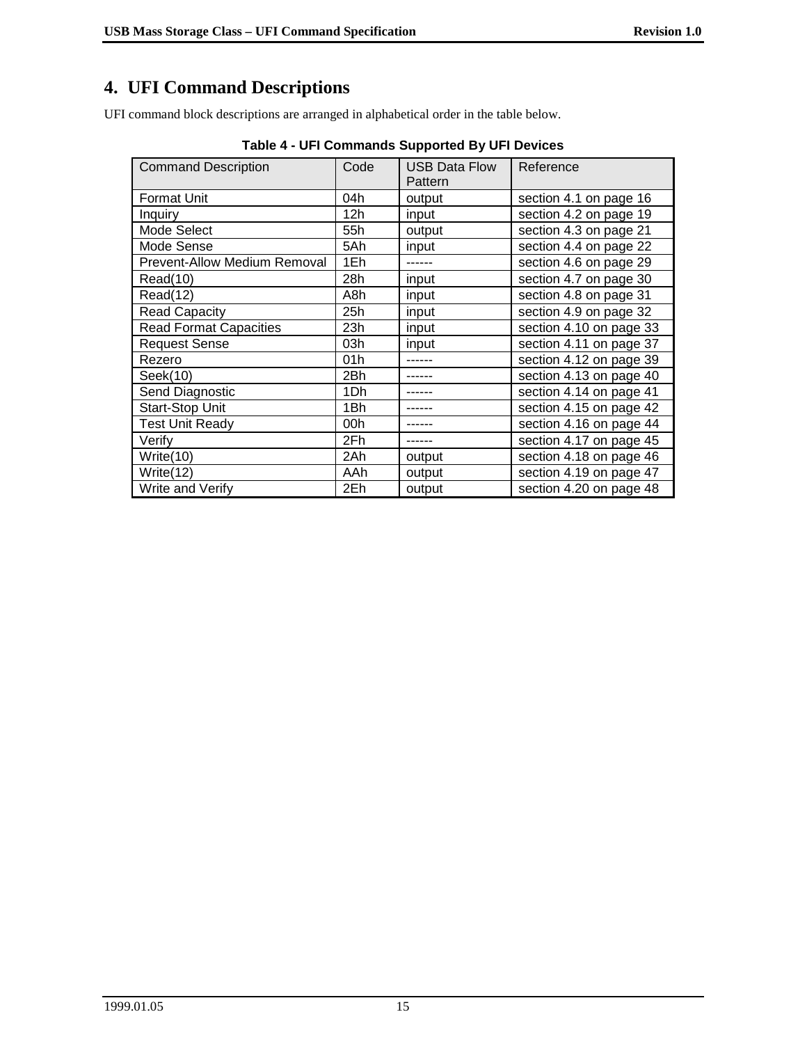# 4. UFI Command Descriptions

UFI command block descriptions are arranged in alphabetical order in the table below.

**Table 4 - UFI Commands Supported By UFI Devices**

| Command Description | Code | USB Data Flow Pattern | Reference |
|---|---|---|---|
| Format Unit | 04h | output | section 4.1 on page 16 |
| Inquiry | 12h | input | section 4.2 on page 19 |
| Mode Select | 55h | output | section 4.3 on page 21 |
| Mode Sense | 5Ah | input | section 4.4 on page 22 |
| Prevent-Allow Medium Removal | 1Eh | ------ | section 4.6 on page 29 |
| Read(10) | 28h | input | section 4.7 on page 30 |
| Read(12) | A8h | input | section 4.8 on page 31 |
| Read Capacity | 25h | input | section 4.9 on page 32 |
| Read Format Capacities | 23h | input | section 4.10 on page 33 |
| Request Sense | 03h | input | section 4.11 on page 37 |
| Rezero | 01h | ------ | section 4.12 on page 39 |
| Seek(10) | 2Bh | ------ | section 4.13 on page 40 |
| Send Diagnostic | 1Dh | ------ | section 4.14 on page 41 |
| Start-Stop Unit | 1Bh | ------ | section 4.15 on page 42 |
| Test Unit Ready | 00h | ------ | section 4.16 on page 44 |
| Verify | 2Fh | ------ | section 4.17 on page 45 |
| Write(10) | 2Ah | output | section 4.18 on page 46 |
| Write(12) | AAh | output | section 4.19 on page 47 |
| Write and Verify | 2Eh | output | section 4.20 on page 48 |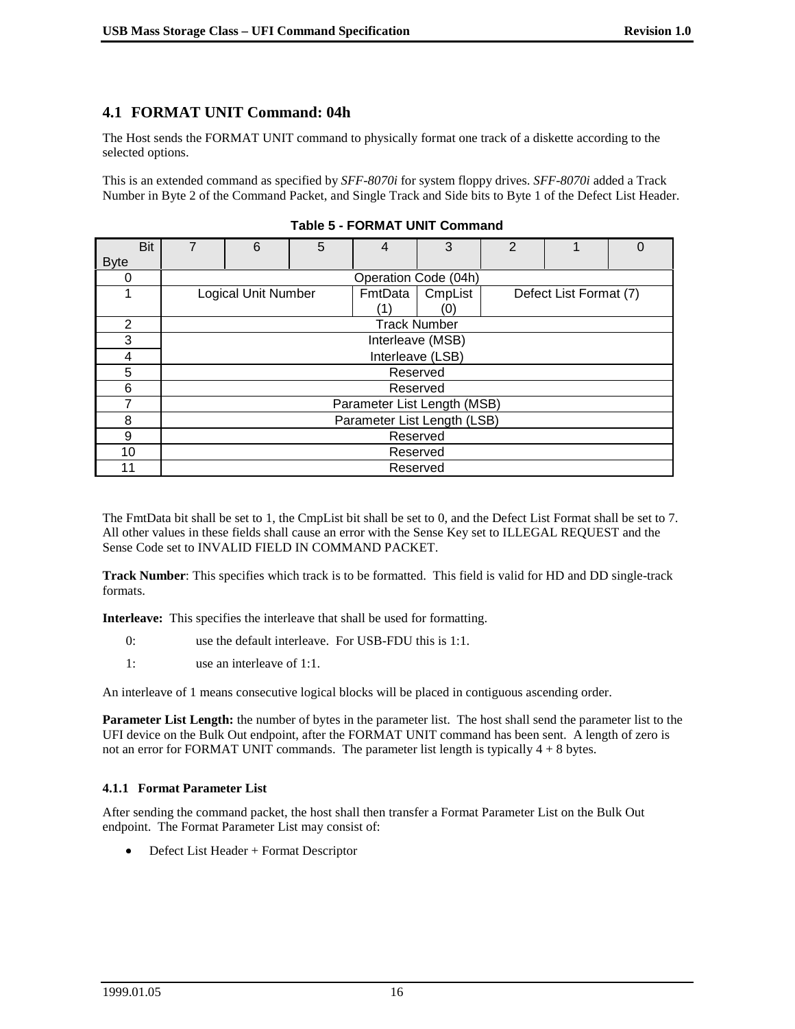## 4.1 FORMAT UNIT Command: 04h

The Host sends the FORMAT UNIT command to physically format one track of a diskette according to the selected options.

This is an extended command as specified by *SFF-8070i* for system floppy drives. *SFF-8070i* added a Track Number in Byte 2 of the Command Packet, and Single Track and Side bits to Byte 1 of the Defect List Header.

**Table 5 - FORMAT UNIT Command**

| Bit / Byte | 7 | 6 | 5 | 4 | 3 | 2 | 1 | 0 |
|---|---|---|---|---|---|---|---|---|
| 0 | Operation Code (04h) | | | | | | | |
| 1 | Logical Unit Number | | | FmtData (1) | CmpList (0) | Defect List Format (7) | | |
| 2 | Track Number | | | | | | | |
| 3 | Interleave (MSB) | | | | | | | |
| 4 | Interleave (LSB) | | | | | | | |
| 5 | Reserved | | | | | | | |
| 6 | Reserved | | | | | | | |
| 7 | Parameter List Length (MSB) | | | | | | | |
| 8 | Parameter List Length (LSB) | | | | | | | |
| 9 | Reserved | | | | | | | |
| 10 | Reserved | | | | | | | |
| 11 | Reserved | | | | | | | |

The FmtData bit shall be set to 1, the CmpList bit shall be set to 0, and the Defect List Format shall be set to 7. All other values in these fields shall cause an error with the Sense Key set to ILLEGAL REQUEST and the Sense Code set to INVALID FIELD IN COMMAND PACKET.

**Track Number**: This specifies which track is to be formatted. This field is valid for HD and DD single-track formats.

**Interleave:** This specifies the interleave that shall be used for formatting.

- 0: use the default interleave. For USB-FDU this is 1:1.
- 1: use an interleave of 1:1.

An interleave of 1 means consecutive logical blocks will be placed in contiguous ascending order.

**Parameter List Length:** the number of bytes in the parameter list. The host shall send the parameter list to the UFI device on the Bulk Out endpoint, after the FORMAT UNIT command has been sent. A length of zero is not an error for FORMAT UNIT commands. The parameter list length is typically 4 + 8 bytes.

### 4.1.1 Format Parameter List

After sending the command packet, the host shall then transfer a Format Parameter List on the Bulk Out endpoint. The Format Parameter List may consist of:

- Defect List Header + Format Descriptor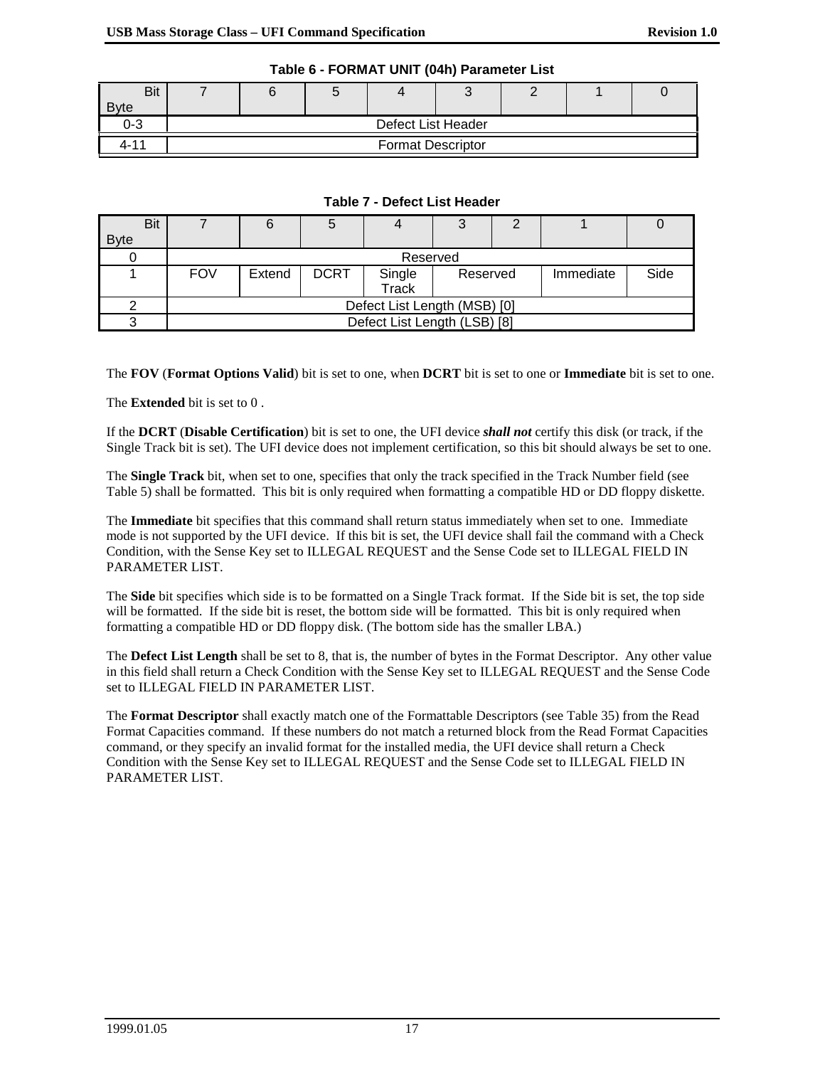**Table 6 - FORMAT UNIT (04h) Parameter List**

| Bit / Byte | 7 | 6 | 5 | 4 | 3 | 2 | 1 | 0 |
|---|---|---|---|---|---|---|---|---|
| 0-3 | Defect List Header | | | | | | | |
| 4-11 | Format Descriptor | | | | | | | |

**Table 7 - Defect List Header**

| Bit / Byte | 7 | 6 | 5 | 4 | 3 | 2 | 1 | 0 |
|---|---|---|---|---|---|---|---|---|
| 0 | Reserved | | | | | | | |
| 1 | FOV | Extend | DCRT | Single Track | Reserved | | Immediate | Side |
| 2 | Defect List Length (MSB) [0] | | | | | | | |
| 3 | Defect List Length (LSB) [8] | | | | | | | |

The **FOV** (**Format Options Valid**) bit is set to one, when **DCRT** bit is set to one or **Immediate** bit is set to one.

The **Extended** bit is set to 0 .

If the **DCRT** (**Disable Certification**) bit is set to one, the UFI device ***shall not*** certify this disk (or track, if the Single Track bit is set). The UFI device does not implement certification, so this bit should always be set to one.

The **Single Track** bit, when set to one, specifies that only the track specified in the Track Number field (see Table 5) shall be formatted. This bit is only required when formatting a compatible HD or DD floppy diskette.

The **Immediate** bit specifies that this command shall return status immediately when set to one. Immediate mode is not supported by the UFI device. If this bit is set, the UFI device shall fail the command with a Check Condition, with the Sense Key set to ILLEGAL REQUEST and the Sense Code set to ILLEGAL FIELD IN PARAMETER LIST.

The **Side** bit specifies which side is to be formatted on a Single Track format. If the Side bit is set, the top side will be formatted. If the side bit is reset, the bottom side will be formatted. This bit is only required when formatting a compatible HD or DD floppy disk. (The bottom side has the smaller LBA.)

The **Defect List Length** shall be set to 8, that is, the number of bytes in the Format Descriptor. Any other value in this field shall return a Check Condition with the Sense Key set to ILLEGAL REQUEST and the Sense Code set to ILLEGAL FIELD IN PARAMETER LIST.

The **Format Descriptor** shall exactly match one of the Formattable Descriptors (see Table 35) from the Read Format Capacities command. If these numbers do not match a returned block from the Read Format Capacities command, or they specify an invalid format for the installed media, the UFI device shall return a Check Condition with the Sense Key set to ILLEGAL REQUEST and the Sense Code set to ILLEGAL FIELD IN PARAMETER LIST.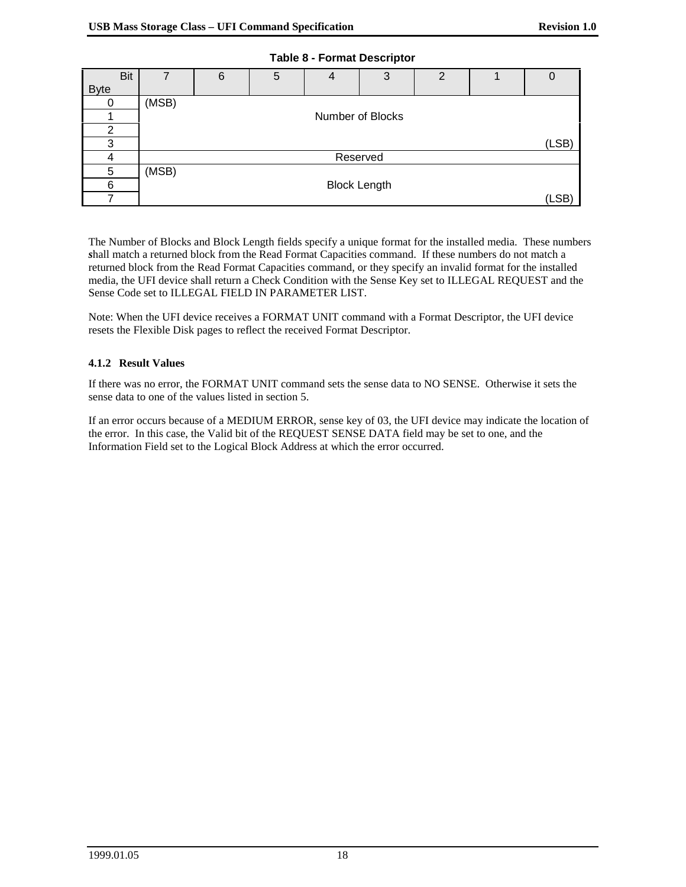**Table 8 - Format Descriptor**

| Bit / Byte | 7 | 6 | 5 | 4 | 3 | 2 | 1 | 0 |
|---|---|---|---|---|---|---|---|---|
| 0 | (MSB) | | | | | | | |
| 1 | Number of Blocks | | | | | | | |
| 2 | | | | | | | | |
| 3 | | | | | | | | (LSB) |
| 4 | Reserved | | | | | | | |
| 5 | (MSB) | | | | | | | |
| 6 | Block Length | | | | | | | |
| 7 | | | | | | | | (LSB) |

The Number of Blocks and Block Length fields specify a unique format for the installed media. These numbers shall match a returned block from the Read Format Capacities command. If these numbers do not match a returned block from the Read Format Capacities command, or they specify an invalid format for the installed media, the UFI device shall return a Check Condition with the Sense Key set to ILLEGAL REQUEST and the Sense Code set to ILLEGAL FIELD IN PARAMETER LIST.

Note: When the UFI device receives a FORMAT UNIT command with a Format Descriptor, the UFI device resets the Flexible Disk pages to reflect the received Format Descriptor.

### 4.1.2 Result Values

If there was no error, the FORMAT UNIT command sets the sense data to NO SENSE. Otherwise it sets the sense data to one of the values listed in section 5.

If an error occurs because of a MEDIUM ERROR, sense key of 03, the UFI device may indicate the location of the error. In this case, the Valid bit of the REQUEST SENSE DATA field may be set to one, and the Information Field set to the Logical Block Address at which the error occurred.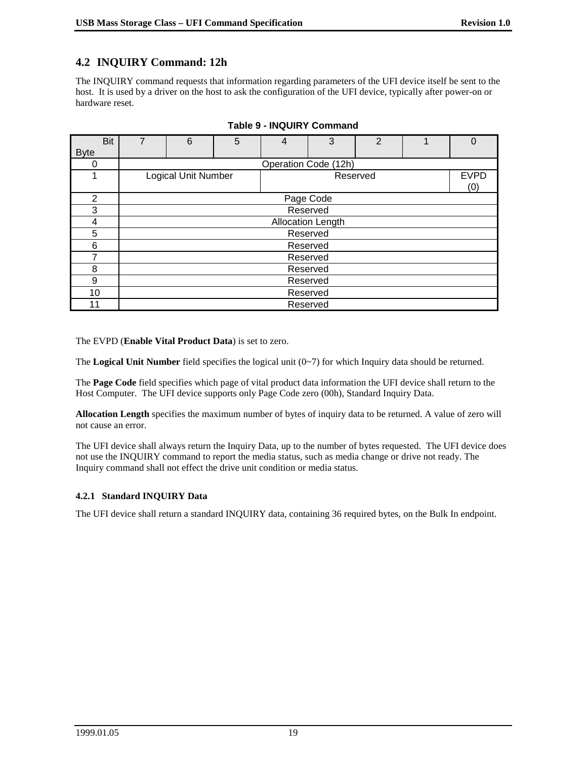## 4.2 INQUIRY Command: 12h

The INQUIRY command requests that information regarding parameters of the UFI device itself be sent to the host. It is used by a driver on the host to ask the configuration of the UFI device, typically after power-on or hardware reset.

**Table 9 - INQUIRY Command**

| Byte \ Bit | 7 | 6 | 5 | 4 | 3 | 2 | 1 | 0 |
|---|---|---|---|---|---|---|---|---|
| 0 | Operation Code (12h) | | | | | | | |
| 1 | Logical Unit Number | | | Reserved | | | | EVPD (0) |
| 2 | Page Code | | | | | | | |
| 3 | Reserved | | | | | | | |
| 4 | Allocation Length | | | | | | | |
| 5 | Reserved | | | | | | | |
| 6 | Reserved | | | | | | | |
| 7 | Reserved | | | | | | | |
| 8 | Reserved | | | | | | | |
| 9 | Reserved | | | | | | | |
| 10 | Reserved | | | | | | | |
| 11 | Reserved | | | | | | | |

The EVPD (**Enable Vital Product Data**) is set to zero.

The **Logical Unit Number** field specifies the logical unit (0~7) for which Inquiry data should be returned.

The **Page Code** field specifies which page of vital product data information the UFI device shall return to the Host Computer. The UFI device supports only Page Code zero (00h), Standard Inquiry Data.

**Allocation Length** specifies the maximum number of bytes of inquiry data to be returned. A value of zero will not cause an error.

The UFI device shall always return the Inquiry Data, up to the number of bytes requested. The UFI device does not use the INQUIRY command to report the media status, such as media change or drive not ready. The Inquiry command shall not effect the drive unit condition or media status.

### 4.2.1 Standard INQUIRY Data

The UFI device shall return a standard INQUIRY data, containing 36 required bytes, on the Bulk In endpoint.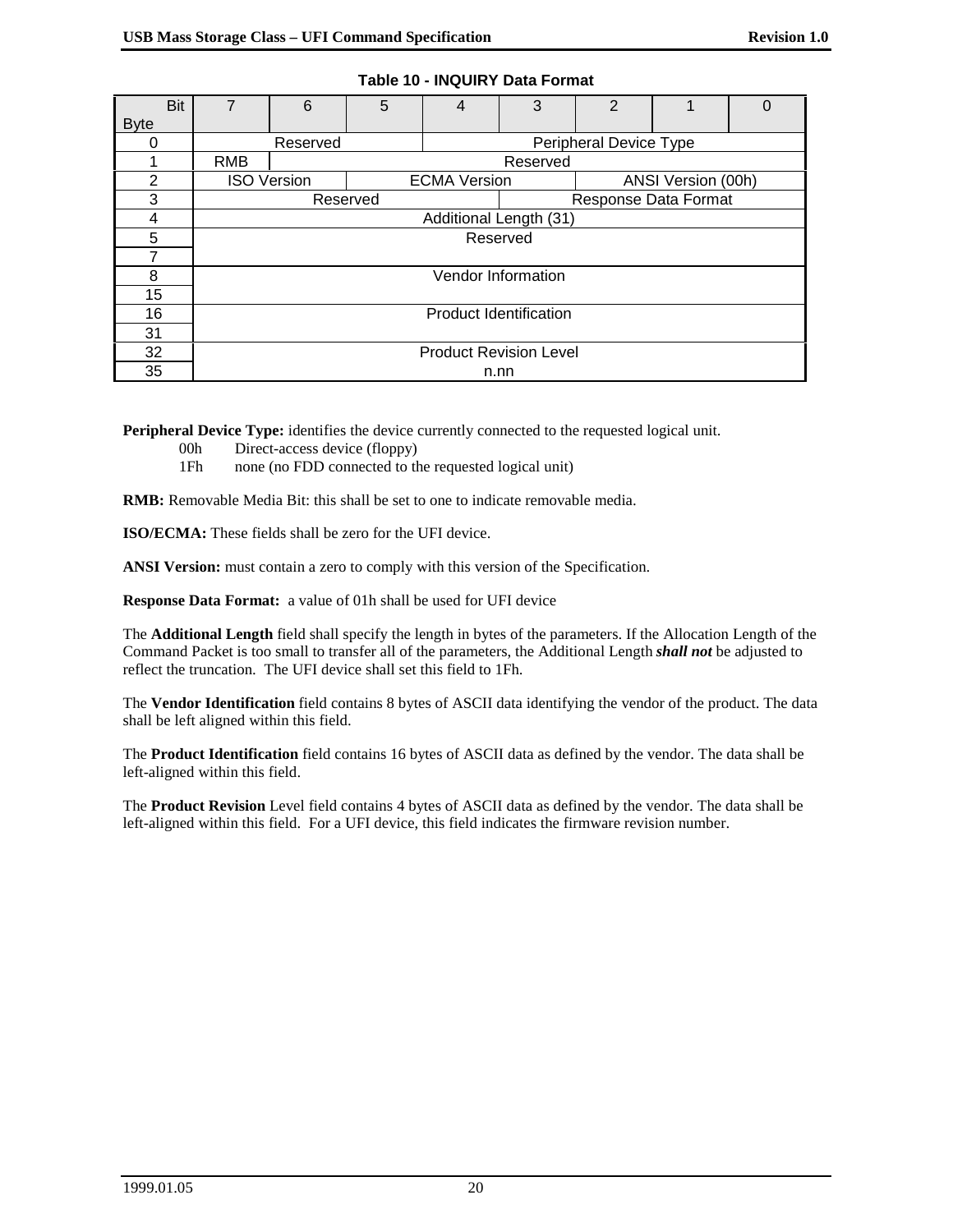**Table 10 - INQUIRY Data Format**

| Bit / Byte | 7 | 6 | 5 | 4 | 3 | 2 | 1 | 0 |
|---|---|---|---|---|---|---|---|---|
| 0 | Reserved | | | Peripheral Device Type | | | | |
| 1 | RMB | Reserved | | | | | | |
| 2 | ISO Version | | ECMA Version | | | ANSI Version (00h) | | |
| 3 | Reserved | | | | Response Data Format | | | |
| 4 | Additional Length (31) | | | | | | | |
| 5 – 7 | Reserved | | | | | | | |
| 8 – 15 | Vendor Information | | | | | | | |
| 16 – 31 | Product Identification | | | | | | | |
| 32 – 35 | Product Revision Level n.nn | | | | | | | |

**Peripheral Device Type:** identifies the device currently connected to the requested logical unit.

- 00h Direct-access device (floppy)
- 1Fh none (no FDD connected to the requested logical unit)

**RMB:** Removable Media Bit: this shall be set to one to indicate removable media.

**ISO/ECMA:** These fields shall be zero for the UFI device.

**ANSI Version:** must contain a zero to comply with this version of the Specification.

**Response Data Format:** a value of 01h shall be used for UFI device

The **Additional Length** field shall specify the length in bytes of the parameters. If the Allocation Length of the Command Packet is too small to transfer all of the parameters, the Additional Length ***shall not*** be adjusted to reflect the truncation. The UFI device shall set this field to 1Fh.

The **Vendor Identification** field contains 8 bytes of ASCII data identifying the vendor of the product. The data shall be left aligned within this field.

The **Product Identification** field contains 16 bytes of ASCII data as defined by the vendor. The data shall be left-aligned within this field.

The **Product Revision** Level field contains 4 bytes of ASCII data as defined by the vendor. The data shall be left-aligned within this field. For a UFI device, this field indicates the firmware revision number.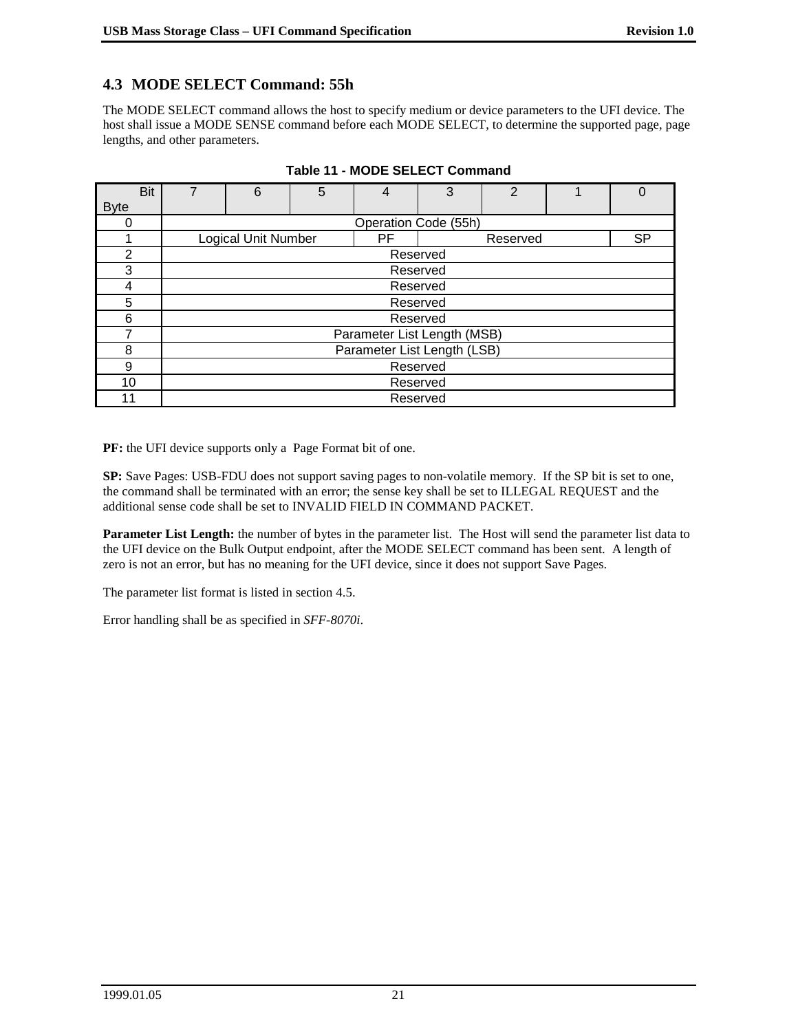## 4.3 MODE SELECT Command: 55h

The MODE SELECT command allows the host to specify medium or device parameters to the UFI device. The host shall issue a MODE SENSE command before each MODE SELECT, to determine the supported page, page lengths, and other parameters.

**Table 11 - MODE SELECT Command**

| Byte \ Bit | 7 | 6 | 5 | 4 | 3 | 2 | 1 | 0 |
|---|---|---|---|---|---|---|---|---|
| 0 | Operation Code (55h) | | | | | | | |
| 1 | Logical Unit Number | | | PF | Reserved | | | SP |
| 2 | Reserved | | | | | | | |
| 3 | Reserved | | | | | | | |
| 4 | Reserved | | | | | | | |
| 5 | Reserved | | | | | | | |
| 6 | Reserved | | | | | | | |
| 7 | Parameter List Length (MSB) | | | | | | | |
| 8 | Parameter List Length (LSB) | | | | | | | |
| 9 | Reserved | | | | | | | |
| 10 | Reserved | | | | | | | |
| 11 | Reserved | | | | | | | |

**PF:** the UFI device supports only a Page Format bit of one.

**SP:** Save Pages: USB-FDU does not support saving pages to non-volatile memory. If the SP bit is set to one, the command shall be terminated with an error; the sense key shall be set to ILLEGAL REQUEST and the additional sense code shall be set to INVALID FIELD IN COMMAND PACKET.

**Parameter List Length:** the number of bytes in the parameter list. The Host will send the parameter list data to the UFI device on the Bulk Output endpoint, after the MODE SELECT command has been sent. A length of zero is not an error, but has no meaning for the UFI device, since it does not support Save Pages.

The parameter list format is listed in section 4.5.

Error handling shall be as specified in *SFF-8070i*.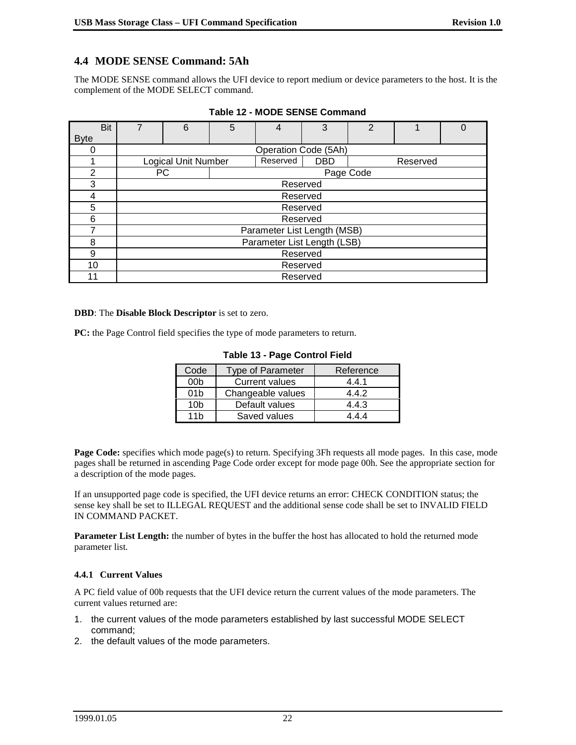## 4.4 MODE SENSE Command: 5Ah

The MODE SENSE command allows the UFI device to report medium or device parameters to the host. It is the complement of the MODE SELECT command.

**Table 12 - MODE SENSE Command**

| Bit / Byte | 7 | 6 | 5 | 4 | 3 | 2 | 1 | 0 |
|---|---|---|---|---|---|---|---|---|
| 0 | Operation Code (5Ah) | | | | | | | |
| 1 | Logical Unit Number | | | Reserved | DBD | Reserved | | |
| 2 | PC | | Page Code | | | | | |
| 3 | Reserved | | | | | | | |
| 4 | Reserved | | | | | | | |
| 5 | Reserved | | | | | | | |
| 6 | Reserved | | | | | | | |
| 7 | Parameter List Length (MSB) | | | | | | | |
| 8 | Parameter List Length (LSB) | | | | | | | |
| 9 | Reserved | | | | | | | |
| 10 | Reserved | | | | | | | |
| 11 | Reserved | | | | | | | |

**DBD**: The **Disable Block Descriptor** is set to zero.

**PC:** the Page Control field specifies the type of mode parameters to return.

**Table 13 - Page Control Field**

| Code | Type of Parameter | Reference |
|---|---|---|
| 00b | Current values | 4.4.1 |
| 01b | Changeable values | 4.4.2 |
| 10b | Default values | 4.4.3 |
| 11b | Saved values | 4.4.4 |

**Page Code:** specifies which mode page(s) to return. Specifying 3Fh requests all mode pages. In this case, mode pages shall be returned in ascending Page Code order except for mode page 00h. See the appropriate section for a description of the mode pages.

If an unsupported page code is specified, the UFI device returns an error: CHECK CONDITION status; the sense key shall be set to ILLEGAL REQUEST and the additional sense code shall be set to INVALID FIELD IN COMMAND PACKET.

**Parameter List Length:** the number of bytes in the buffer the host has allocated to hold the returned mode parameter list.

### 4.4.1 Current Values

A PC field value of 00b requests that the UFI device return the current values of the mode parameters. The current values returned are:

1. the current values of the mode parameters established by last successful MODE SELECT command;
2. the default values of the mode parameters.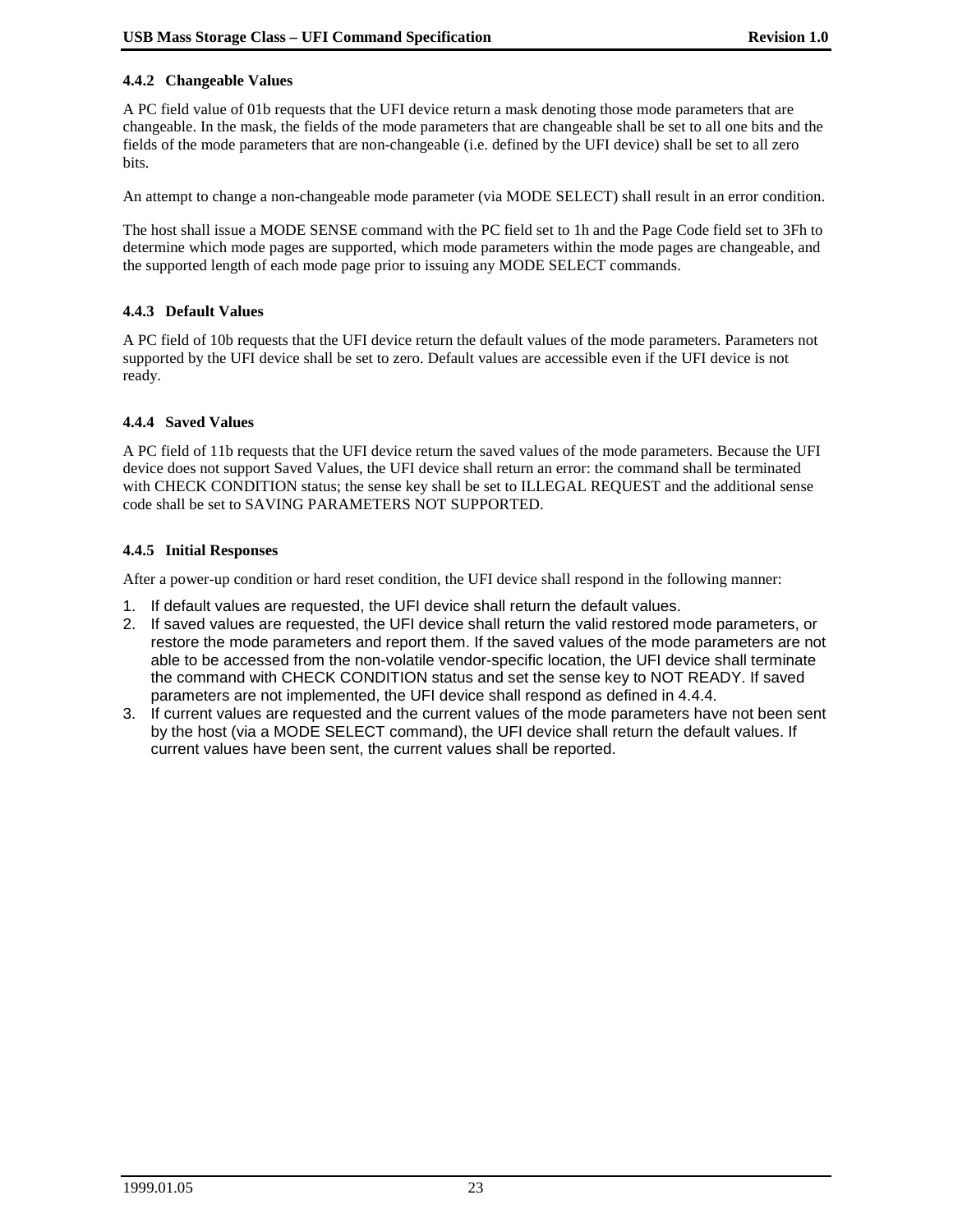### 4.4.2 Changeable Values

A PC field value of 01b requests that the UFI device return a mask denoting those mode parameters that are changeable. In the mask, the fields of the mode parameters that are changeable shall be set to all one bits and the fields of the mode parameters that are non-changeable (i.e. defined by the UFI device) shall be set to all zero bits.

An attempt to change a non-changeable mode parameter (via MODE SELECT) shall result in an error condition.

The host shall issue a MODE SENSE command with the PC field set to 1h and the Page Code field set to 3Fh to determine which mode pages are supported, which mode parameters within the mode pages are changeable, and the supported length of each mode page prior to issuing any MODE SELECT commands.

### 4.4.3 Default Values

A PC field of 10b requests that the UFI device return the default values of the mode parameters. Parameters not supported by the UFI device shall be set to zero. Default values are accessible even if the UFI device is not ready.

### 4.4.4 Saved Values

A PC field of 11b requests that the UFI device return the saved values of the mode parameters. Because the UFI device does not support Saved Values, the UFI device shall return an error: the command shall be terminated with CHECK CONDITION status; the sense key shall be set to ILLEGAL REQUEST and the additional sense code shall be set to SAVING PARAMETERS NOT SUPPORTED.

### 4.4.5 Initial Responses

After a power-up condition or hard reset condition, the UFI device shall respond in the following manner:

1. If default values are requested, the UFI device shall return the default values.
2. If saved values are requested, the UFI device shall return the valid restored mode parameters, or restore the mode parameters and report them. If the saved values of the mode parameters are not able to be accessed from the non-volatile vendor-specific location, the UFI device shall terminate the command with CHECK CONDITION status and set the sense key to NOT READY. If saved parameters are not implemented, the UFI device shall respond as defined in 4.4.4.
3. If current values are requested and the current values of the mode parameters have not been sent by the host (via a MODE SELECT command), the UFI device shall return the default values. If current values have been sent, the current values shall be reported.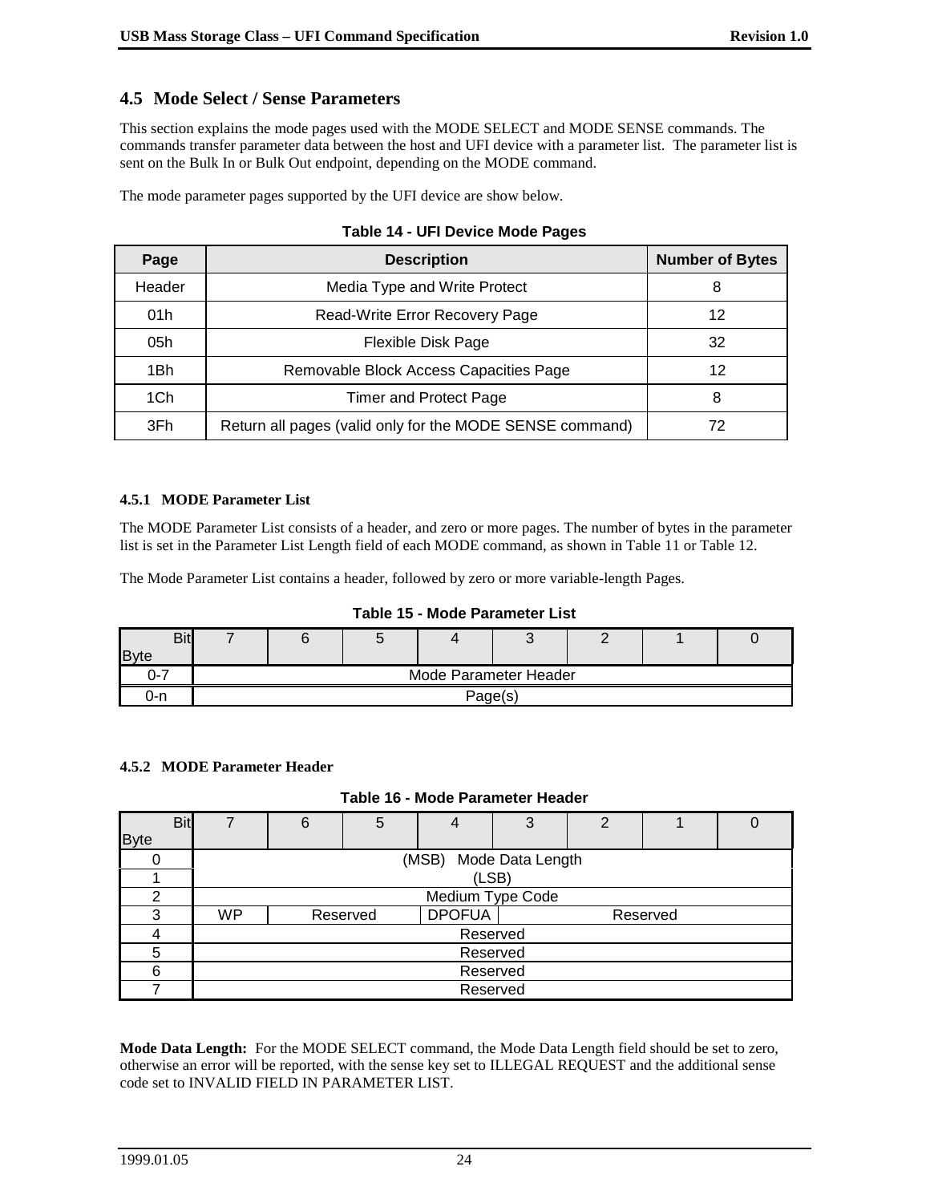### 4.5 Mode Select / Sense Parameters

This section explains the mode pages used with the MODE SELECT and MODE SENSE commands. The commands transfer parameter data between the host and UFI device with a parameter list. The parameter list is sent on the Bulk In or Bulk Out endpoint, depending on the MODE command.

The mode parameter pages supported by the UFI device are show below.

**Table 14 - UFI Device Mode Pages**

| Page | Description | Number of Bytes |
|---|---|---|
| Header | Media Type and Write Protect | 8 |
| 01h | Read-Write Error Recovery Page | 12 |
| 05h | Flexible Disk Page | 32 |
| 1Bh | Removable Block Access Capacities Page | 12 |
| 1Ch | Timer and Protect Page | 8 |
| 3Fh | Return all pages (valid only for the MODE SENSE command) | 72 |

#### 4.5.1 MODE Parameter List

The MODE Parameter List consists of a header, and zero or more pages. The number of bytes in the parameter list is set in the Parameter List Length field of each MODE command, as shown in Table 11 or Table 12.

The Mode Parameter List contains a header, followed by zero or more variable-length Pages.

**Table 15 - Mode Parameter List**

| Byte \ Bit | 7 | 6 | 5 | 4 | 3 | 2 | 1 | 0 |
|---|---|---|---|---|---|---|---|---|
| 0-7 | Mode Parameter Header | | | | | | | |
| 0-n | Page(s) | | | | | | | |

#### 4.5.2 MODE Parameter Header

**Table 16 - Mode Parameter Header**

| Byte \ Bit | 7 | 6 | 5 | 4 | 3 | 2 | 1 | 0 |
|---|---|---|---|---|---|---|---|---|
| 0 | (MSB) Mode Data Length | | | | | | | |
| 1 | (LSB) | | | | | | | |
| 2 | Medium Type Code | | | | | | | |
| 3 | WP | Reserved | | DPOFUA | Reserved | | | |
| 4 | Reserved | | | | | | | |
| 5 | Reserved | | | | | | | |
| 6 | Reserved | | | | | | | |
| 7 | Reserved | | | | | | | |

**Mode Data Length:** For the MODE SELECT command, the Mode Data Length field should be set to zero, otherwise an error will be reported, with the sense key set to ILLEGAL REQUEST and the additional sense code set to INVALID FIELD IN PARAMETER LIST.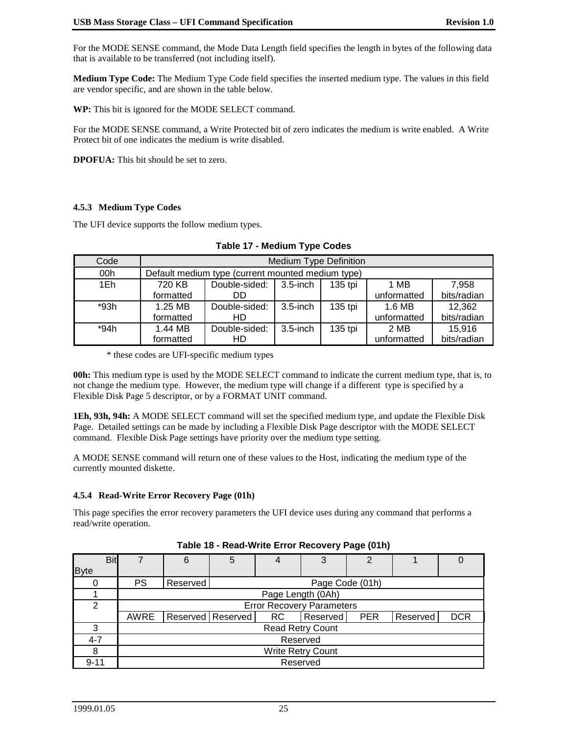For the MODE SENSE command, the Mode Data Length field specifies the length in bytes of the following data that is available to be transferred (not including itself).

**Medium Type Code:** The Medium Type Code field specifies the inserted medium type. The values in this field are vendor specific, and are shown in the table below.

**WP:** This bit is ignored for the MODE SELECT command.

For the MODE SENSE command, a Write Protected bit of zero indicates the medium is write enabled. A Write Protect bit of one indicates the medium is write disabled.

**DPOFUA:** This bit should be set to zero.

### 4.5.3 Medium Type Codes

The UFI device supports the follow medium types.

**Table 17 - Medium Type Codes**

| Code | Medium Type Definition | | | | | |
|---|---|---|---|---|---|---|
| 00h | Default medium type (current mounted medium type) | | | | | |
| 1Eh | 720 KB formatted | Double-sided: DD | 3.5-inch | 135 tpi | 1 MB unformatted | 7,958 bits/radian |
| *93h | 1.25 MB formatted | Double-sided: HD | 3.5-inch | 135 tpi | 1.6 MB unformatted | 12,362 bits/radian |
| *94h | 1.44 MB formatted | Double-sided: HD | 3.5-inch | 135 tpi | 2 MB unformatted | 15,916 bits/radian |

* these codes are UFI-specific medium types

**00h:** This medium type is used by the MODE SELECT command to indicate the current medium type, that is, to not change the medium type. However, the medium type will change if a different type is specified by a Flexible Disk Page 5 descriptor, or by a FORMAT UNIT command.

**1Eh, 93h, 94h:** A MODE SELECT command will set the specified medium type, and update the Flexible Disk Page. Detailed settings can be made by including a Flexible Disk Page descriptor with the MODE SELECT command. Flexible Disk Page settings have priority over the medium type setting.

A MODE SENSE command will return one of these values to the Host, indicating the medium type of the currently mounted diskette.

### 4.5.4 Read-Write Error Recovery Page (01h)

This page specifies the error recovery parameters the UFI device uses during any command that performs a read/write operation.

**Table 18 - Read-Write Error Recovery Page (01h)**

| Byte \ Bit | 7 | 6 | 5 | 4 | 3 | 2 | 1 | 0 |
|---|---|---|---|---|---|---|---|---|
| 0 | PS | Reserved | Page Code (01h) | | | | | |
| 1 | Page Length (0Ah) | | | | | | | |
| 2 | Error Recovery Parameters | | | | | | | |
| | AWRE | Reserved | Reserved | RC | Reserved | PER | Reserved | DCR |
| 3 | Read Retry Count | | | | | | | |
| 4-7 | Reserved | | | | | | | |
| 8 | Write Retry Count | | | | | | | |
| 9-11 | Reserved | | | | | | | |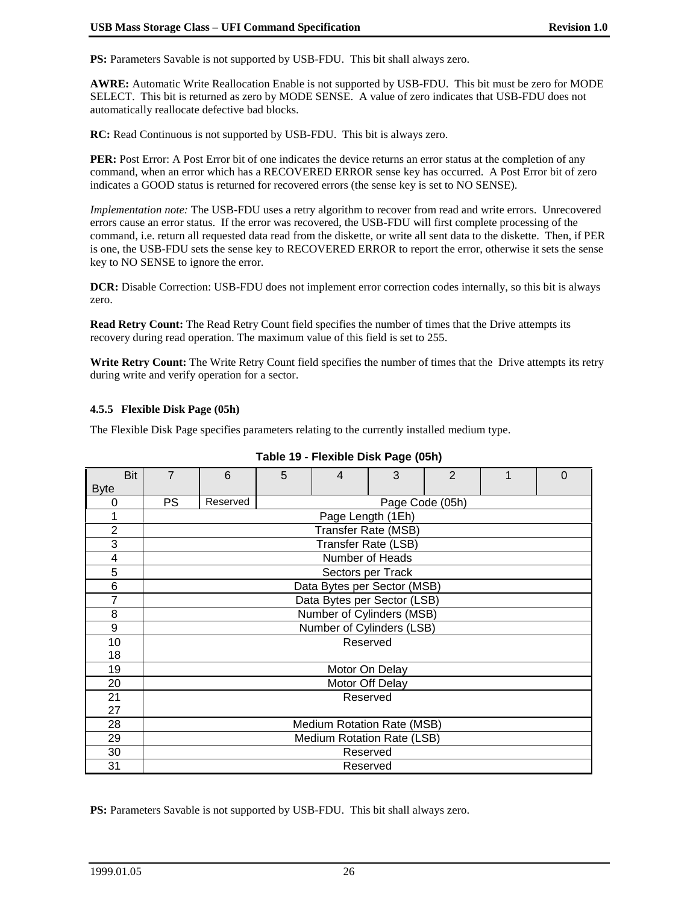**PS:** Parameters Savable is not supported by USB-FDU. This bit shall always zero.

**AWRE:** Automatic Write Reallocation Enable is not supported by USB-FDU. This bit must be zero for MODE SELECT. This bit is returned as zero by MODE SENSE. A value of zero indicates that USB-FDU does not automatically reallocate defective bad blocks.

**RC:** Read Continuous is not supported by USB-FDU. This bit is always zero.

**PER:** Post Error: A Post Error bit of one indicates the device returns an error status at the completion of any command, when an error which has a RECOVERED ERROR sense key has occurred. A Post Error bit of zero indicates a GOOD status is returned for recovered errors (the sense key is set to NO SENSE).

*Implementation note:* The USB-FDU uses a retry algorithm to recover from read and write errors. Unrecovered errors cause an error status. If the error was recovered, the USB-FDU will first complete processing of the command, i.e. return all requested data read from the diskette, or write all sent data to the diskette. Then, if PER is one, the USB-FDU sets the sense key to RECOVERED ERROR to report the error, otherwise it sets the sense key to NO SENSE to ignore the error.

**DCR:** Disable Correction: USB-FDU does not implement error correction codes internally, so this bit is always zero.

**Read Retry Count:** The Read Retry Count field specifies the number of times that the Drive attempts its recovery during read operation. The maximum value of this field is set to 255.

**Write Retry Count:** The Write Retry Count field specifies the number of times that the Drive attempts its retry during write and verify operation for a sector.

### 4.5.5 Flexible Disk Page (05h)

The Flexible Disk Page specifies parameters relating to the currently installed medium type.

**Table 19 - Flexible Disk Page (05h)**

| Byte \ Bit | 7 | 6 | 5 | 4 | 3 | 2 | 1 | 0 |
|---|---|---|---|---|---|---|---|---|
| 0 | PS | Reserved | Page Code (05h) | | | | | |
| 1 | Page Length (1Eh) | | | | | | | |
| 2 | Transfer Rate (MSB) | | | | | | | |
| 3 | Transfer Rate (LSB) | | | | | | | |
| 4 | Number of Heads | | | | | | | |
| 5 | Sectors per Track | | | | | | | |
| 6 | Data Bytes per Sector (MSB) | | | | | | | |
| 7 | Data Bytes per Sector (LSB) | | | | | | | |
| 8 | Number of Cylinders (MSB) | | | | | | | |
| 9 | Number of Cylinders (LSB) | | | | | | | |
| 10 - 18 | Reserved | | | | | | | |
| 19 | Motor On Delay | | | | | | | |
| 20 | Motor Off Delay | | | | | | | |
| 21 - 27 | Reserved | | | | | | | |
| 28 | Medium Rotation Rate (MSB) | | | | | | | |
| 29 | Medium Rotation Rate (LSB) | | | | | | | |
| 30 | Reserved | | | | | | | |
| 31 | Reserved | | | | | | | |

**PS:** Parameters Savable is not supported by USB-FDU. This bit shall always zero.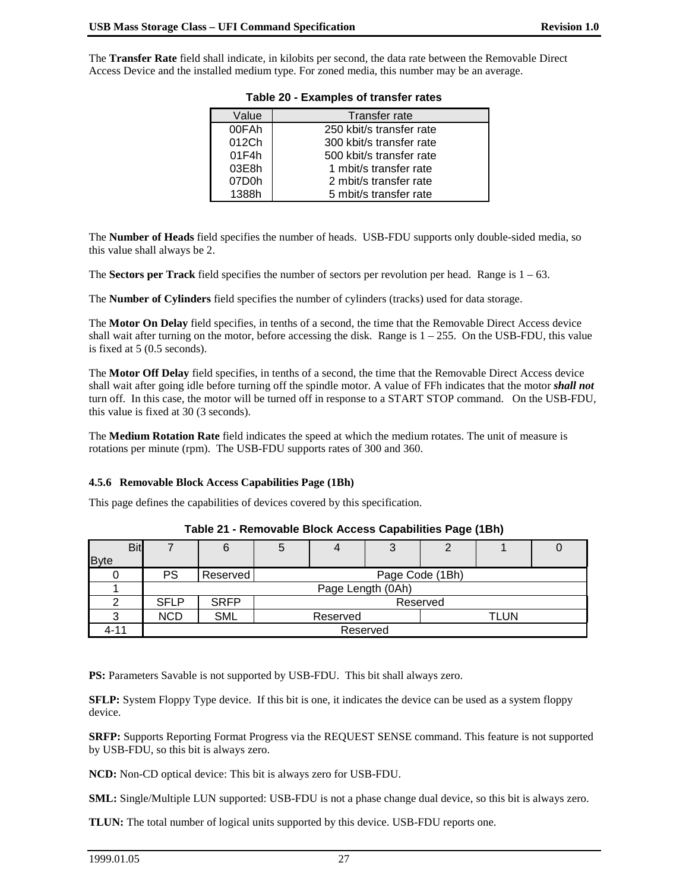The **Transfer Rate** field shall indicate, in kilobits per second, the data rate between the Removable Direct Access Device and the installed medium type. For zoned media, this number may be an average.

**Table 20 - Examples of transfer rates**

| Value | Transfer rate |
|---|---|
| 00FAh | 250 kbit/s transfer rate |
| 012Ch | 300 kbit/s transfer rate |
| 01F4h | 500 kbit/s transfer rate |
| 03E8h | 1 mbit/s transfer rate |
| 07D0h | 2 mbit/s transfer rate |
| 1388h | 5 mbit/s transfer rate |

The **Number of Heads** field specifies the number of heads. USB-FDU supports only double-sided media, so this value shall always be 2.

The **Sectors per Track** field specifies the number of sectors per revolution per head. Range is 1 – 63.

The **Number of Cylinders** field specifies the number of cylinders (tracks) used for data storage.

The **Motor On Delay** field specifies, in tenths of a second, the time that the Removable Direct Access device shall wait after turning on the motor, before accessing the disk. Range is 1 – 255. On the USB-FDU, this value is fixed at 5 (0.5 seconds).

The **Motor Off Delay** field specifies, in tenths of a second, the time that the Removable Direct Access device shall wait after going idle before turning off the spindle motor. A value of FFh indicates that the motor ***shall not*** turn off. In this case, the motor will be turned off in response to a START STOP command. On the USB-FDU, this value is fixed at 30 (3 seconds).

The **Medium Rotation Rate** field indicates the speed at which the medium rotates. The unit of measure is rotations per minute (rpm). The USB-FDU supports rates of 300 and 360.

### 4.5.6 Removable Block Access Capabilities Page (1Bh)

This page defines the capabilities of devices covered by this specification.

**Table 21 - Removable Block Access Capabilities Page (1Bh)**

| Byte \ Bit | 7 | 6 | 5 | 4 | 3 | 2 | 1 | 0 |
|---|---|---|---|---|---|---|---|---|
| 0 | PS | Reserved | Page Code (1Bh) | | | | | |
| 1 | Page Length (0Ah) | | | | | | | |
| 2 | SFLP | SRFP | Reserved | | | | | |
| 3 | NCD | SML | Reserved | | | TLUN | | |
| 4-11 | Reserved | | | | | | | |

**PS:** Parameters Savable is not supported by USB-FDU. This bit shall always zero.

**SFLP:** System Floppy Type device. If this bit is one, it indicates the device can be used as a system floppy device.

**SRFP:** Supports Reporting Format Progress via the REQUEST SENSE command. This feature is not supported by USB-FDU, so this bit is always zero.

**NCD:** Non-CD optical device: This bit is always zero for USB-FDU.

**SML:** Single/Multiple LUN supported: USB-FDU is not a phase change dual device, so this bit is always zero.

**TLUN:** The total number of logical units supported by this device. USB-FDU reports one.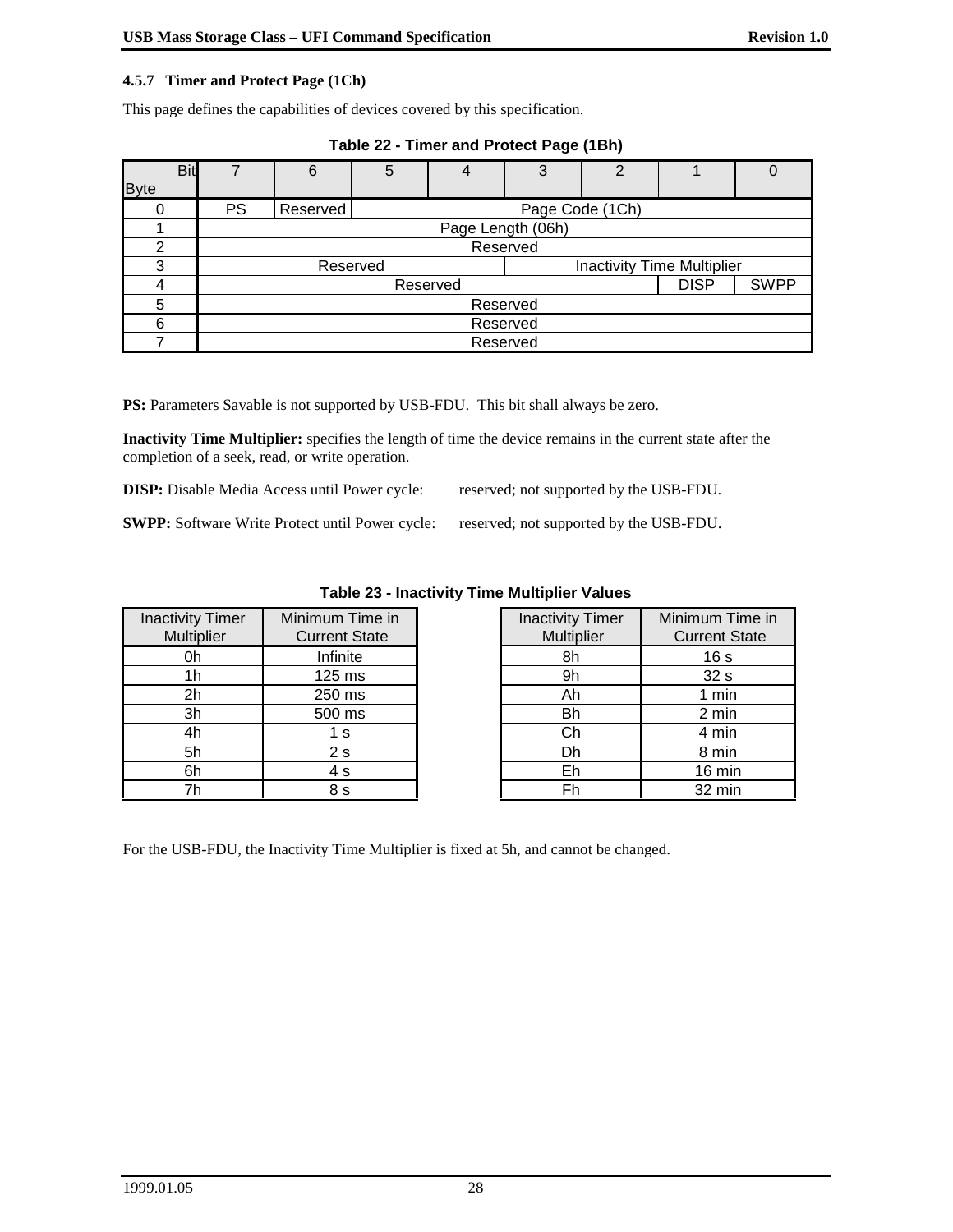### 4.5.7 Timer and Protect Page (1Ch)

This page defines the capabilities of devices covered by this specification.

**Table 22 - Timer and Protect Page (1Bh)**

| Byte \ Bit | 7 | 6 | 5 | 4 | 3 | 2 | 1 | 0 |
|---|---|---|---|---|---|---|---|---|
| 0 | PS | Reserved | Page Code (1Ch) | | | | | |
| 1 | Page Length (06h) | | | | | | | |
| 2 | Reserved | | | | | | | |
| 3 | Reserved | | | | Inactivity Time Multiplier | | | |
| 4 | Reserved | | | | | | DISP | SWPP |
| 5 | Reserved | | | | | | | |
| 6 | Reserved | | | | | | | |
| 7 | Reserved | | | | | | | |

**PS:** Parameters Savable is not supported by USB-FDU. This bit shall always be zero.

**Inactivity Time Multiplier:** specifies the length of time the device remains in the current state after the completion of a seek, read, or write operation.

**DISP:** Disable Media Access until Power cycle: reserved; not supported by the USB-FDU.

**SWPP:** Software Write Protect until Power cycle: reserved; not supported by the USB-FDU.

**Table 23 - Inactivity Time Multiplier Values**

| Inactivity Timer Multiplier | Minimum Time in Current State | Inactivity Timer Multiplier | Minimum Time in Current State |
|---|---|---|---|
| 0h | Infinite | 8h | 16 s |
| 1h | 125 ms | 9h | 32 s |
| 2h | 250 ms | Ah | 1 min |
| 3h | 500 ms | Bh | 2 min |
| 4h | 1 s | Ch | 4 min |
| 5h | 2 s | Dh | 8 min |
| 6h | 4 s | Eh | 16 min |
| 7h | 8 s | Fh | 32 min |

For the USB-FDU, the Inactivity Time Multiplier is fixed at 5h, and cannot be changed.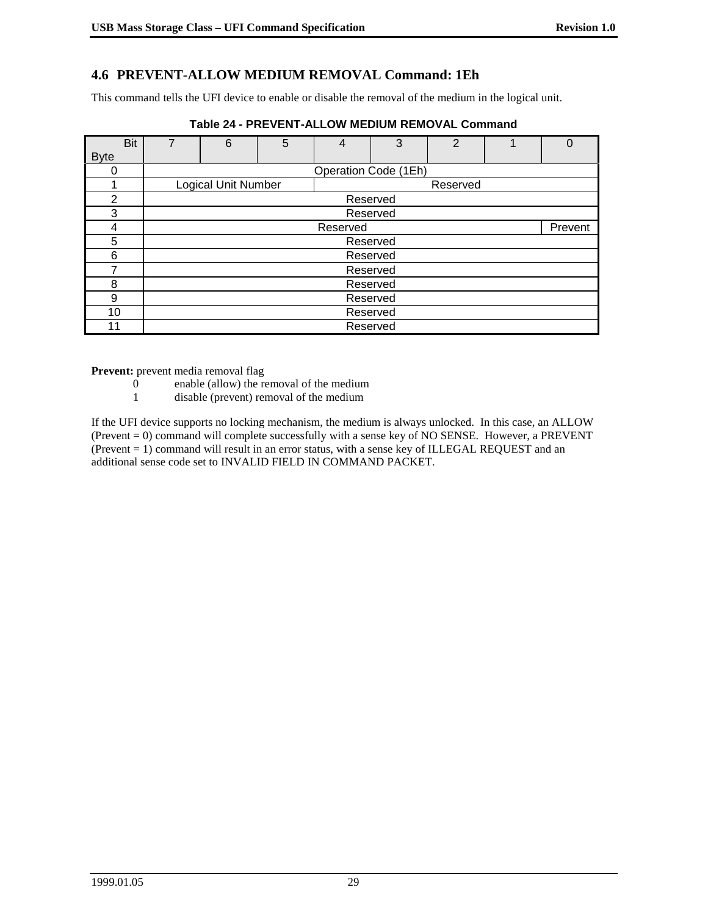## 4.6 PREVENT-ALLOW MEDIUM REMOVAL Command: 1Eh

This command tells the UFI device to enable or disable the removal of the medium in the logical unit.

**Table 24 - PREVENT-ALLOW MEDIUM REMOVAL Command**

| Bit / Byte | 7 | 6 | 5 | 4 | 3 | 2 | 1 | 0 |
|---|---|---|---|---|---|---|---|---|
| 0 | Operation Code (1Eh) | | | | | | | |
| 1 | Logical Unit Number | | | Reserved | | | | |
| 2 | Reserved | | | | | | | |
| 3 | Reserved | | | | | | | |
| 4 | Reserved | | | | | | | Prevent |
| 5 | Reserved | | | | | | | |
| 6 | Reserved | | | | | | | |
| 7 | Reserved | | | | | | | |
| 8 | Reserved | | | | | | | |
| 9 | Reserved | | | | | | | |
| 10 | Reserved | | | | | | | |
| 11 | Reserved | | | | | | | |

**Prevent:** prevent media removal flag

- 0 enable (allow) the removal of the medium
- 1 disable (prevent) removal of the medium

If the UFI device supports no locking mechanism, the medium is always unlocked. In this case, an ALLOW (Prevent = 0) command will complete successfully with a sense key of NO SENSE. However, a PREVENT (Prevent = 1) command will result in an error status, with a sense key of ILLEGAL REQUEST and an additional sense code set to INVALID FIELD IN COMMAND PACKET.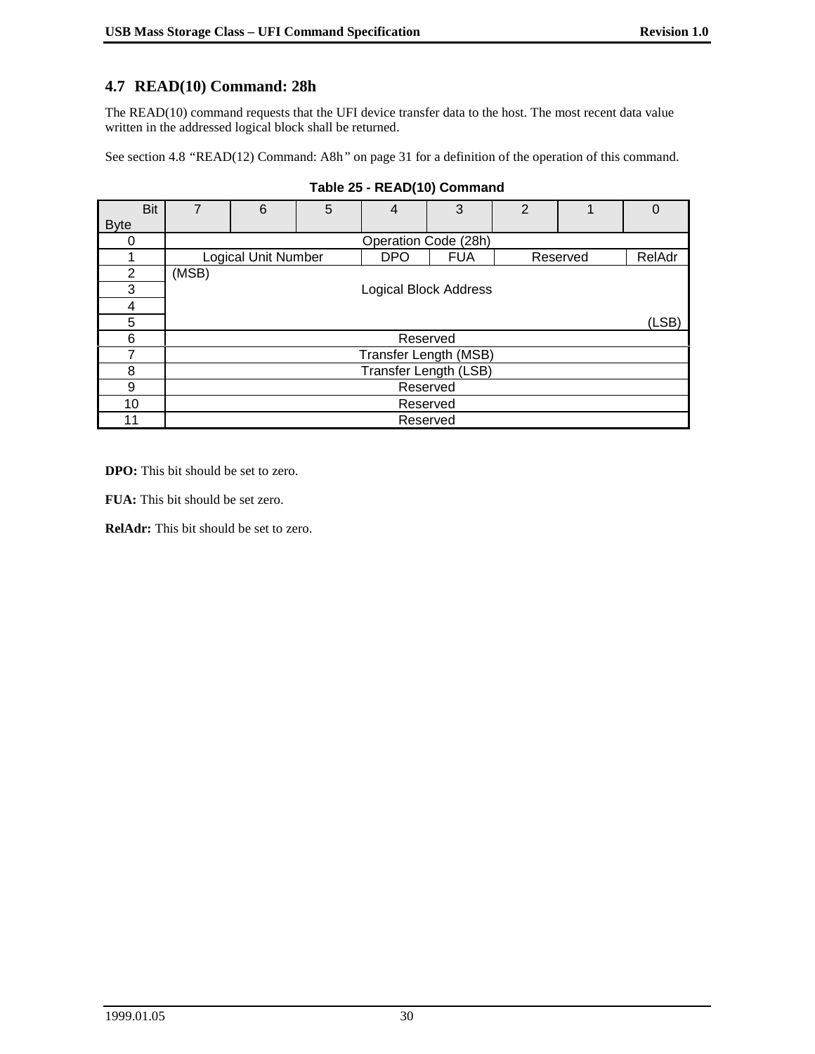## 4.7 READ(10) Command: 28h

The READ(10) command requests that the UFI device transfer data to the host. The most recent data value written in the addressed logical block shall be returned.

See section 4.8 *"READ(12) Command: A8h"* on page 31 for a definition of the operation of this command.

**Table 25 - READ(10) Command**

| Bit / Byte | 7 | 6 | 5 | 4 | 3 | 2 | 1 | 0 |
|---|---|---|---|---|---|---|---|---|
| 0 | Operation Code (28h) | | | | | | | |
| 1 | Logical Unit Number | | | DPO | FUA | Reserved | | RelAdr |
| 2 | (MSB) Logical Block Address | | | | | | | |
| 3 | | | | | | | | |
| 4 | | | | | | | | |
| 5 | | | | | | | | (LSB) |
| 6 | Reserved | | | | | | | |
| 7 | Transfer Length (MSB) | | | | | | | |
| 8 | Transfer Length (LSB) | | | | | | | |
| 9 | Reserved | | | | | | | |
| 10 | Reserved | | | | | | | |
| 11 | Reserved | | | | | | | |

**DPO:** This bit should be set to zero.

**FUA:** This bit should be set zero.

**RelAdr:** This bit should be set to zero.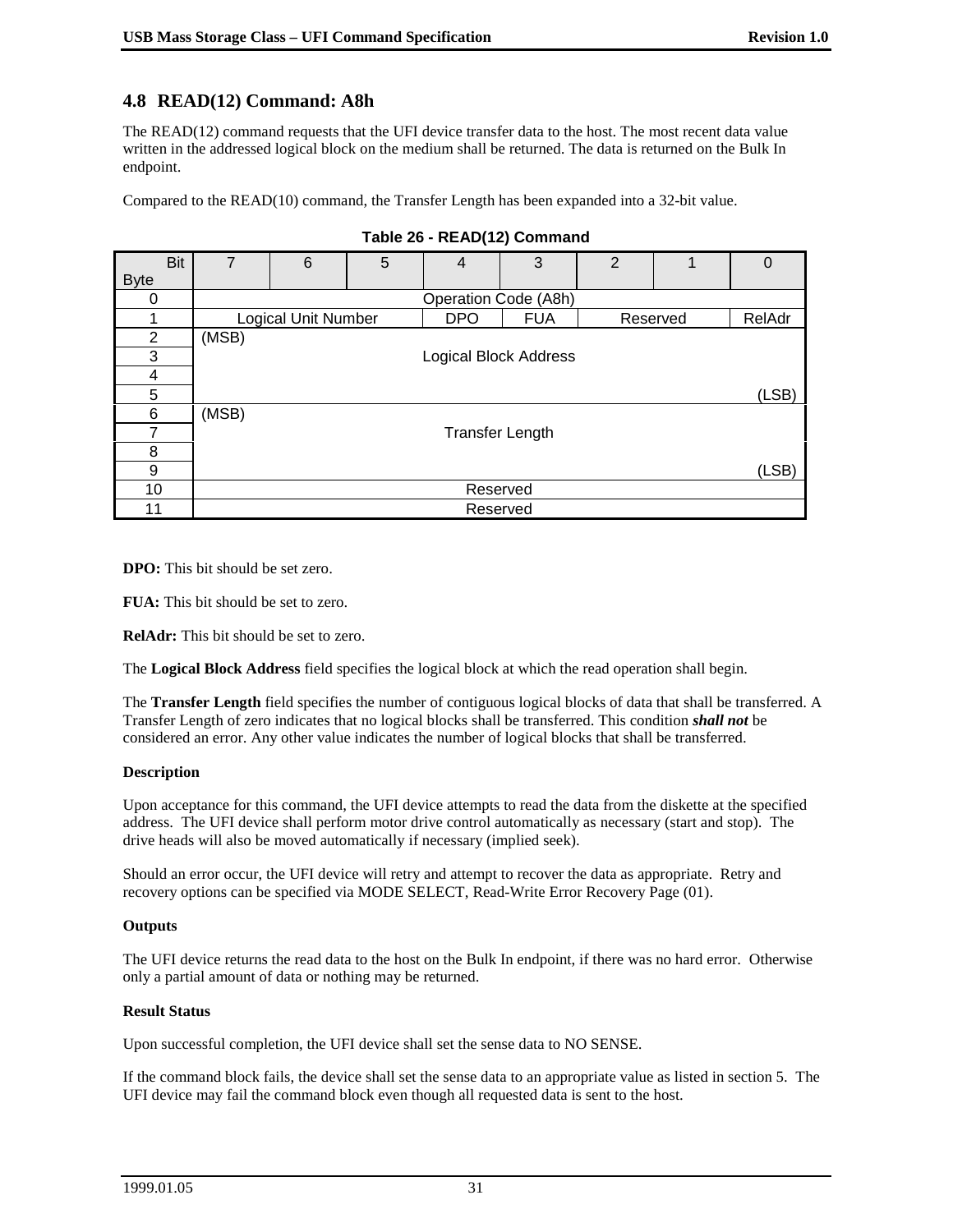## 4.8 READ(12) Command: A8h

The READ(12) command requests that the UFI device transfer data to the host. The most recent data value written in the addressed logical block on the medium shall be returned. The data is returned on the Bulk In endpoint.

Compared to the READ(10) command, the Transfer Length has been expanded into a 32-bit value.

**Table 26 - READ(12) Command**

| Byte \ Bit | 7 | 6 | 5 | 4 | 3 | 2 | 1 | 0 |
|---|---|---|---|---|---|---|---|---|
| 0 | Operation Code (A8h) | | | | | | | |
| 1 | Logical Unit Number | | | DPO | FUA | Reserved | | RelAdr |
| 2 | (MSB) Logical Block Address | | | | | | | |
| 3 | | | | | | | | |
| 4 | | | | | | | | |
| 5 | | | | | | | | (LSB) |
| 6 | (MSB) Transfer Length | | | | | | | |
| 7 | | | | | | | | |
| 8 | | | | | | | | |
| 9 | | | | | | | | (LSB) |
| 10 | Reserved | | | | | | | |
| 11 | Reserved | | | | | | | |

**DPO:** This bit should be set zero.

**FUA:** This bit should be set to zero.

**RelAdr:** This bit should be set to zero.

The **Logical Block Address** field specifies the logical block at which the read operation shall begin.

The **Transfer Length** field specifies the number of contiguous logical blocks of data that shall be transferred. A Transfer Length of zero indicates that no logical blocks shall be transferred. This condition ***shall not*** be considered an error. Any other value indicates the number of logical blocks that shall be transferred.

**Description**

Upon acceptance for this command, the UFI device attempts to read the data from the diskette at the specified address. The UFI device shall perform motor drive control automatically as necessary (start and stop). The drive heads will also be moved automatically if necessary (implied seek).

Should an error occur, the UFI device will retry and attempt to recover the data as appropriate. Retry and recovery options can be specified via MODE SELECT, Read-Write Error Recovery Page (01).

**Outputs**

The UFI device returns the read data to the host on the Bulk In endpoint, if there was no hard error. Otherwise only a partial amount of data or nothing may be returned.

**Result Status**

Upon successful completion, the UFI device shall set the sense data to NO SENSE.

If the command block fails, the device shall set the sense data to an appropriate value as listed in section 5. The UFI device may fail the command block even though all requested data is sent to the host.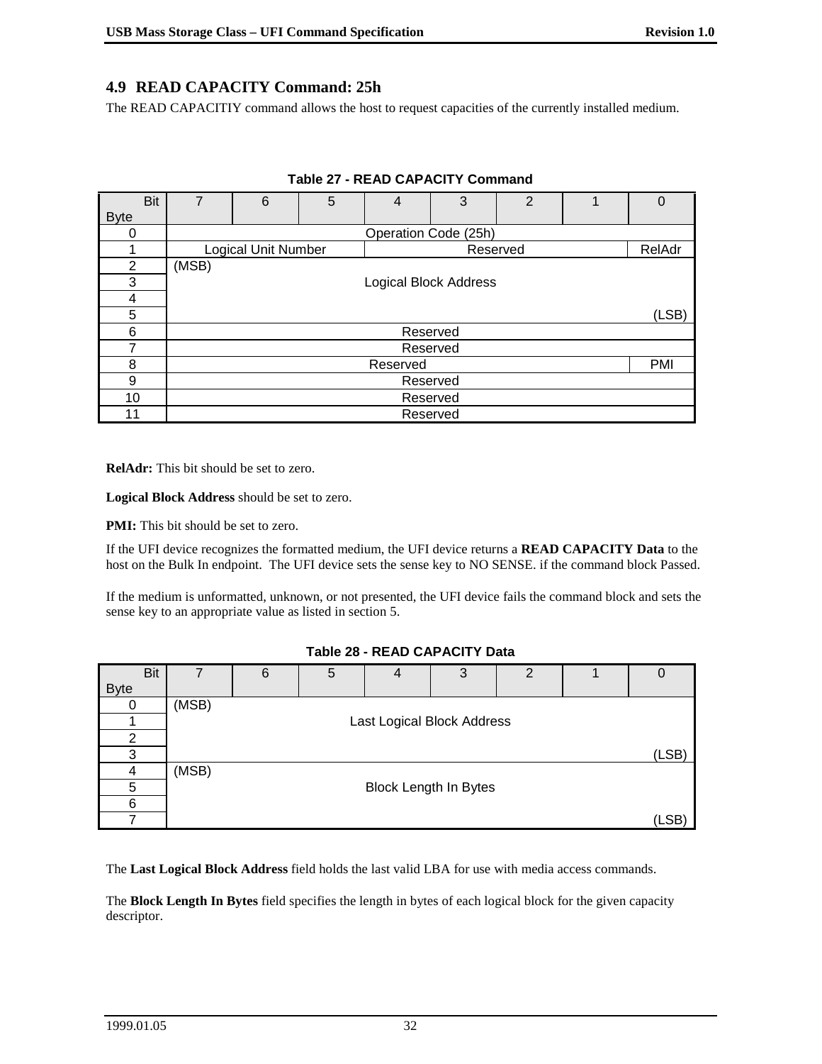## 4.9 READ CAPACITY Command: 25h

The READ CAPACITIY command allows the host to request capacities of the currently installed medium.

**Table 27 - READ CAPACITY Command**

| Byte \ Bit | 7 | 6 | 5 | 4 | 3 | 2 | 1 | 0 |
|---|---|---|---|---|---|---|---|---|
| 0 | Operation Code (25h) | | | | | | | |
| 1 | Logical Unit Number | | | Reserved | | | | RelAdr |
| 2 | (MSB) Logical Block Address | | | | | | | |
| 3 | | | | | | | | |
| 4 | | | | | | | | |
| 5 | | | | | | | | (LSB) |
| 6 | Reserved | | | | | | | |
| 7 | Reserved | | | | | | | |
| 8 | Reserved | | | | | | | PMI |
| 9 | Reserved | | | | | | | |
| 10 | Reserved | | | | | | | |
| 11 | Reserved | | | | | | | |

**RelAdr:** This bit should be set to zero.

**Logical Block Address** should be set to zero.

**PMI:** This bit should be set to zero.

If the UFI device recognizes the formatted medium, the UFI device returns a **READ CAPACITY Data** to the host on the Bulk In endpoint. The UFI device sets the sense key to NO SENSE. if the command block Passed.

If the medium is unformatted, unknown, or not presented, the UFI device fails the command block and sets the sense key to an appropriate value as listed in section 5.

**Table 28 - READ CAPACITY Data**

| Byte \ Bit | 7 | 6 | 5 | 4 | 3 | 2 | 1 | 0 |
|---|---|---|---|---|---|---|---|---|
| 0 | (MSB) Last Logical Block Address | | | | | | | |
| 1 | | | | | | | | |
| 2 | | | | | | | | |
| 3 | | | | | | | | (LSB) |
| 4 | (MSB) Block Length In Bytes | | | | | | | |
| 5 | | | | | | | | |
| 6 | | | | | | | | |
| 7 | | | | | | | | (LSB) |

The **Last Logical Block Address** field holds the last valid LBA for use with media access commands.

The **Block Length In Bytes** field specifies the length in bytes of each logical block for the given capacity descriptor.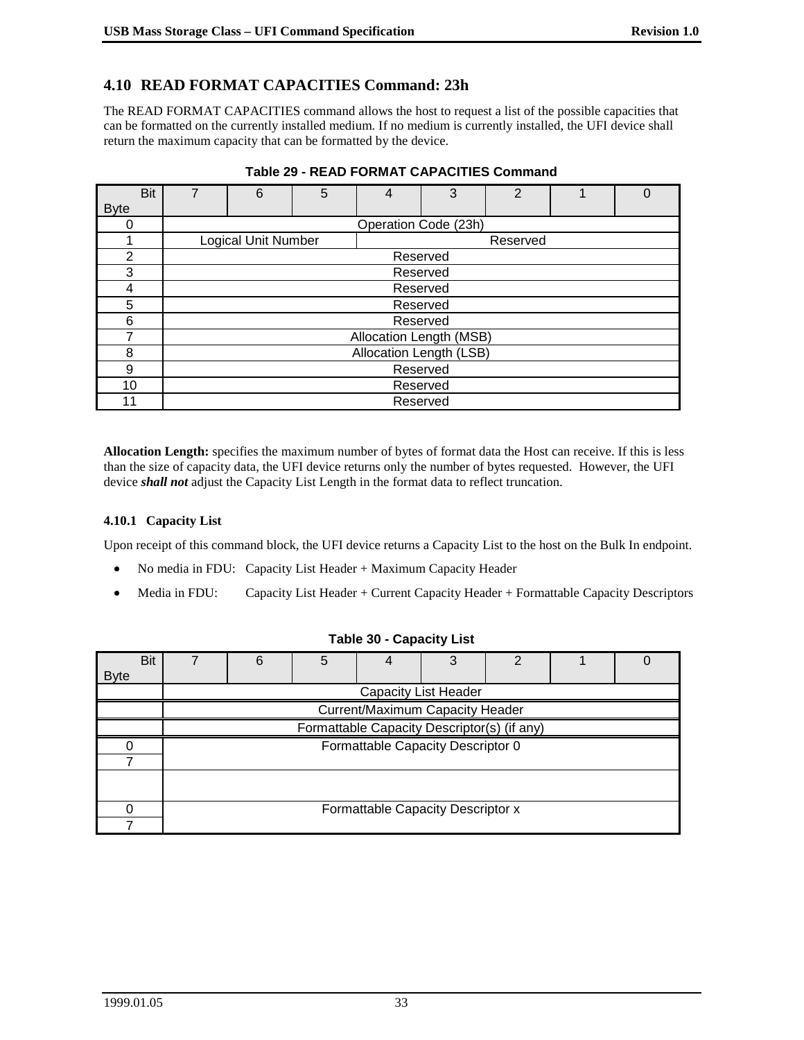## 4.10 READ FORMAT CAPACITIES Command: 23h

The READ FORMAT CAPACITIES command allows the host to request a list of the possible capacities that can be formatted on the currently installed medium. If no medium is currently installed, the UFI device shall return the maximum capacity that can be formatted by the device.

**Table 29 - READ FORMAT CAPACITIES Command**

| Byte \ Bit | 7 | 6 | 5 | 4 | 3 | 2 | 1 | 0 |
|---|---|---|---|---|---|---|---|---|
| 0 | Operation Code (23h) | | | | | | | |
| 1 | Logical Unit Number | | | Reserved | | | | |
| 2 | Reserved | | | | | | | |
| 3 | Reserved | | | | | | | |
| 4 | Reserved | | | | | | | |
| 5 | Reserved | | | | | | | |
| 6 | Reserved | | | | | | | |
| 7 | Allocation Length (MSB) | | | | | | | |
| 8 | Allocation Length (LSB) | | | | | | | |
| 9 | Reserved | | | | | | | |
| 10 | Reserved | | | | | | | |
| 11 | Reserved | | | | | | | |

**Allocation Length:** specifies the maximum number of bytes of format data the Host can receive. If this is less than the size of capacity data, the UFI device returns only the number of bytes requested. However, the UFI device ***shall not*** adjust the Capacity List Length in the format data to reflect truncation.

### 4.10.1 Capacity List

Upon receipt of this command block, the UFI device returns a Capacity List to the host on the Bulk In endpoint.

- No media in FDU: Capacity List Header + Maximum Capacity Header
- Media in FDU: Capacity List Header + Current Capacity Header + Formattable Capacity Descriptors

**Table 30 - Capacity List**

| Byte \ Bit | 7 | 6 | 5 | 4 | 3 | 2 | 1 | 0 |
|---|---|---|---|---|---|---|---|---|
| | Capacity List Header | | | | | | | |
| | Current/Maximum Capacity Header | | | | | | | |
| | Formattable Capacity Descriptor(s) (if any) | | | | | | | |
| 0 | Formattable Capacity Descriptor 0 | | | | | | | |
| 7 | | | | | | | | |
| | | | | | | | | |
| 0 | Formattable Capacity Descriptor x | | | | | | | |
| 7 | | | | | | | | |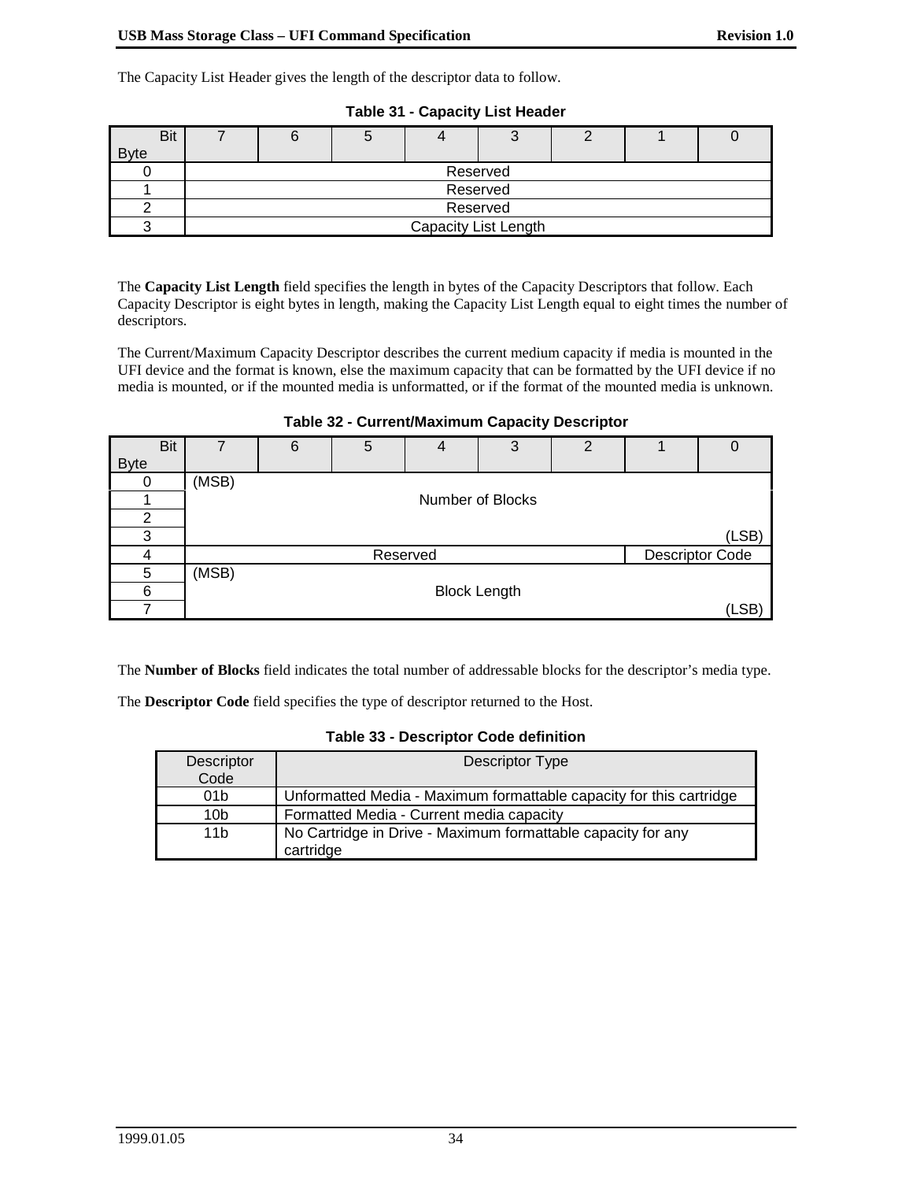The Capacity List Header gives the length of the descriptor data to follow.

**Table 31 - Capacity List Header**

| Bit / Byte | 7 | 6 | 5 | 4 | 3 | 2 | 1 | 0 |
|---|---|---|---|---|---|---|---|---|
| 0 | Reserved | | | | | | | |
| 1 | Reserved | | | | | | | |
| 2 | Reserved | | | | | | | |
| 3 | Capacity List Length | | | | | | | |

The **Capacity List Length** field specifies the length in bytes of the Capacity Descriptors that follow. Each Capacity Descriptor is eight bytes in length, making the Capacity List Length equal to eight times the number of descriptors.

The Current/Maximum Capacity Descriptor describes the current medium capacity if media is mounted in the UFI device and the format is known, else the maximum capacity that can be formatted by the UFI device if no media is mounted, or if the mounted media is unformatted, or if the format of the mounted media is unknown.

**Table 32 - Current/Maximum Capacity Descriptor**

| Bit / Byte | 7 | 6 | 5 | 4 | 3 | 2 | 1 | 0 |
|---|---|---|---|---|---|---|---|---|
| 0 | (MSB) | | | | | | | |
| 1 | Number of Blocks | | | | | | | |
| 2 | | | | | | | | |
| 3 | | | | | | | | (LSB) |
| 4 | Reserved | | | | | | Descriptor Code | |
| 5 | (MSB) | | | | | | | |
| 6 | Block Length | | | | | | | |
| 7 | | | | | | | | (LSB) |

The **Number of Blocks** field indicates the total number of addressable blocks for the descriptor's media type.

The **Descriptor Code** field specifies the type of descriptor returned to the Host.

**Table 33 - Descriptor Code definition**

| Descriptor Code | Descriptor Type |
|---|---|
| 01b | Unformatted Media - Maximum formattable capacity for this cartridge |
| 10b | Formatted Media - Current media capacity |
| 11b | No Cartridge in Drive - Maximum formattable capacity for any cartridge |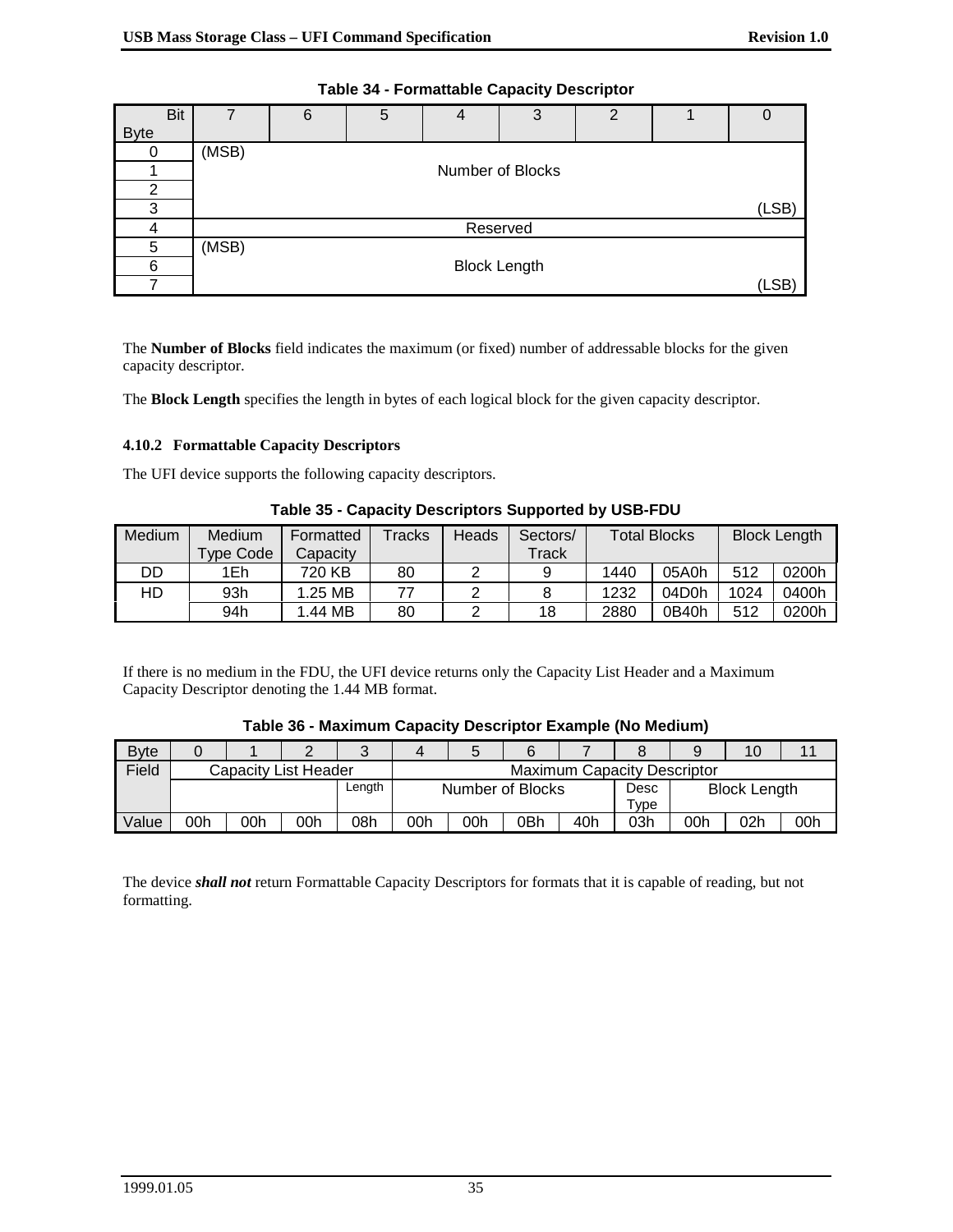**Table 34 - Formattable Capacity Descriptor**

| Byte \ Bit | 7 | 6 | 5 | 4 | 3 | 2 | 1 | 0 |
|---|---|---|---|---|---|---|---|---|
| 0 | (MSB) | | | | | | | |
| 1 | Number of Blocks | | | | | | | |
| 2 | | | | | | | | |
| 3 | | | | | | | | (LSB) |
| 4 | Reserved | | | | | | | |
| 5 | (MSB) | | | | | | | |
| 6 | Block Length | | | | | | | |
| 7 | | | | | | | | (LSB) |

The **Number of Blocks** field indicates the maximum (or fixed) number of addressable blocks for the given capacity descriptor.

The **Block Length** specifies the length in bytes of each logical block for the given capacity descriptor.

### 4.10.2 Formattable Capacity Descriptors

The UFI device supports the following capacity descriptors.

**Table 35 - Capacity Descriptors Supported by USB-FDU**

| Medium | Medium Type Code | Formatted Capacity | Tracks | Heads | Sectors/ Track | Total Blocks | | Block Length | |
|---|---|---|---|---|---|---|---|---|---|
| DD | 1Eh | 720 KB | 80 | 2 | 9 | 1440 | 05A0h | 512 | 0200h |
| HD | 93h | 1.25 MB | 77 | 2 | 8 | 1232 | 04D0h | 1024 | 0400h |
| | 94h | 1.44 MB | 80 | 2 | 18 | 2880 | 0B40h | 512 | 0200h |

If there is no medium in the FDU, the UFI device returns only the Capacity List Header and a Maximum Capacity Descriptor denoting the 1.44 MB format.

**Table 36 - Maximum Capacity Descriptor Example (No Medium)**

| Byte | 0 | 1 | 2 | 3 | 4 | 5 | 6 | 7 | 8 | 9 | 10 | 11 |
|---|---|---|---|---|---|---|---|---|---|---|---|---|
| Field | Capacity List Header | | | | Maximum Capacity Descriptor | | | | | | | |
| | | | | Length | Number of Blocks | | | | Desc Type | Block Length | | |
| Value | 00h | 00h | 00h | 08h | 00h | 00h | 0Bh | 40h | 03h | 00h | 02h | 00h |

The device ***shall not*** return Formattable Capacity Descriptors for formats that it is capable of reading, but not formatting.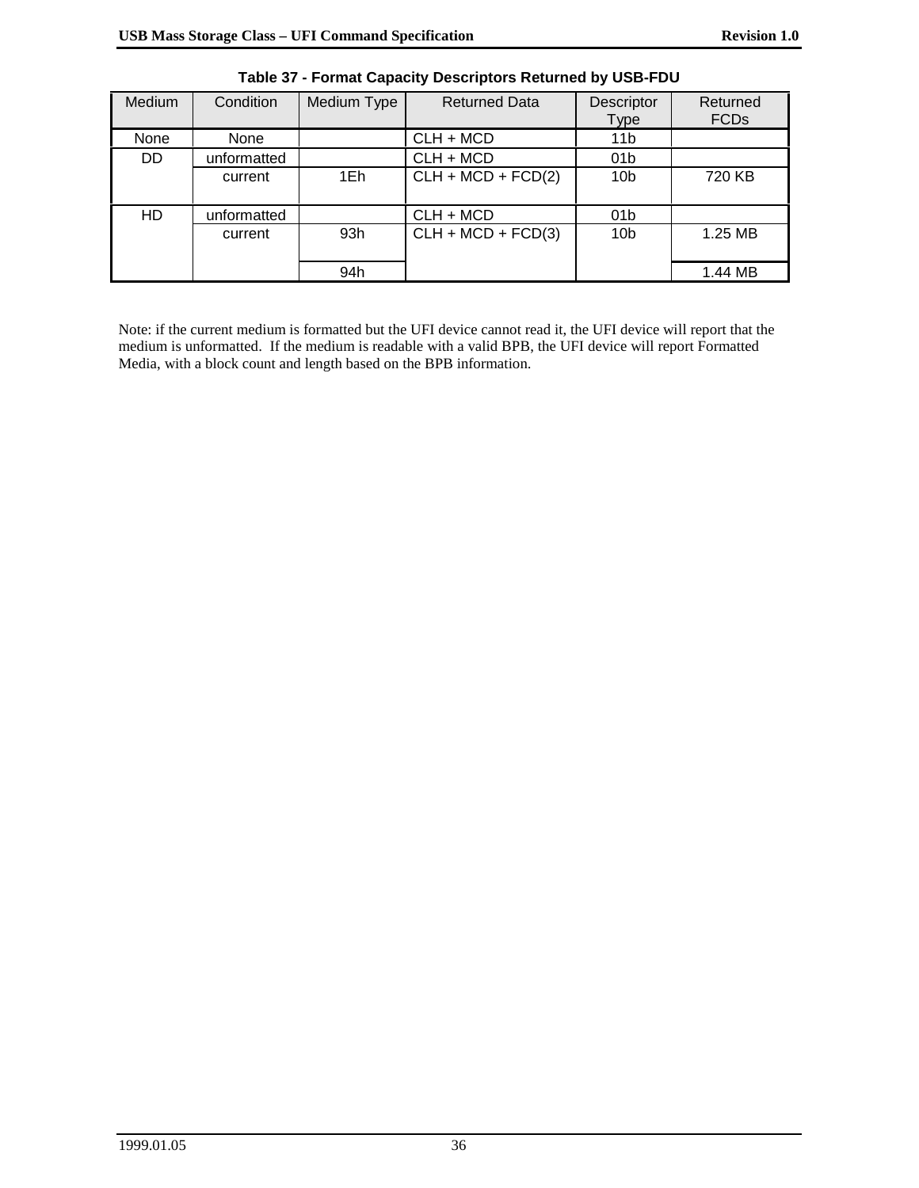**Table 37 - Format Capacity Descriptors Returned by USB-FDU**

| Medium | Condition | Medium Type | Returned Data | Descriptor Type | Returned FCDs |
|---|---|---|---|---|---|
| None | None | | CLH + MCD | 11b | |
| DD | unformatted | | CLH + MCD | 01b | |
| | current | 1Eh | CLH + MCD + FCD(2) | 10b | 720 KB |
| HD | unformatted | | CLH + MCD | 01b | |
| | current | 93h | CLH + MCD + FCD(3) | 10b | 1.25 MB |
| | | 94h | | | 1.44 MB |

Note: if the current medium is formatted but the UFI device cannot read it, the UFI device will report that the medium is unformatted. If the medium is readable with a valid BPB, the UFI device will report Formatted Media, with a block count and length based on the BPB information.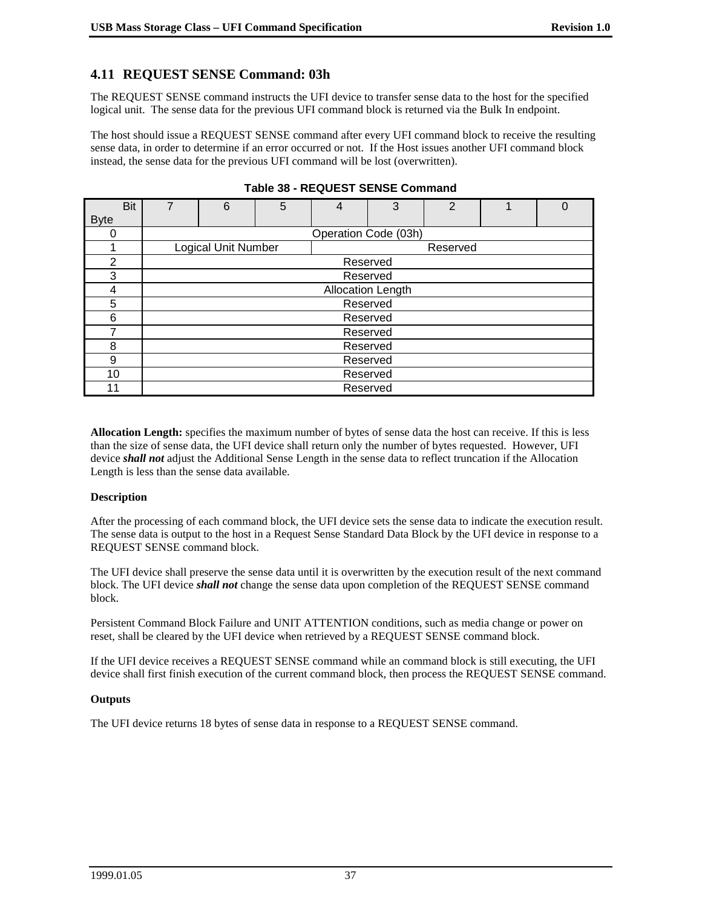## 4.11 REQUEST SENSE Command: 03h

The REQUEST SENSE command instructs the UFI device to transfer sense data to the host for the specified logical unit. The sense data for the previous UFI command block is returned via the Bulk In endpoint.

The host should issue a REQUEST SENSE command after every UFI command block to receive the resulting sense data, in order to determine if an error occurred or not. If the Host issues another UFI command block instead, the sense data for the previous UFI command will be lost (overwritten).

**Table 38 - REQUEST SENSE Command**

| Bit / Byte | 7 | 6 | 5 | 4 | 3 | 2 | 1 | 0 |
|---|---|---|---|---|---|---|---|---|
| 0 | Operation Code (03h) | | | | | | | |
| 1 | Logical Unit Number | | | Reserved | | | | |
| 2 | Reserved | | | | | | | |
| 3 | Reserved | | | | | | | |
| 4 | Allocation Length | | | | | | | |
| 5 | Reserved | | | | | | | |
| 6 | Reserved | | | | | | | |
| 7 | Reserved | | | | | | | |
| 8 | Reserved | | | | | | | |
| 9 | Reserved | | | | | | | |
| 10 | Reserved | | | | | | | |
| 11 | Reserved | | | | | | | |

**Allocation Length:** specifies the maximum number of bytes of sense data the host can receive. If this is less than the size of sense data, the UFI device shall return only the number of bytes requested. However, UFI device ***shall not*** adjust the Additional Sense Length in the sense data to reflect truncation if the Allocation Length is less than the sense data available.

**Description**

After the processing of each command block, the UFI device sets the sense data to indicate the execution result. The sense data is output to the host in a Request Sense Standard Data Block by the UFI device in response to a REQUEST SENSE command block.

The UFI device shall preserve the sense data until it is overwritten by the execution result of the next command block. The UFI device ***shall not*** change the sense data upon completion of the REQUEST SENSE command block.

Persistent Command Block Failure and UNIT ATTENTION conditions, such as media change or power on reset, shall be cleared by the UFI device when retrieved by a REQUEST SENSE command block.

If the UFI device receives a REQUEST SENSE command while an command block is still executing, the UFI device shall first finish execution of the current command block, then process the REQUEST SENSE command.

**Outputs**

The UFI device returns 18 bytes of sense data in response to a REQUEST SENSE command.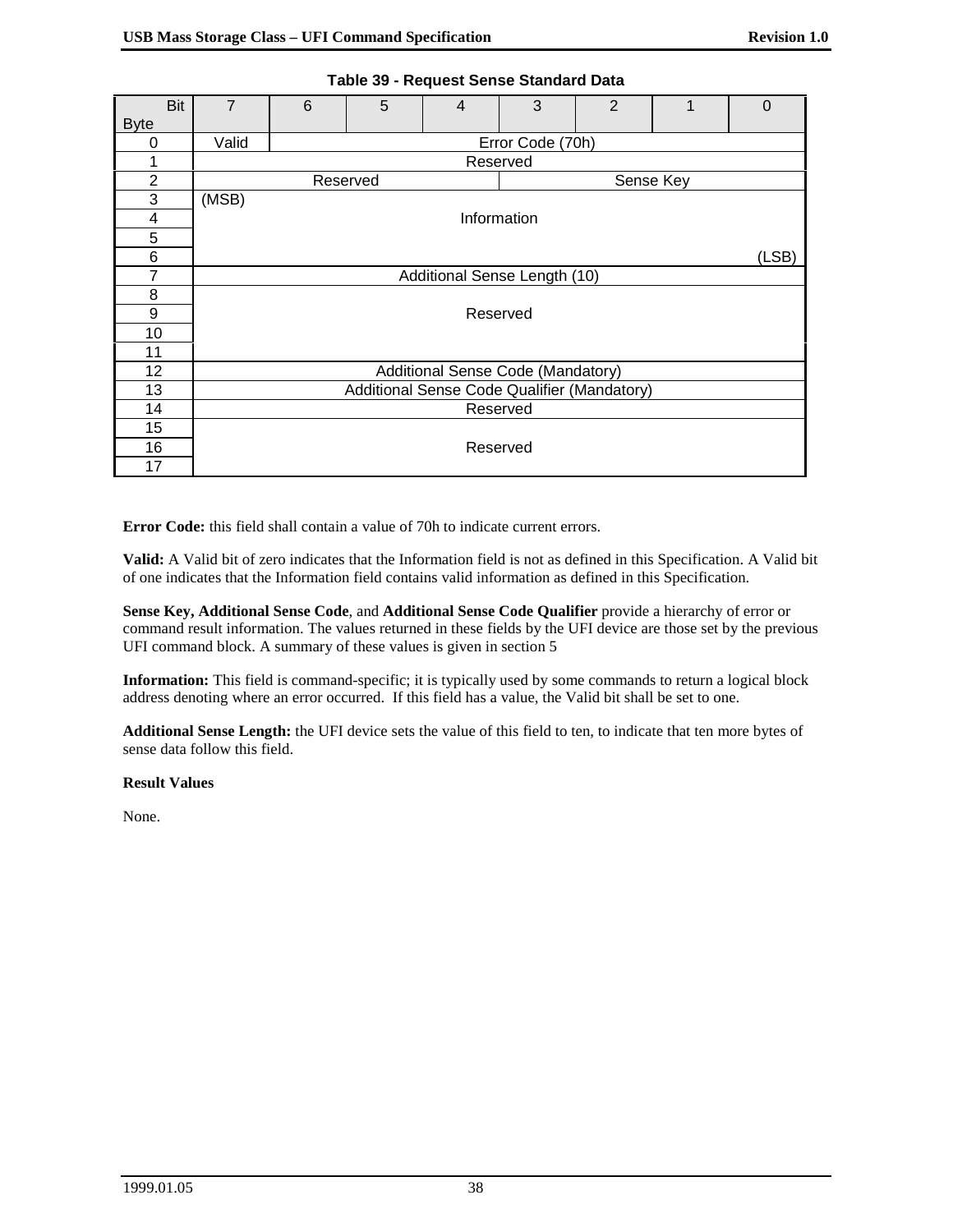**Table 39 - Request Sense Standard Data**

| Bit / Byte | 7 | 6 | 5 | 4 | 3 | 2 | 1 | 0 |
|---|---|---|---|---|---|---|---|---|
| 0 | Valid | Error Code (70h) | | | | | | |
| 1 | Reserved | | | | | | | |
| 2 | Reserved | | | | Sense Key | | | |
| 3 | (MSB) Information | | | | | | | |
| 4 | | | | | | | | |
| 5 | | | | | | | | |
| 6 | | | | | | | | (LSB) |
| 7 | Additional Sense Length (10) | | | | | | | |
| 8 | Reserved | | | | | | | |
| 9 | | | | | | | | |
| 10 | | | | | | | | |
| 11 | | | | | | | | |
| 12 | Additional Sense Code (Mandatory) | | | | | | | |
| 13 | Additional Sense Code Qualifier (Mandatory) | | | | | | | |
| 14 | Reserved | | | | | | | |
| 15 | Reserved | | | | | | | |
| 16 | | | | | | | | |
| 17 | | | | | | | | |

**Error Code:** this field shall contain a value of 70h to indicate current errors.

**Valid:** A Valid bit of zero indicates that the Information field is not as defined in this Specification. A Valid bit of one indicates that the Information field contains valid information as defined in this Specification.

**Sense Key, Additional Sense Code**, and **Additional Sense Code Qualifier** provide a hierarchy of error or command result information. The values returned in these fields by the UFI device are those set by the previous UFI command block. A summary of these values is given in section 5

**Information:** This field is command-specific; it is typically used by some commands to return a logical block address denoting where an error occurred. If this field has a value, the Valid bit shall be set to one.

**Additional Sense Length:** the UFI device sets the value of this field to ten, to indicate that ten more bytes of sense data follow this field.

**Result Values**

None.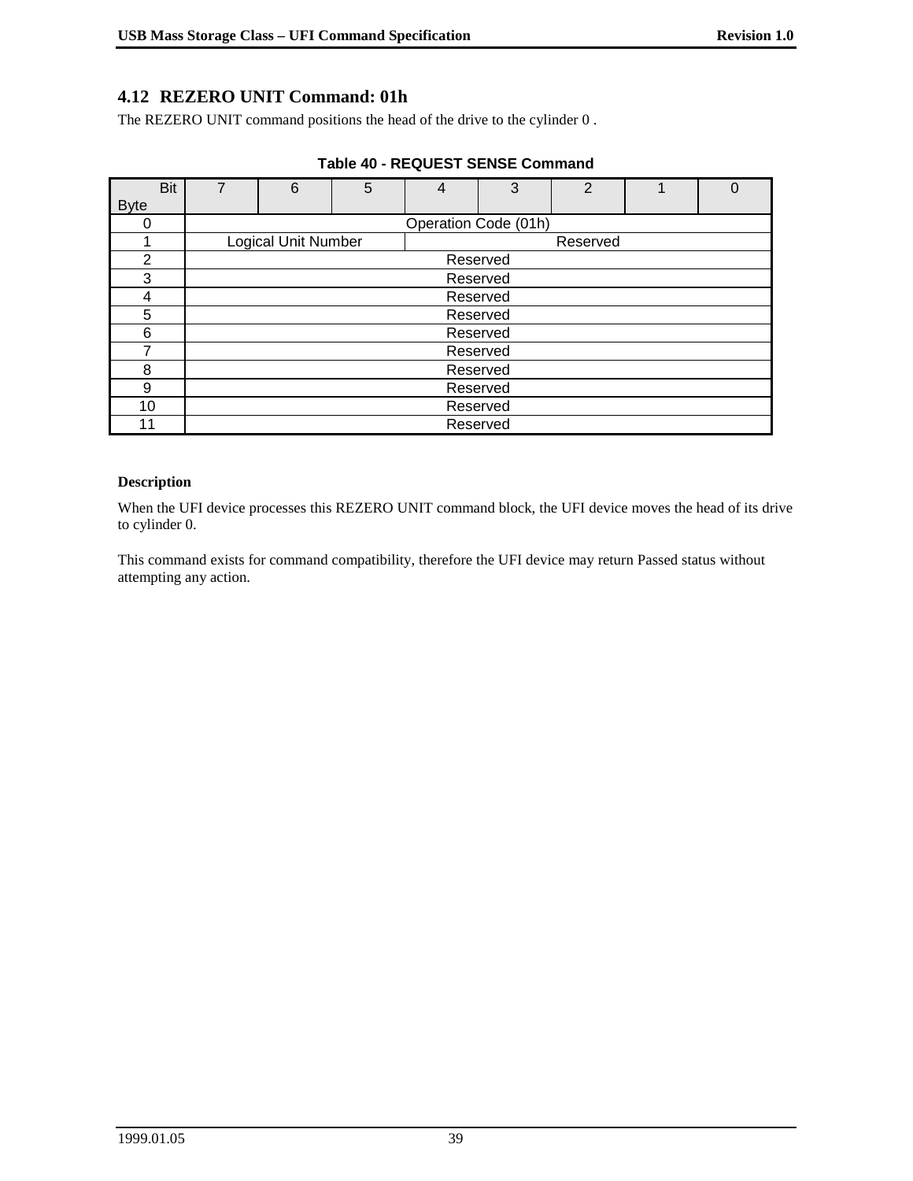## 4.12 REZERO UNIT Command: 01h

The REZERO UNIT command positions the head of the drive to the cylinder 0 .

**Table 40 - REQUEST SENSE Command**

| Byte \ Bit | 7 | 6 | 5 | 4 | 3 | 2 | 1 | 0 |
|---|---|---|---|---|---|---|---|---|
| 0 | Operation Code (01h) | | | | | | | |
| 1 | Logical Unit Number | | | Reserved | | | | |
| 2 | Reserved | | | | | | | |
| 3 | Reserved | | | | | | | |
| 4 | Reserved | | | | | | | |
| 5 | Reserved | | | | | | | |
| 6 | Reserved | | | | | | | |
| 7 | Reserved | | | | | | | |
| 8 | Reserved | | | | | | | |
| 9 | Reserved | | | | | | | |
| 10 | Reserved | | | | | | | |
| 11 | Reserved | | | | | | | |

**Description**

When the UFI device processes this REZERO UNIT command block, the UFI device moves the head of its drive to cylinder 0.

This command exists for command compatibility, therefore the UFI device may return Passed status without attempting any action.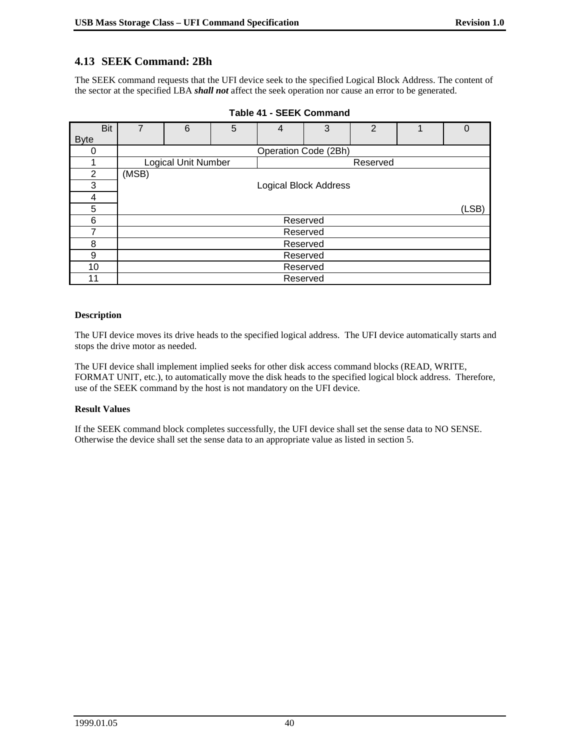## 4.13 SEEK Command: 2Bh

The SEEK command requests that the UFI device seek to the specified Logical Block Address. The content of the sector at the specified LBA ***shall not*** affect the seek operation nor cause an error to be generated.

**Table 41 - SEEK Command**

| Bit / Byte | 7 | 6 | 5 | 4 | 3 | 2 | 1 | 0 |
|---|---|---|---|---|---|---|---|---|
| 0 | Operation Code (2Bh) | | | | | | | |
| 1 | Logical Unit Number | | | Reserved | | | | |
| 2 | (MSB) Logical Block Address | | | | | | | |
| 3 | | | | | | | | |
| 4 | | | | | | | | |
| 5 | (LSB) | | | | | | | |
| 6 | Reserved | | | | | | | |
| 7 | Reserved | | | | | | | |
| 8 | Reserved | | | | | | | |
| 9 | Reserved | | | | | | | |
| 10 | Reserved | | | | | | | |
| 11 | Reserved | | | | | | | |

**Description**

The UFI device moves its drive heads to the specified logical address. The UFI device automatically starts and stops the drive motor as needed.

The UFI device shall implement implied seeks for other disk access command blocks (READ, WRITE, FORMAT UNIT, etc.), to automatically move the disk heads to the specified logical block address. Therefore, use of the SEEK command by the host is not mandatory on the UFI device.

**Result Values**

If the SEEK command block completes successfully, the UFI device shall set the sense data to NO SENSE. Otherwise the device shall set the sense data to an appropriate value as listed in section 5.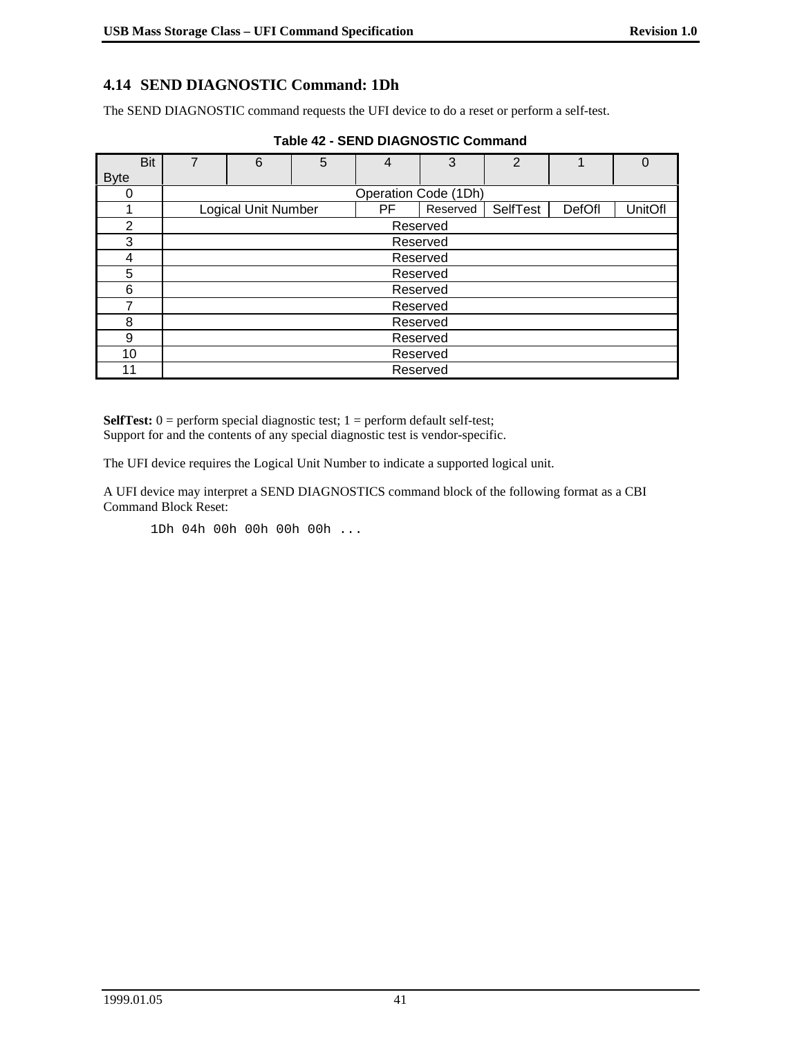## 4.14 SEND DIAGNOSTIC Command: 1Dh

The SEND DIAGNOSTIC command requests the UFI device to do a reset or perform a self-test.

**Table 42 - SEND DIAGNOSTIC Command**

| Byte \ Bit | 7 | 6 | 5 | 4 | 3 | 2 | 1 | 0 |
|---|---|---|---|---|---|---|---|---|
| 0 | Operation Code (1Dh) | | | | | | | |
| 1 | Logical Unit Number | | | PF | Reserved | SelfTest | DefOfl | UnitOfl |
| 2 | Reserved | | | | | | | |
| 3 | Reserved | | | | | | | |
| 4 | Reserved | | | | | | | |
| 5 | Reserved | | | | | | | |
| 6 | Reserved | | | | | | | |
| 7 | Reserved | | | | | | | |
| 8 | Reserved | | | | | | | |
| 9 | Reserved | | | | | | | |
| 10 | Reserved | | | | | | | |
| 11 | Reserved | | | | | | | |

**SelfTest:** 0 = perform special diagnostic test; 1 = perform default self-test;
Support for and the contents of any special diagnostic test is vendor-specific.

The UFI device requires the Logical Unit Number to indicate a supported logical unit.

A UFI device may interpret a SEND DIAGNOSTICS command block of the following format as a CBI Command Block Reset:

```
1Dh 04h 00h 00h 00h 00h ...
```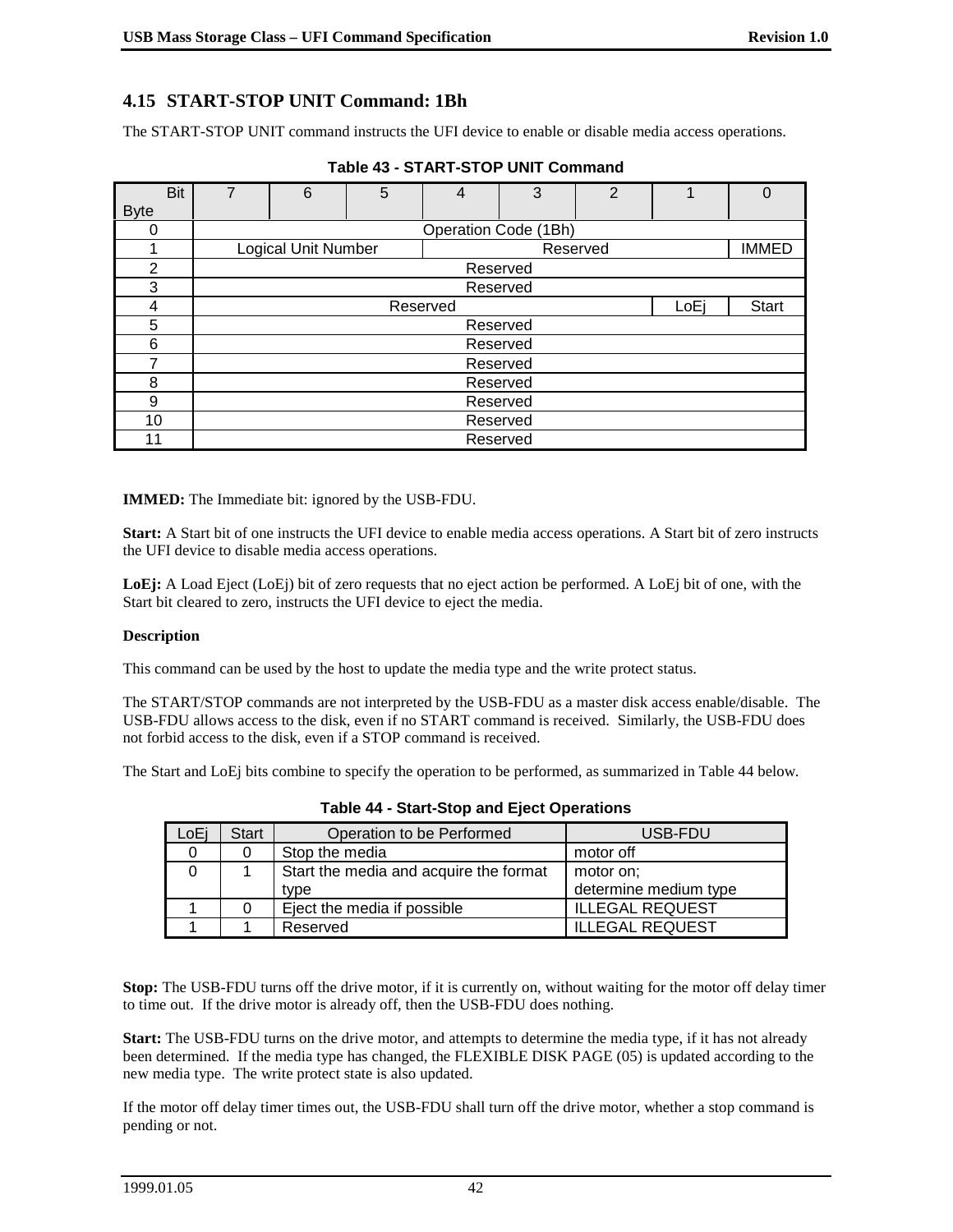## 4.15 START-STOP UNIT Command: 1Bh

The START-STOP UNIT command instructs the UFI device to enable or disable media access operations.

**Table 43 - START-STOP UNIT Command**

| Byte \ Bit | 7 | 6 | 5 | 4 | 3 | 2 | 1 | 0 |
|---|---|---|---|---|---|---|---|---|
| 0 | Operation Code (1Bh) | | | | | | | |
| 1 | Logical Unit Number | | | Reserved | | | | IMMED |
| 2 | Reserved | | | | | | | |
| 3 | Reserved | | | | | | | |
| 4 | Reserved | | | | | | LoEj | Start |
| 5 | Reserved | | | | | | | |
| 6 | Reserved | | | | | | | |
| 7 | Reserved | | | | | | | |
| 8 | Reserved | | | | | | | |
| 9 | Reserved | | | | | | | |
| 10 | Reserved | | | | | | | |
| 11 | Reserved | | | | | | | |

**IMMED:** The Immediate bit: ignored by the USB-FDU.

**Start:** A Start bit of one instructs the UFI device to enable media access operations. A Start bit of zero instructs the UFI device to disable media access operations.

**LoEj:** A Load Eject (LoEj) bit of zero requests that no eject action be performed. A LoEj bit of one, with the Start bit cleared to zero, instructs the UFI device to eject the media.

**Description**

This command can be used by the host to update the media type and the write protect status.

The START/STOP commands are not interpreted by the USB-FDU as a master disk access enable/disable. The USB-FDU allows access to the disk, even if no START command is received. Similarly, the USB-FDU does not forbid access to the disk, even if a STOP command is received.

The Start and LoEj bits combine to specify the operation to be performed, as summarized in Table 44 below.

**Table 44 - Start-Stop and Eject Operations**

| LoEj | Start | Operation to be Performed | USB-FDU |
|---|---|---|---|
| 0 | 0 | Stop the media | motor off |
| 0 | 1 | Start the media and acquire the format type | motor on; determine medium type |
| 1 | 0 | Eject the media if possible | ILLEGAL REQUEST |
| 1 | 1 | Reserved | ILLEGAL REQUEST |

**Stop:** The USB-FDU turns off the drive motor, if it is currently on, without waiting for the motor off delay timer to time out. If the drive motor is already off, then the USB-FDU does nothing.

**Start:** The USB-FDU turns on the drive motor, and attempts to determine the media type, if it has not already been determined. If the media type has changed, the FLEXIBLE DISK PAGE (05) is updated according to the new media type. The write protect state is also updated.

If the motor off delay timer times out, the USB-FDU shall turn off the drive motor, whether a stop command is pending or not.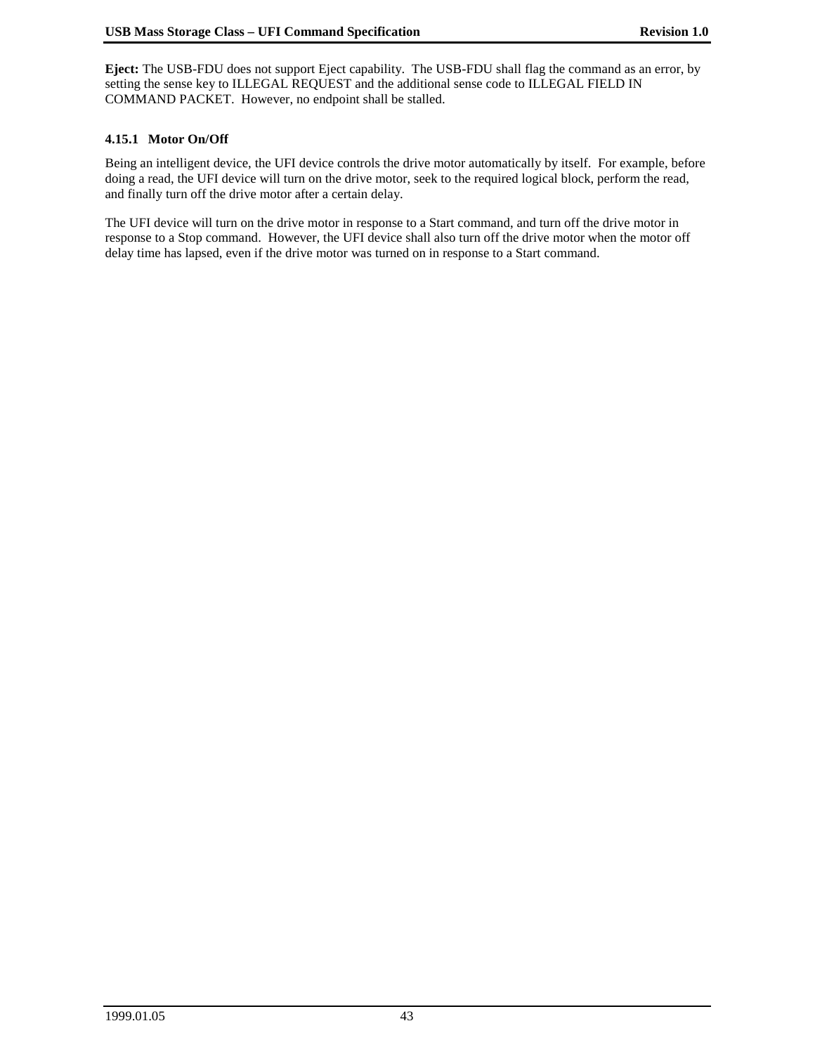**Eject:** The USB-FDU does not support Eject capability. The USB-FDU shall flag the command as an error, by setting the sense key to ILLEGAL REQUEST and the additional sense code to ILLEGAL FIELD IN COMMAND PACKET. However, no endpoint shall be stalled.

### 4.15.1 Motor On/Off

Being an intelligent device, the UFI device controls the drive motor automatically by itself. For example, before doing a read, the UFI device will turn on the drive motor, seek to the required logical block, perform the read, and finally turn off the drive motor after a certain delay.

The UFI device will turn on the drive motor in response to a Start command, and turn off the drive motor in response to a Stop command. However, the UFI device shall also turn off the drive motor when the motor off delay time has lapsed, even if the drive motor was turned on in response to a Start command.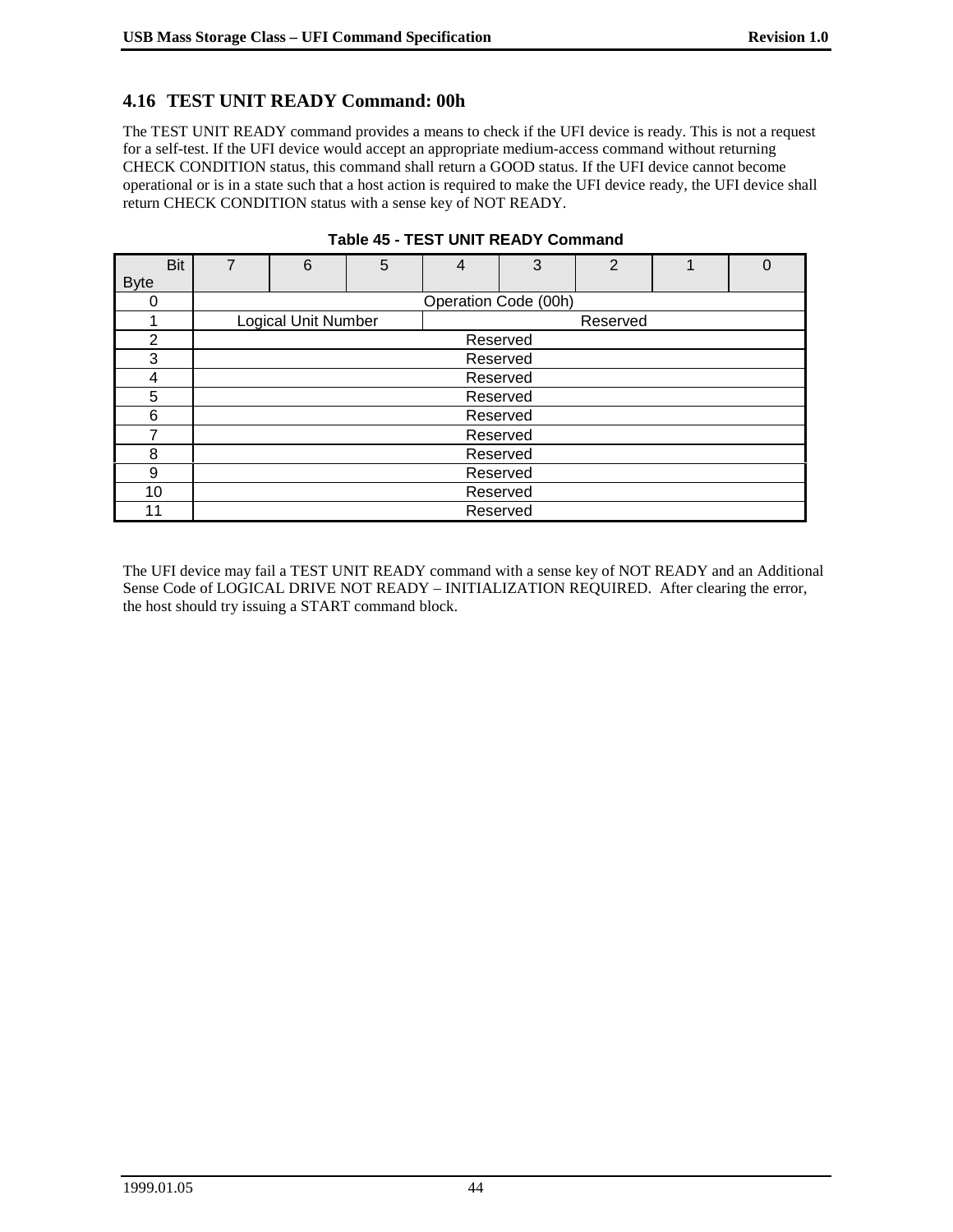## 4.16 TEST UNIT READY Command: 00h

The TEST UNIT READY command provides a means to check if the UFI device is ready. This is not a request for a self-test. If the UFI device would accept an appropriate medium-access command without returning CHECK CONDITION status, this command shall return a GOOD status. If the UFI device cannot become operational or is in a state such that a host action is required to make the UFI device ready, the UFI device shall return CHECK CONDITION status with a sense key of NOT READY.

**Table 45 - TEST UNIT READY Command**

| Byte \ Bit | 7 | 6 | 5 | 4 | 3 | 2 | 1 | 0 |
|---|---|---|---|---|---|---|---|---|
| 0 | Operation Code (00h) | | | | | | | |
| 1 | Logical Unit Number | | | Reserved | | | | |
| 2 | Reserved | | | | | | | |
| 3 | Reserved | | | | | | | |
| 4 | Reserved | | | | | | | |
| 5 | Reserved | | | | | | | |
| 6 | Reserved | | | | | | | |
| 7 | Reserved | | | | | | | |
| 8 | Reserved | | | | | | | |
| 9 | Reserved | | | | | | | |
| 10 | Reserved | | | | | | | |
| 11 | Reserved | | | | | | | |

The UFI device may fail a TEST UNIT READY command with a sense key of NOT READY and an Additional Sense Code of LOGICAL DRIVE NOT READY – INITIALIZATION REQUIRED. After clearing the error, the host should try issuing a START command block.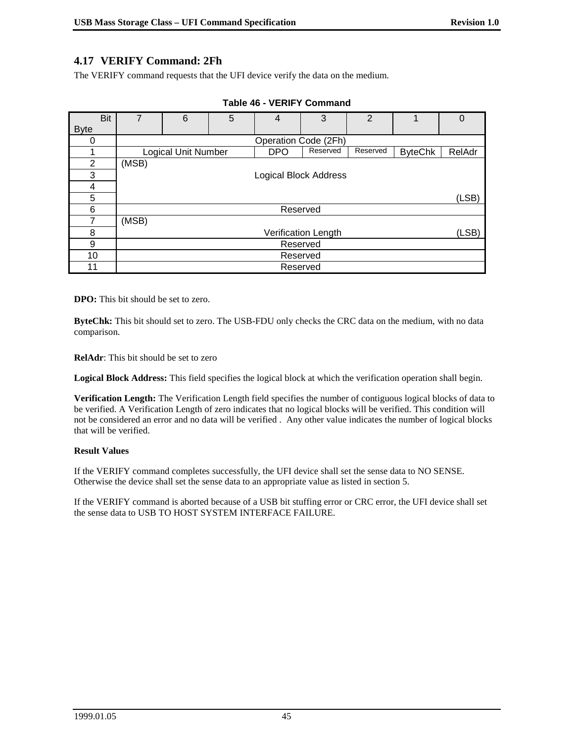## 4.17 VERIFY Command: 2Fh

The VERIFY command requests that the UFI device verify the data on the medium.

**Table 46 - VERIFY Command**

| Byte \ Bit | 7 | 6 | 5 | 4 | 3 | 2 | 1 | 0 |
|---|---|---|---|---|---|---|---|---|
| 0 | Operation Code (2Fh) | | | | | | | |
| 1 | Logical Unit Number | | | DPO | Reserved | Reserved | ByteChk | RelAdr |
| 2 | (MSB) Logical Block Address | | | | | | | |
| 3 | | | | | | | | |
| 4 | | | | | | | | |
| 5 | | | | | | | | (LSB) |
| 6 | Reserved | | | | | | | |
| 7 | (MSB) Verification Length | | | | | | | |
| 8 | | | | | | | | (LSB) |
| 9 | Reserved | | | | | | | |
| 10 | Reserved | | | | | | | |
| 11 | Reserved | | | | | | | |

**DPO:** This bit should be set to zero.

**ByteChk:** This bit should set to zero. The USB-FDU only checks the CRC data on the medium, with no data comparison.

**RelAdr**: This bit should be set to zero

**Logical Block Address:** This field specifies the logical block at which the verification operation shall begin.

**Verification Length:** The Verification Length field specifies the number of contiguous logical blocks of data to be verified. A Verification Length of zero indicates that no logical blocks will be verified. This condition will not be considered an error and no data will be verified . Any other value indicates the number of logical blocks that will be verified.

**Result Values**

If the VERIFY command completes successfully, the UFI device shall set the sense data to NO SENSE. Otherwise the device shall set the sense data to an appropriate value as listed in section 5.

If the VERIFY command is aborted because of a USB bit stuffing error or CRC error, the UFI device shall set the sense data to USB TO HOST SYSTEM INTERFACE FAILURE.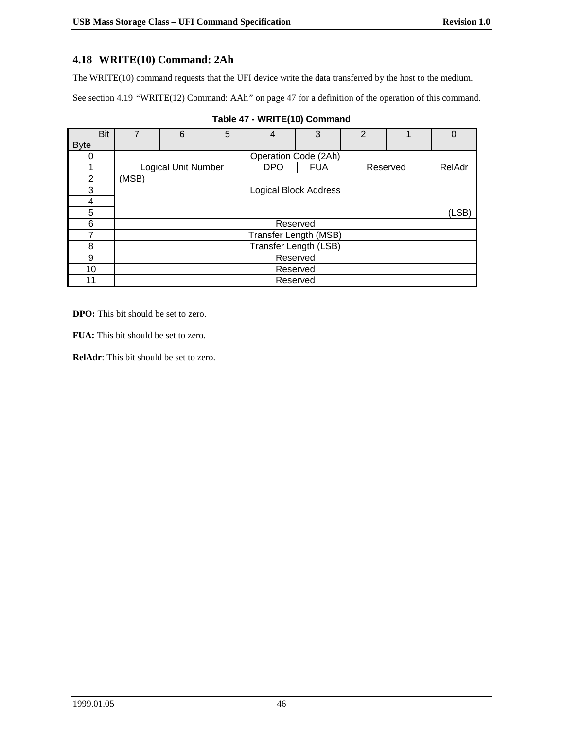## 4.18 WRITE(10) Command: 2Ah

The WRITE(10) command requests that the UFI device write the data transferred by the host to the medium.

See section 4.19 *"WRITE(12) Command: AAh"* on page 47 for a definition of the operation of this command.

**Table 47 - WRITE(10) Command**

| Byte \ Bit | 7 | 6 | 5 | 4 | 3 | 2 | 1 | 0 |
|---|---|---|---|---|---|---|---|---|
| 0 | Operation Code (2Ah) | | | | | | | |
| 1 | Logical Unit Number | | | DPO | FUA | Reserved | | RelAdr |
| 2 | (MSB) Logical Block Address | | | | | | | |
| 3 | | | | | | | | |
| 4 | | | | | | | | |
| 5 | | | | | | | | (LSB) |
| 6 | Reserved | | | | | | | |
| 7 | Transfer Length (MSB) | | | | | | | |
| 8 | Transfer Length (LSB) | | | | | | | |
| 9 | Reserved | | | | | | | |
| 10 | Reserved | | | | | | | |
| 11 | Reserved | | | | | | | |

**DPO:** This bit should be set to zero.

**FUA:** This bit should be set to zero.

**RelAdr**: This bit should be set to zero.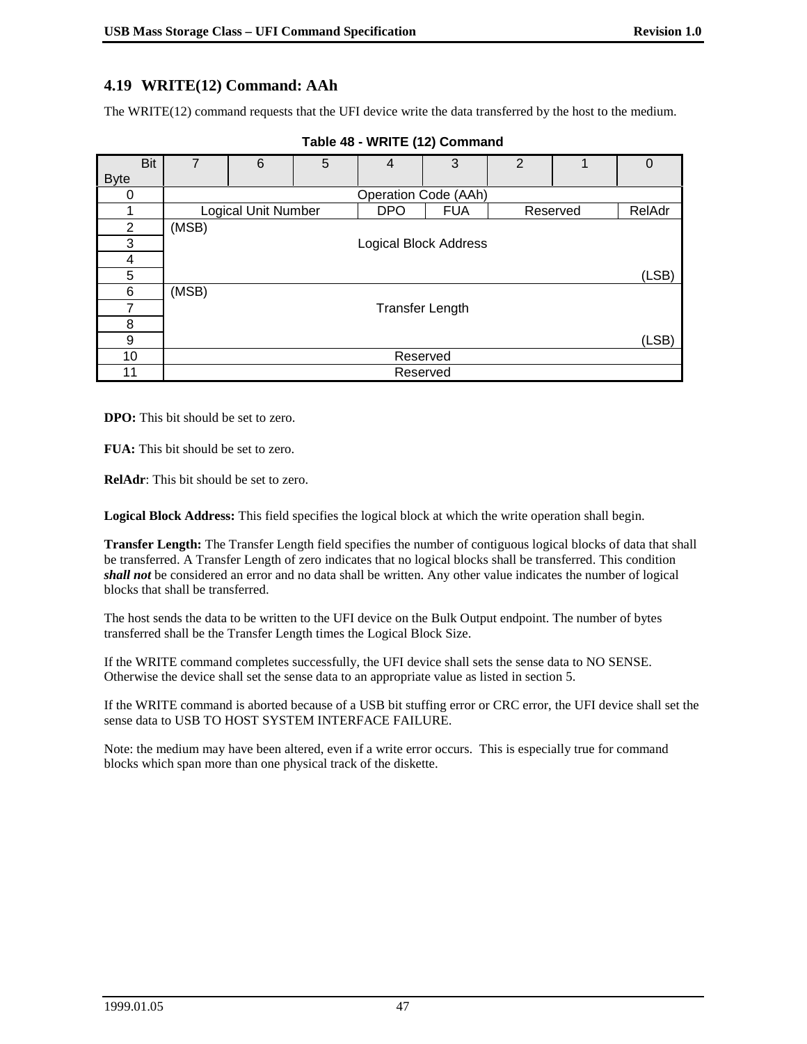## 4.19 WRITE(12) Command: AAh

The WRITE(12) command requests that the UFI device write the data transferred by the host to the medium.

**Table 48 - WRITE (12) Command**

| Byte \ Bit | 7 | 6 | 5 | 4 | 3 | 2 | 1 | 0 |
|---|---|---|---|---|---|---|---|---|
| 0 | Operation Code (AAh) | | | | | | | |
| 1 | Logical Unit Number | | | DPO | FUA | Reserved | | RelAdr |
| 2 | (MSB) Logical Block Address | | | | | | | |
| 3 | | | | | | | | |
| 4 | | | | | | | | |
| 5 | | | | | | | | (LSB) |
| 6 | (MSB) Transfer Length | | | | | | | |
| 7 | | | | | | | | |
| 8 | | | | | | | | |
| 9 | | | | | | | | (LSB) |
| 10 | Reserved | | | | | | | |
| 11 | Reserved | | | | | | | |

**DPO:** This bit should be set to zero.

**FUA:** This bit should be set to zero.

**RelAdr**: This bit should be set to zero.

**Logical Block Address:** This field specifies the logical block at which the write operation shall begin.

**Transfer Length:** The Transfer Length field specifies the number of contiguous logical blocks of data that shall be transferred. A Transfer Length of zero indicates that no logical blocks shall be transferred. This condition ***shall not*** be considered an error and no data shall be written. Any other value indicates the number of logical blocks that shall be transferred.

The host sends the data to be written to the UFI device on the Bulk Output endpoint. The number of bytes transferred shall be the Transfer Length times the Logical Block Size.

If the WRITE command completes successfully, the UFI device shall sets the sense data to NO SENSE. Otherwise the device shall set the sense data to an appropriate value as listed in section 5.

If the WRITE command is aborted because of a USB bit stuffing error or CRC error, the UFI device shall set the sense data to USB TO HOST SYSTEM INTERFACE FAILURE.

Note: the medium may have been altered, even if a write error occurs. This is especially true for command blocks which span more than one physical track of the diskette.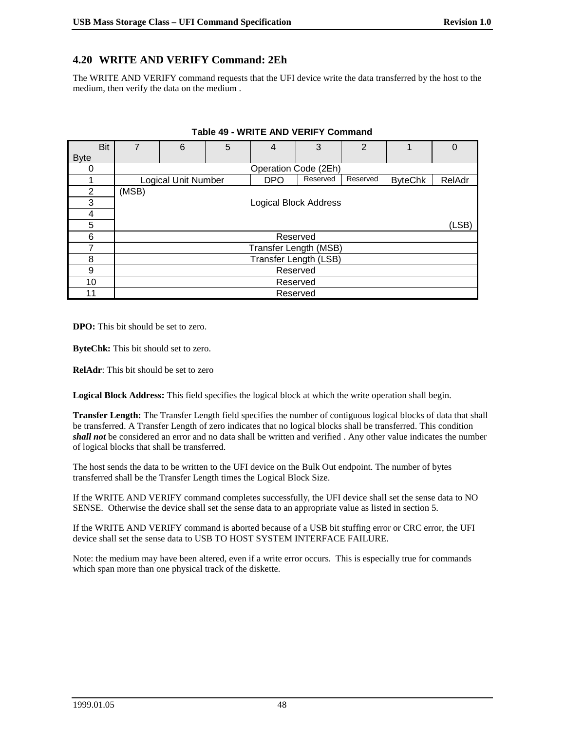## 4.20 WRITE AND VERIFY Command: 2Eh

The WRITE AND VERIFY command requests that the UFI device write the data transferred by the host to the medium, then verify the data on the medium .

**Table 49 - WRITE AND VERIFY Command**

| Byte \ Bit | 7 | 6 | 5 | 4 | 3 | 2 | 1 | 0 |
|---|---|---|---|---|---|---|---|---|
| 0 | Operation Code (2Eh) | | | | | | | |
| 1 | Logical Unit Number | | | DPO | Reserved | Reserved | ByteChk | RelAdr |
| 2 | (MSB) Logical Block Address | | | | | | | |
| 3 | | | | | | | | |
| 4 | | | | | | | | |
| 5 | | | | | | | | (LSB) |
| 6 | Reserved | | | | | | | |
| 7 | Transfer Length (MSB) | | | | | | | |
| 8 | Transfer Length (LSB) | | | | | | | |
| 9 | Reserved | | | | | | | |
| 10 | Reserved | | | | | | | |
| 11 | Reserved | | | | | | | |

**DPO:** This bit should be set to zero.

**ByteChk:** This bit should set to zero.

**RelAdr**: This bit should be set to zero

**Logical Block Address:** This field specifies the logical block at which the write operation shall begin.

**Transfer Length:** The Transfer Length field specifies the number of contiguous logical blocks of data that shall be transferred. A Transfer Length of zero indicates that no logical blocks shall be transferred. This condition ***shall not*** be considered an error and no data shall be written and verified . Any other value indicates the number of logical blocks that shall be transferred.

The host sends the data to be written to the UFI device on the Bulk Out endpoint. The number of bytes transferred shall be the Transfer Length times the Logical Block Size.

If the WRITE AND VERIFY command completes successfully, the UFI device shall set the sense data to NO SENSE. Otherwise the device shall set the sense data to an appropriate value as listed in section 5.

If the WRITE AND VERIFY command is aborted because of a USB bit stuffing error or CRC error, the UFI device shall set the sense data to USB TO HOST SYSTEM INTERFACE FAILURE.

Note: the medium may have been altered, even if a write error occurs. This is especially true for commands which span more than one physical track of the diskette.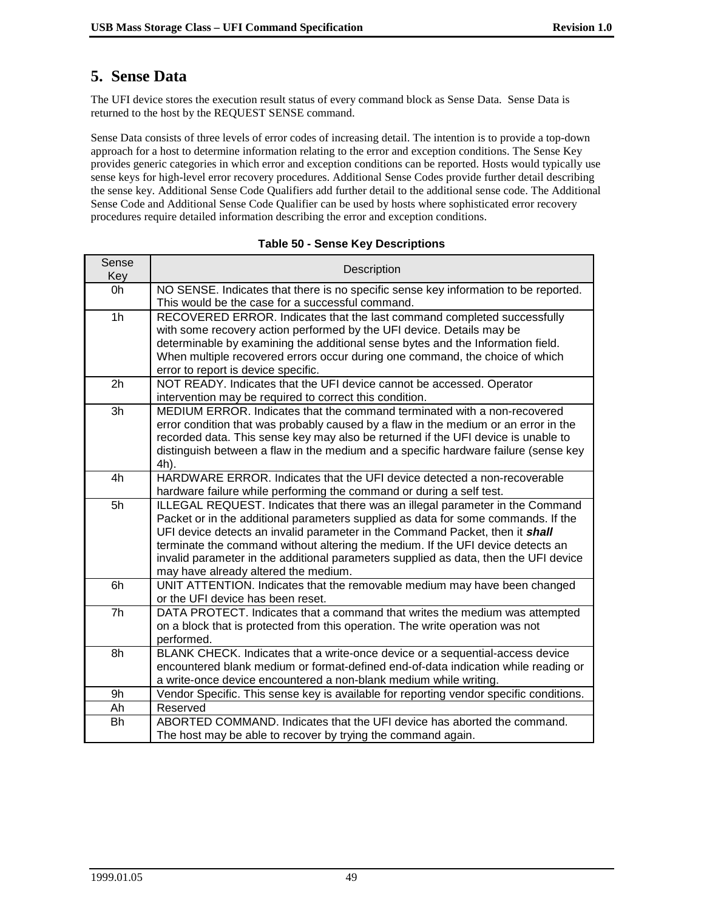# 5. Sense Data

The UFI device stores the execution result status of every command block as Sense Data. Sense Data is returned to the host by the REQUEST SENSE command.

Sense Data consists of three levels of error codes of increasing detail. The intention is to provide a top-down approach for a host to determine information relating to the error and exception conditions. The Sense Key provides generic categories in which error and exception conditions can be reported. Hosts would typically use sense keys for high-level error recovery procedures. Additional Sense Codes provide further detail describing the sense key. Additional Sense Code Qualifiers add further detail to the additional sense code. The Additional Sense Code and Additional Sense Code Qualifier can be used by hosts where sophisticated error recovery procedures require detailed information describing the error and exception conditions.

**Table 50 - Sense Key Descriptions**

| Sense Key | Description |
|---|---|
| 0h | NO SENSE. Indicates that there is no specific sense key information to be reported. This would be the case for a successful command. |
| 1h | RECOVERED ERROR. Indicates that the last command completed successfully with some recovery action performed by the UFI device. Details may be determinable by examining the additional sense bytes and the Information field. When multiple recovered errors occur during one command, the choice of which error to report is device specific. |
| 2h | NOT READY. Indicates that the UFI device cannot be accessed. Operator intervention may be required to correct this condition. |
| 3h | MEDIUM ERROR. Indicates that the command terminated with a non-recovered error condition that was probably caused by a flaw in the medium or an error in the recorded data. This sense key may also be returned if the UFI device is unable to distinguish between a flaw in the medium and a specific hardware failure (sense key 4h). |
| 4h | HARDWARE ERROR. Indicates that the UFI device detected a non-recoverable hardware failure while performing the command or during a self test. |
| 5h | ILLEGAL REQUEST. Indicates that there was an illegal parameter in the Command Packet or in the additional parameters supplied as data for some commands. If the UFI device detects an invalid parameter in the Command Packet, then it ***shall*** terminate the command without altering the medium. If the UFI device detects an invalid parameter in the additional parameters supplied as data, then the UFI device may have already altered the medium. |
| 6h | UNIT ATTENTION. Indicates that the removable medium may have been changed or the UFI device has been reset. |
| 7h | DATA PROTECT. Indicates that a command that writes the medium was attempted on a block that is protected from this operation. The write operation was not performed. |
| 8h | BLANK CHECK. Indicates that a write-once device or a sequential-access device encountered blank medium or format-defined end-of-data indication while reading or a write-once device encountered a non-blank medium while writing. |
| 9h | Vendor Specific. This sense key is available for reporting vendor specific conditions. |
| Ah | Reserved |
| Bh | ABORTED COMMAND. Indicates that the UFI device has aborted the command. The host may be able to recover by trying the command again. |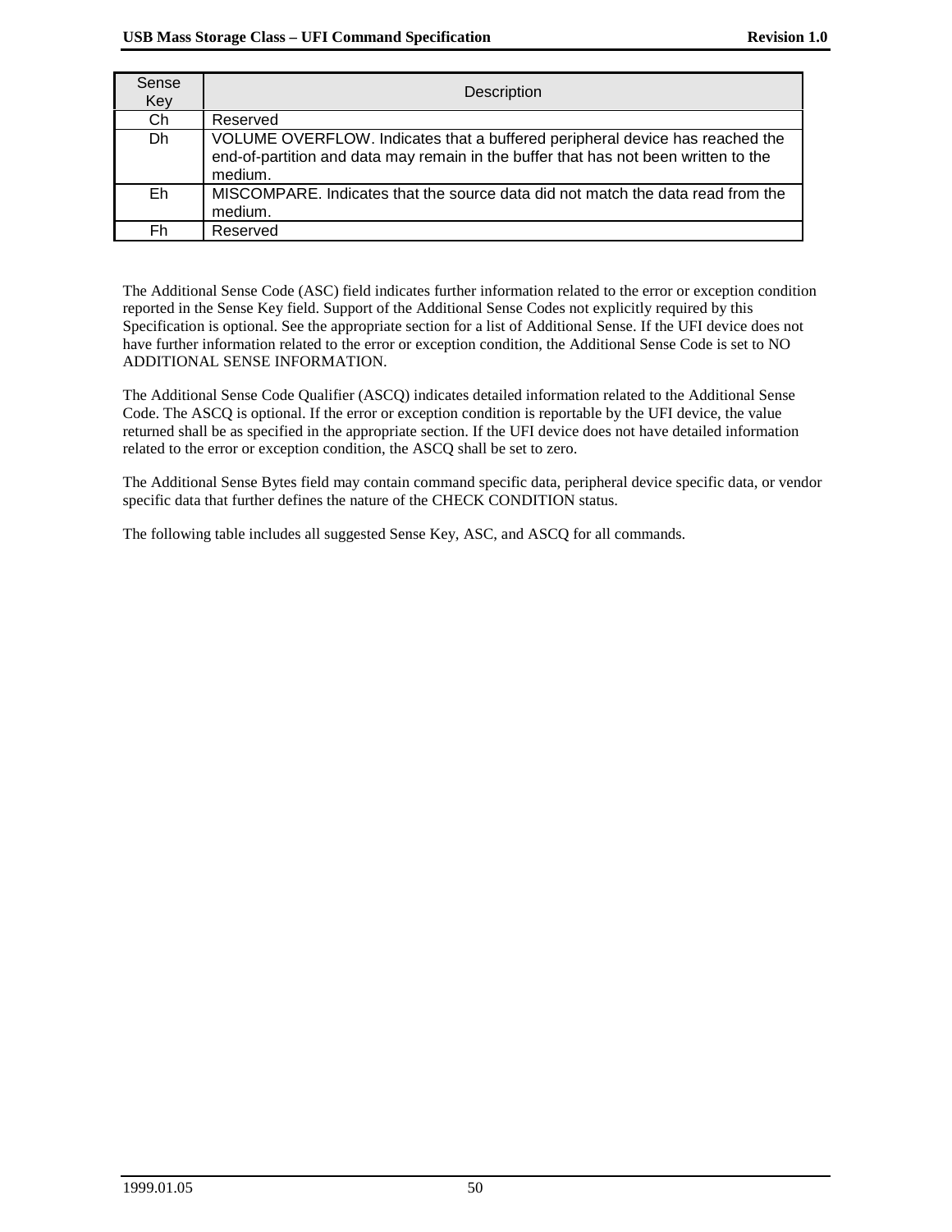| Sense Key | Description |
|---|---|
| Ch | Reserved |
| Dh | VOLUME OVERFLOW. Indicates that a buffered peripheral device has reached the end-of-partition and data may remain in the buffer that has not been written to the medium. |
| Eh | MISCOMPARE. Indicates that the source data did not match the data read from the medium. |
| Fh | Reserved |

The Additional Sense Code (ASC) field indicates further information related to the error or exception condition reported in the Sense Key field. Support of the Additional Sense Codes not explicitly required by this Specification is optional. See the appropriate section for a list of Additional Sense. If the UFI device does not have further information related to the error or exception condition, the Additional Sense Code is set to NO ADDITIONAL SENSE INFORMATION.

The Additional Sense Code Qualifier (ASCQ) indicates detailed information related to the Additional Sense Code. The ASCQ is optional. If the error or exception condition is reportable by the UFI device, the value returned shall be as specified in the appropriate section. If the UFI device does not have detailed information related to the error or exception condition, the ASCQ shall be set to zero.

The Additional Sense Bytes field may contain command specific data, peripheral device specific data, or vendor specific data that further defines the nature of the CHECK CONDITION status.

The following table includes all suggested Sense Key, ASC, and ASCQ for all commands.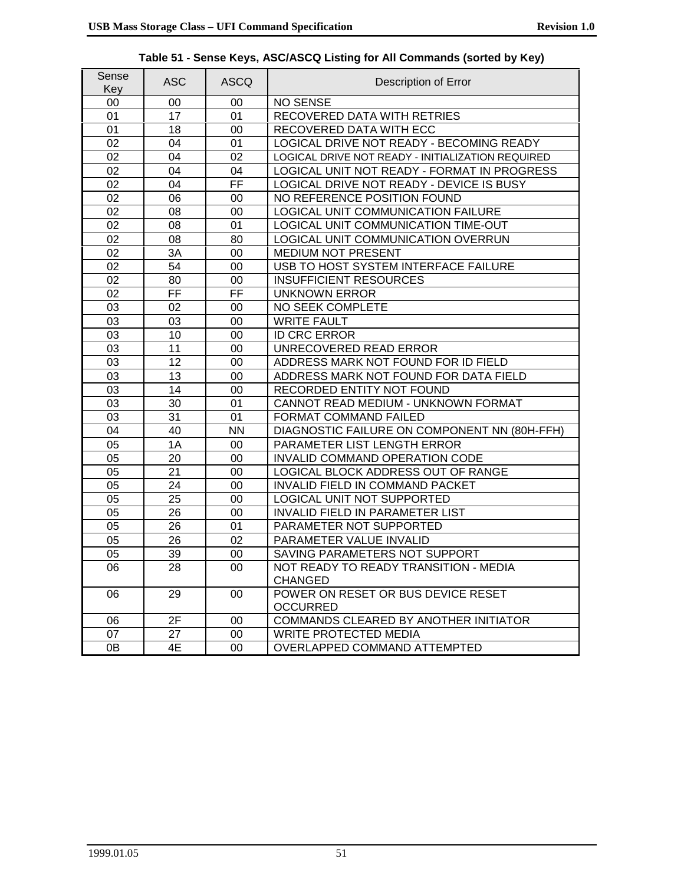**Table 51 - Sense Keys, ASC/ASCQ Listing for All Commands (sorted by Key)**

| Sense Key | ASC | ASCQ | Description of Error |
|---|---|---|---|
| 00 | 00 | 00 | NO SENSE |
| 01 | 17 | 01 | RECOVERED DATA WITH RETRIES |
| 01 | 18 | 00 | RECOVERED DATA WITH ECC |
| 02 | 04 | 01 | LOGICAL DRIVE NOT READY - BECOMING READY |
| 02 | 04 | 02 | LOGICAL DRIVE NOT READY - INITIALIZATION REQUIRED |
| 02 | 04 | 04 | LOGICAL UNIT NOT READY - FORMAT IN PROGRESS |
| 02 | 04 | FF | LOGICAL DRIVE NOT READY - DEVICE IS BUSY |
| 02 | 06 | 00 | NO REFERENCE POSITION FOUND |
| 02 | 08 | 00 | LOGICAL UNIT COMMUNICATION FAILURE |
| 02 | 08 | 01 | LOGICAL UNIT COMMUNICATION TIME-OUT |
| 02 | 08 | 80 | LOGICAL UNIT COMMUNICATION OVERRUN |
| 02 | 3A | 00 | MEDIUM NOT PRESENT |
| 02 | 54 | 00 | USB TO HOST SYSTEM INTERFACE FAILURE |
| 02 | 80 | 00 | INSUFFICIENT RESOURCES |
| 02 | FF | FF | UNKNOWN ERROR |
| 03 | 02 | 00 | NO SEEK COMPLETE |
| 03 | 03 | 00 | WRITE FAULT |
| 03 | 10 | 00 | ID CRC ERROR |
| 03 | 11 | 00 | UNRECOVERED READ ERROR |
| 03 | 12 | 00 | ADDRESS MARK NOT FOUND FOR ID FIELD |
| 03 | 13 | 00 | ADDRESS MARK NOT FOUND FOR DATA FIELD |
| 03 | 14 | 00 | RECORDED ENTITY NOT FOUND |
| 03 | 30 | 01 | CANNOT READ MEDIUM - UNKNOWN FORMAT |
| 03 | 31 | 01 | FORMAT COMMAND FAILED |
| 04 | 40 | NN | DIAGNOSTIC FAILURE ON COMPONENT NN (80H-FFH) |
| 05 | 1A | 00 | PARAMETER LIST LENGTH ERROR |
| 05 | 20 | 00 | INVALID COMMAND OPERATION CODE |
| 05 | 21 | 00 | LOGICAL BLOCK ADDRESS OUT OF RANGE |
| 05 | 24 | 00 | INVALID FIELD IN COMMAND PACKET |
| 05 | 25 | 00 | LOGICAL UNIT NOT SUPPORTED |
| 05 | 26 | 00 | INVALID FIELD IN PARAMETER LIST |
| 05 | 26 | 01 | PARAMETER NOT SUPPORTED |
| 05 | 26 | 02 | PARAMETER VALUE INVALID |
| 05 | 39 | 00 | SAVING PARAMETERS NOT SUPPORT |
| 06 | 28 | 00 | NOT READY TO READY TRANSITION - MEDIA CHANGED |
| 06 | 29 | 00 | POWER ON RESET OR BUS DEVICE RESET OCCURRED |
| 06 | 2F | 00 | COMMANDS CLEARED BY ANOTHER INITIATOR |
| 07 | 27 | 00 | WRITE PROTECTED MEDIA |
| 0B | 4E | 00 | OVERLAPPED COMMAND ATTEMPTED |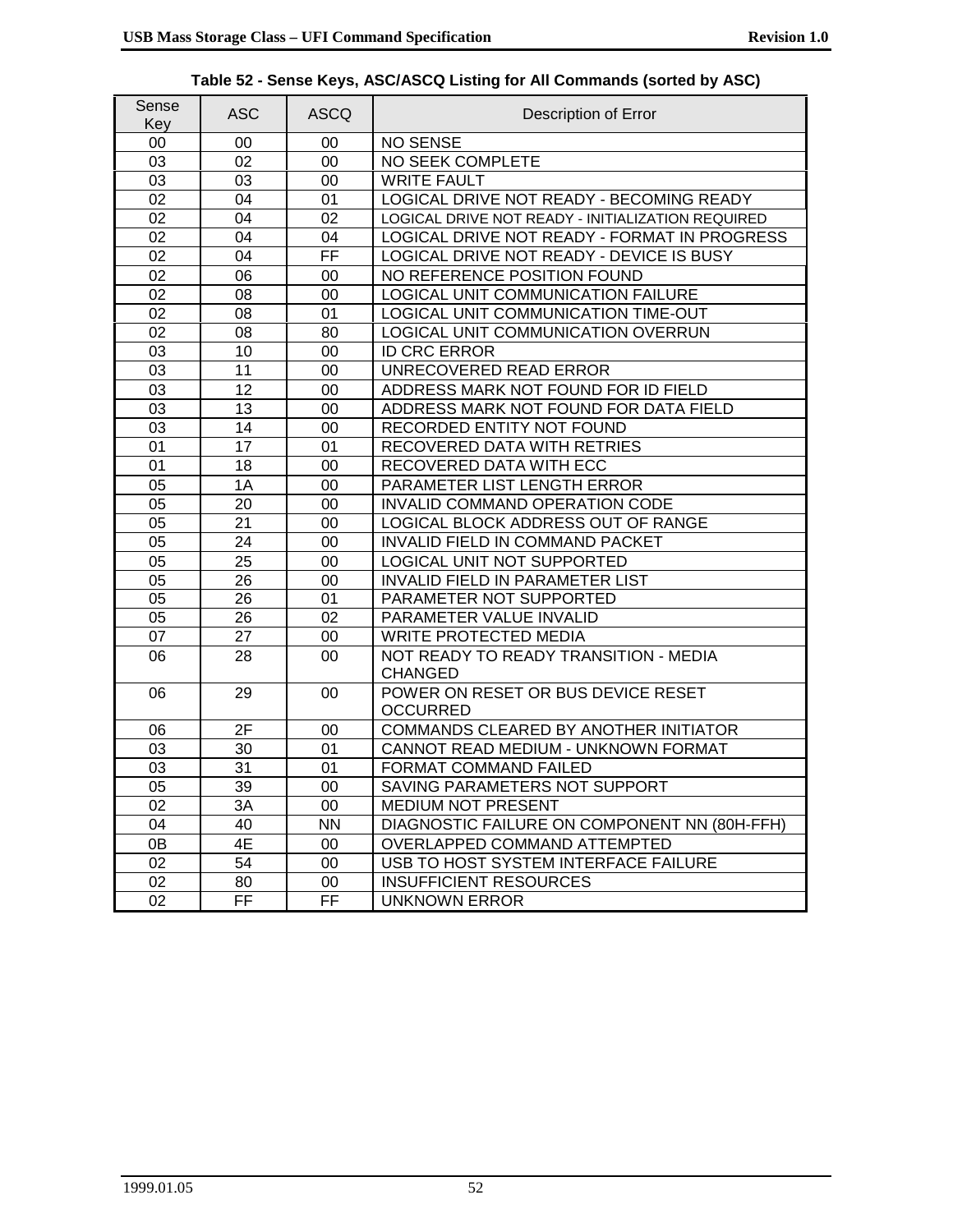**Table 52 - Sense Keys, ASC/ASCQ Listing for All Commands (sorted by ASC)**

| Sense Key | ASC | ASCQ | Description of Error |
|---|---|---|---|
| 00 | 00 | 00 | NO SENSE |
| 03 | 02 | 00 | NO SEEK COMPLETE |
| 03 | 03 | 00 | WRITE FAULT |
| 02 | 04 | 01 | LOGICAL DRIVE NOT READY - BECOMING READY |
| 02 | 04 | 02 | LOGICAL DRIVE NOT READY - INITIALIZATION REQUIRED |
| 02 | 04 | 04 | LOGICAL DRIVE NOT READY - FORMAT IN PROGRESS |
| 02 | 04 | FF | LOGICAL DRIVE NOT READY - DEVICE IS BUSY |
| 02 | 06 | 00 | NO REFERENCE POSITION FOUND |
| 02 | 08 | 00 | LOGICAL UNIT COMMUNICATION FAILURE |
| 02 | 08 | 01 | LOGICAL UNIT COMMUNICATION TIME-OUT |
| 02 | 08 | 80 | LOGICAL UNIT COMMUNICATION OVERRUN |
| 03 | 10 | 00 | ID CRC ERROR |
| 03 | 11 | 00 | UNRECOVERED READ ERROR |
| 03 | 12 | 00 | ADDRESS MARK NOT FOUND FOR ID FIELD |
| 03 | 13 | 00 | ADDRESS MARK NOT FOUND FOR DATA FIELD |
| 03 | 14 | 00 | RECORDED ENTITY NOT FOUND |
| 01 | 17 | 01 | RECOVERED DATA WITH RETRIES |
| 01 | 18 | 00 | RECOVERED DATA WITH ECC |
| 05 | 1A | 00 | PARAMETER LIST LENGTH ERROR |
| 05 | 20 | 00 | INVALID COMMAND OPERATION CODE |
| 05 | 21 | 00 | LOGICAL BLOCK ADDRESS OUT OF RANGE |
| 05 | 24 | 00 | INVALID FIELD IN COMMAND PACKET |
| 05 | 25 | 00 | LOGICAL UNIT NOT SUPPORTED |
| 05 | 26 | 00 | INVALID FIELD IN PARAMETER LIST |
| 05 | 26 | 01 | PARAMETER NOT SUPPORTED |
| 05 | 26 | 02 | PARAMETER VALUE INVALID |
| 07 | 27 | 00 | WRITE PROTECTED MEDIA |
| 06 | 28 | 00 | NOT READY TO READY TRANSITION - MEDIA CHANGED |
| 06 | 29 | 00 | POWER ON RESET OR BUS DEVICE RESET OCCURRED |
| 06 | 2F | 00 | COMMANDS CLEARED BY ANOTHER INITIATOR |
| 03 | 30 | 01 | CANNOT READ MEDIUM - UNKNOWN FORMAT |
| 03 | 31 | 01 | FORMAT COMMAND FAILED |
| 05 | 39 | 00 | SAVING PARAMETERS NOT SUPPORT |
| 02 | 3A | 00 | MEDIUM NOT PRESENT |
| 04 | 40 | NN | DIAGNOSTIC FAILURE ON COMPONENT NN (80H-FFH) |
| 0B | 4E | 00 | OVERLAPPED COMMAND ATTEMPTED |
| 02 | 54 | 00 | USB TO HOST SYSTEM INTERFACE FAILURE |
| 02 | 80 | 00 | INSUFFICIENT RESOURCES |
| 02 | FF | FF | UNKNOWN ERROR |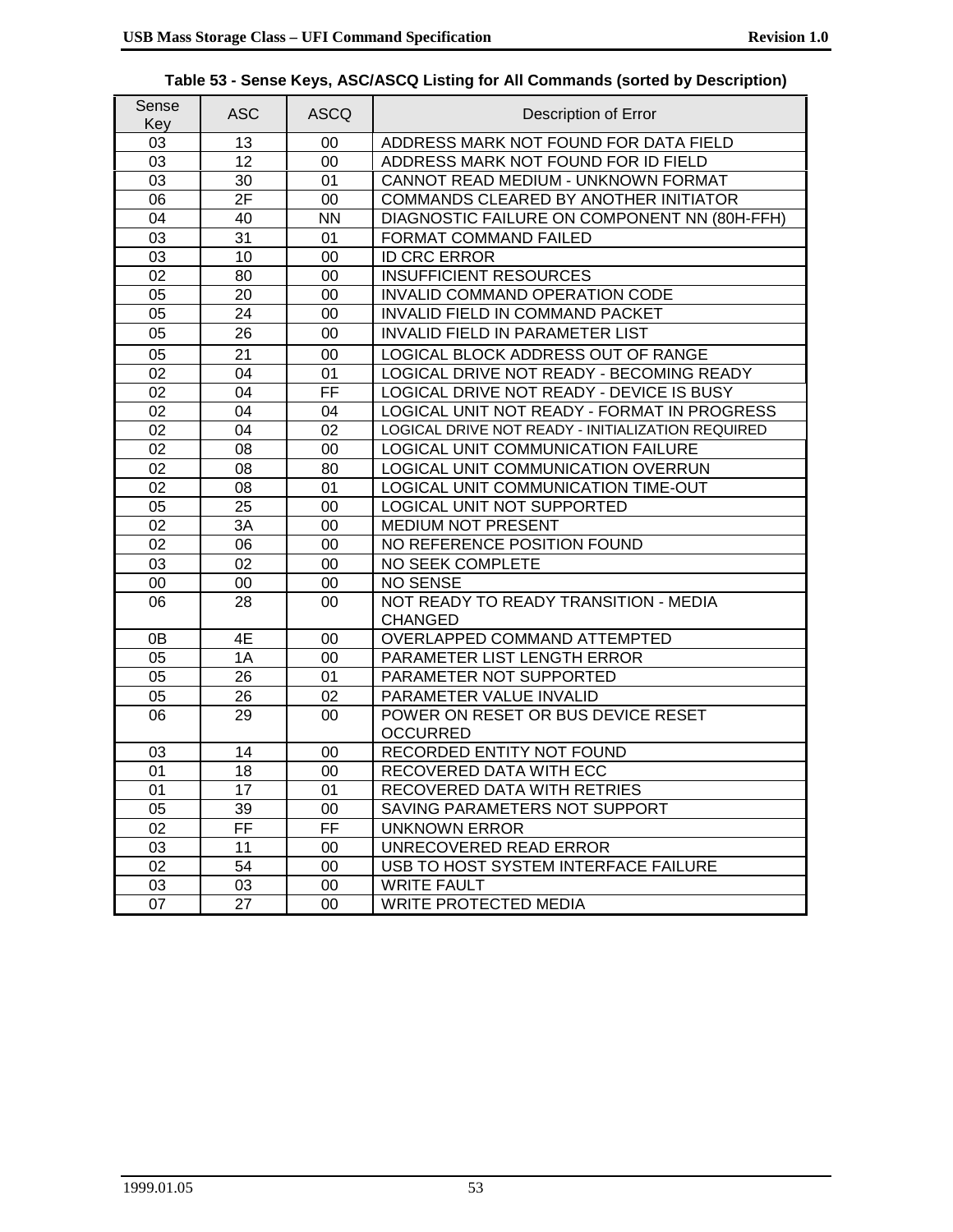**Table 53 - Sense Keys, ASC/ASCQ Listing for All Commands (sorted by Description)**

| Sense Key | ASC | ASCQ | Description of Error |
|---|---|---|---|
| 03 | 13 | 00 | ADDRESS MARK NOT FOUND FOR DATA FIELD |
| 03 | 12 | 00 | ADDRESS MARK NOT FOUND FOR ID FIELD |
| 03 | 30 | 01 | CANNOT READ MEDIUM - UNKNOWN FORMAT |
| 06 | 2F | 00 | COMMANDS CLEARED BY ANOTHER INITIATOR |
| 04 | 40 | NN | DIAGNOSTIC FAILURE ON COMPONENT NN (80H-FFH) |
| 03 | 31 | 01 | FORMAT COMMAND FAILED |
| 03 | 10 | 00 | ID CRC ERROR |
| 02 | 80 | 00 | INSUFFICIENT RESOURCES |
| 05 | 20 | 00 | INVALID COMMAND OPERATION CODE |
| 05 | 24 | 00 | INVALID FIELD IN COMMAND PACKET |
| 05 | 26 | 00 | INVALID FIELD IN PARAMETER LIST |
| 05 | 21 | 00 | LOGICAL BLOCK ADDRESS OUT OF RANGE |
| 02 | 04 | 01 | LOGICAL DRIVE NOT READY - BECOMING READY |
| 02 | 04 | FF | LOGICAL DRIVE NOT READY - DEVICE IS BUSY |
| 02 | 04 | 04 | LOGICAL UNIT NOT READY - FORMAT IN PROGRESS |
| 02 | 04 | 02 | LOGICAL DRIVE NOT READY - INITIALIZATION REQUIRED |
| 02 | 08 | 00 | LOGICAL UNIT COMMUNICATION FAILURE |
| 02 | 08 | 80 | LOGICAL UNIT COMMUNICATION OVERRUN |
| 02 | 08 | 01 | LOGICAL UNIT COMMUNICATION TIME-OUT |
| 05 | 25 | 00 | LOGICAL UNIT NOT SUPPORTED |
| 02 | 3A | 00 | MEDIUM NOT PRESENT |
| 02 | 06 | 00 | NO REFERENCE POSITION FOUND |
| 03 | 02 | 00 | NO SEEK COMPLETE |
| 00 | 00 | 00 | NO SENSE |
| 06 | 28 | 00 | NOT READY TO READY TRANSITION - MEDIA CHANGED |
| 0B | 4E | 00 | OVERLAPPED COMMAND ATTEMPTED |
| 05 | 1A | 00 | PARAMETER LIST LENGTH ERROR |
| 05 | 26 | 01 | PARAMETER NOT SUPPORTED |
| 05 | 26 | 02 | PARAMETER VALUE INVALID |
| 06 | 29 | 00 | POWER ON RESET OR BUS DEVICE RESET OCCURRED |
| 03 | 14 | 00 | RECORDED ENTITY NOT FOUND |
| 01 | 18 | 00 | RECOVERED DATA WITH ECC |
| 01 | 17 | 01 | RECOVERED DATA WITH RETRIES |
| 05 | 39 | 00 | SAVING PARAMETERS NOT SUPPORT |
| 02 | FF | FF | UNKNOWN ERROR |
| 03 | 11 | 00 | UNRECOVERED READ ERROR |
| 02 | 54 | 00 | USB TO HOST SYSTEM INTERFACE FAILURE |
| 03 | 03 | 00 | WRITE FAULT |
| 07 | 27 | 00 | WRITE PROTECTED MEDIA |